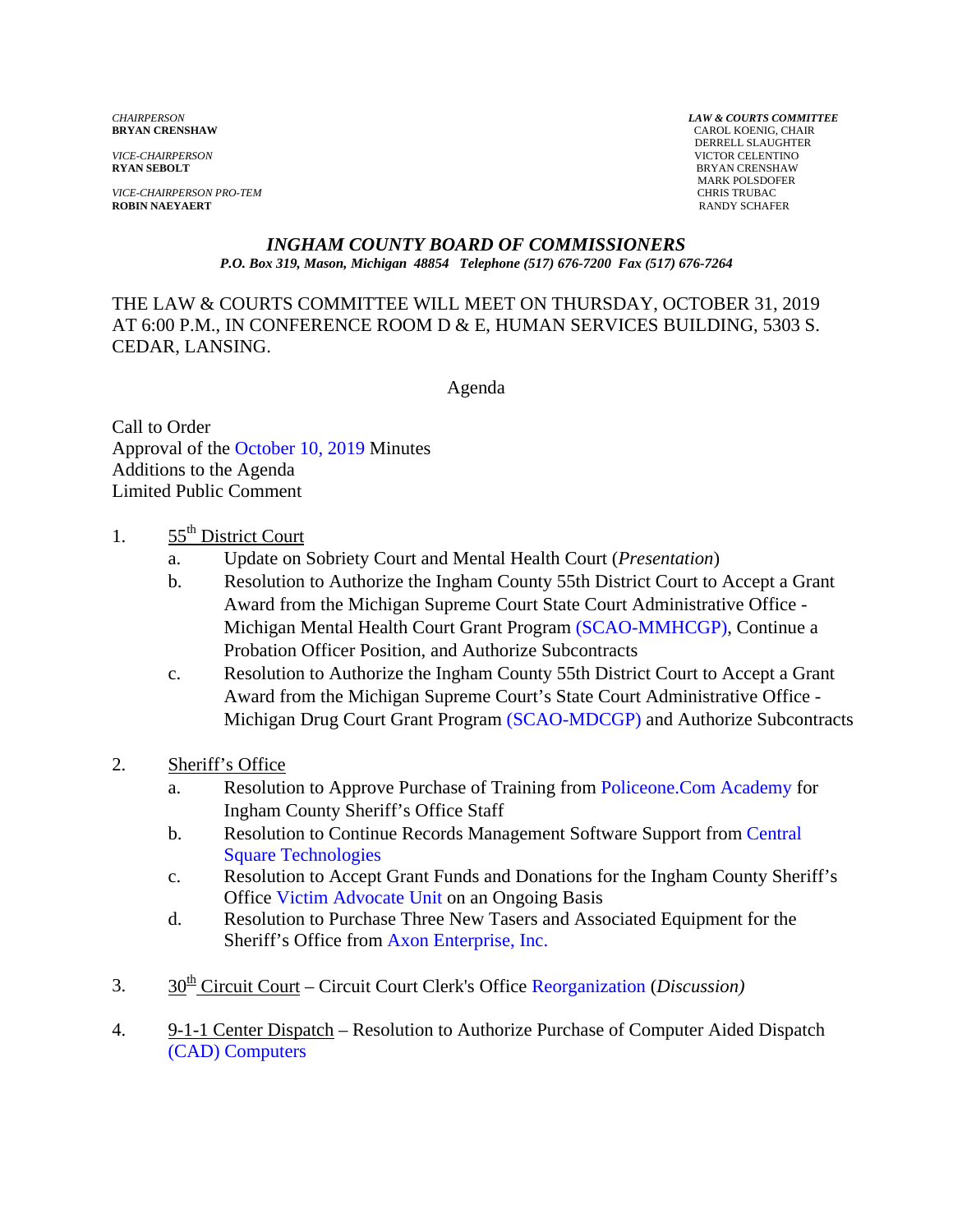*CHAIRPERSON*
**BRYAN CRENSHAW**

*VICE-CHAIRPERSON*
**RYAN SEBOLT**

*VICE-CHAIRPERSON PRO-TEM*
**ROBIN NAEYAERT**

***LAW & COURTS COMMITTEE***
CAROL KOENIG, CHAIR
DERRELL SLAUGHTER
VICTOR CELENTINO
BRYAN CRENSHAW
MARK POLSDOFER
CHRIS TRUBAC
RANDY SCHAFER

# *INGHAM COUNTY BOARD OF COMMISSIONERS*

*P.O. Box 319, Mason, Michigan 48854 Telephone (517) 676-7200 Fax (517) 676-7264*

THE LAW & COURTS COMMITTEE WILL MEET ON THURSDAY, OCTOBER 31, 2019 AT 6:00 P.M., IN CONFERENCE ROOM D & E, HUMAN SERVICES BUILDING, 5303 S. CEDAR, LANSING.

Agenda

Call to Order
Approval of the October 10, 2019 Minutes
Additions to the Agenda
Limited Public Comment

1. 55th District Court
   a. Update on Sobriety Court and Mental Health Court (*Presentation*)
   b. Resolution to Authorize the Ingham County 55th District Court to Accept a Grant Award from the Michigan Supreme Court State Court Administrative Office - Michigan Mental Health Court Grant Program (SCAO-MMHCGP), Continue a Probation Officer Position, and Authorize Subcontracts
   c. Resolution to Authorize the Ingham County 55th District Court to Accept a Grant Award from the Michigan Supreme Court's State Court Administrative Office - Michigan Drug Court Grant Program (SCAO-MDCGP) and Authorize Subcontracts

2. Sheriff's Office
   a. Resolution to Approve Purchase of Training from Policeone.Com Academy for Ingham County Sheriff's Office Staff
   b. Resolution to Continue Records Management Software Support from Central Square Technologies
   c. Resolution to Accept Grant Funds and Donations for the Ingham County Sheriff's Office Victim Advocate Unit on an Ongoing Basis
   d. Resolution to Purchase Three New Tasers and Associated Equipment for the Sheriff's Office from Axon Enterprise, Inc.

3. 30th Circuit Court – Circuit Court Clerk's Office Reorganization (*Discussion)*

4. 9-1-1 Center Dispatch – Resolution to Authorize Purchase of Computer Aided Dispatch (CAD) Computers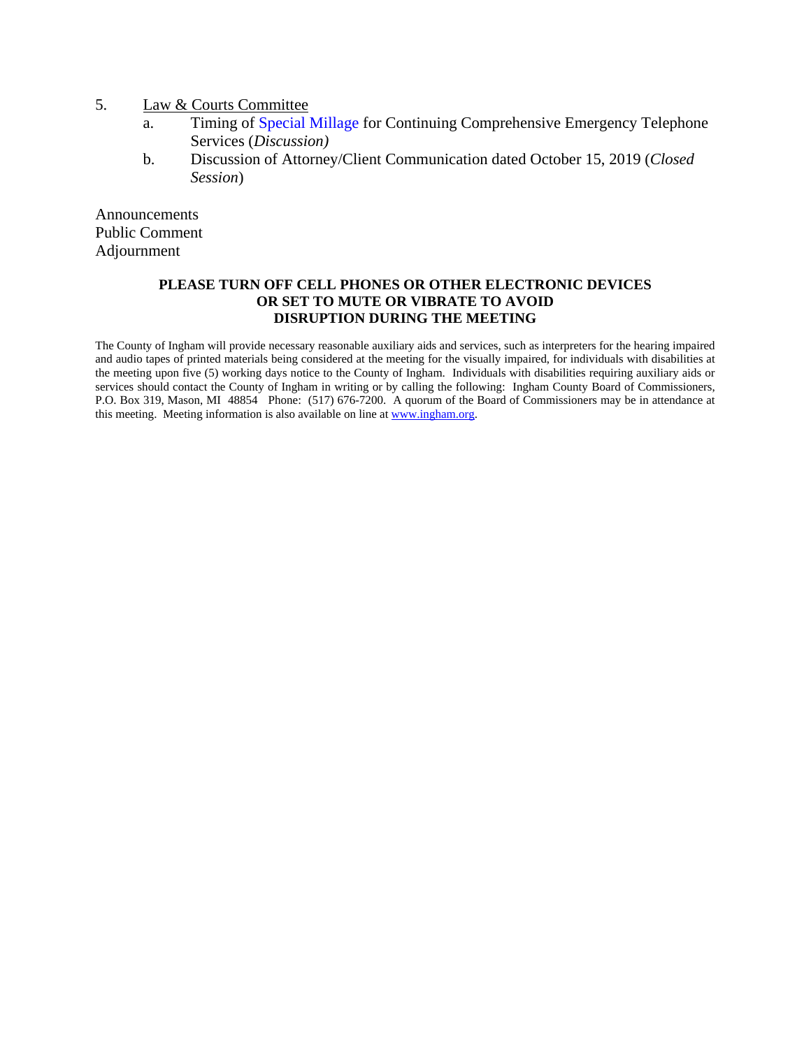5. <u>Law & Courts Committee</u>
   a. Timing of Special Millage for Continuing Comprehensive Emergency Telephone Services (*Discussion)*
   b. Discussion of Attorney/Client Communication dated October 15, 2019 (*Closed Session*)

Announcements
Public Comment
Adjournment

**PLEASE TURN OFF CELL PHONES OR OTHER ELECTRONIC DEVICES OR SET TO MUTE OR VIBRATE TO AVOID DISRUPTION DURING THE MEETING**

The County of Ingham will provide necessary reasonable auxiliary aids and services, such as interpreters for the hearing impaired and audio tapes of printed materials being considered at the meeting for the visually impaired, for individuals with disabilities at the meeting upon five (5) working days notice to the County of Ingham. Individuals with disabilities requiring auxiliary aids or services should contact the County of Ingham in writing or by calling the following: Ingham County Board of Commissioners, P.O. Box 319, Mason, MI 48854 Phone: (517) 676-7200. A quorum of the Board of Commissioners may be in attendance at this meeting. Meeting information is also available on line at www.ingham.org.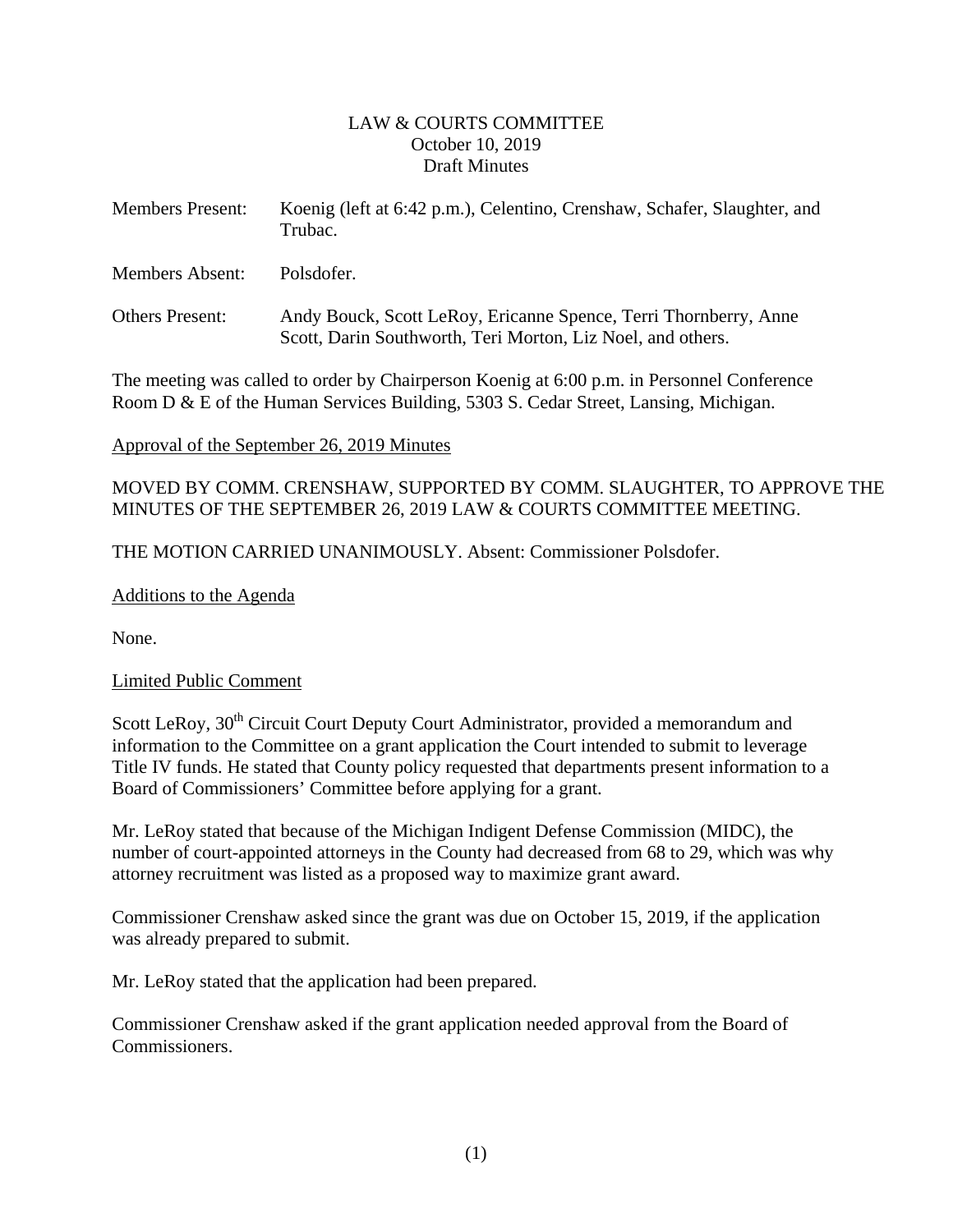LAW & COURTS COMMITTEE
October 10, 2019
Draft Minutes

Members Present: Koenig (left at 6:42 p.m.), Celentino, Crenshaw, Schafer, Slaughter, and Trubac.

Members Absent: Polsdofer.

Others Present: Andy Bouck, Scott LeRoy, Ericanne Spence, Terri Thornberry, Anne Scott, Darin Southworth, Teri Morton, Liz Noel, and others.

The meeting was called to order by Chairperson Koenig at 6:00 p.m. in Personnel Conference Room D & E of the Human Services Building, 5303 S. Cedar Street, Lansing, Michigan.

Approval of the September 26, 2019 Minutes

MOVED BY COMM. CRENSHAW, SUPPORTED BY COMM. SLAUGHTER, TO APPROVE THE MINUTES OF THE SEPTEMBER 26, 2019 LAW & COURTS COMMITTEE MEETING.

THE MOTION CARRIED UNANIMOUSLY. Absent: Commissioner Polsdofer.

Additions to the Agenda

None.

Limited Public Comment

Scott LeRoy, 30th Circuit Court Deputy Court Administrator, provided a memorandum and information to the Committee on a grant application the Court intended to submit to leverage Title IV funds. He stated that County policy requested that departments present information to a Board of Commissioners' Committee before applying for a grant.

Mr. LeRoy stated that because of the Michigan Indigent Defense Commission (MIDC), the number of court-appointed attorneys in the County had decreased from 68 to 29, which was why attorney recruitment was listed as a proposed way to maximize grant award.

Commissioner Crenshaw asked since the grant was due on October 15, 2019, if the application was already prepared to submit.

Mr. LeRoy stated that the application had been prepared.

Commissioner Crenshaw asked if the grant application needed approval from the Board of Commissioners.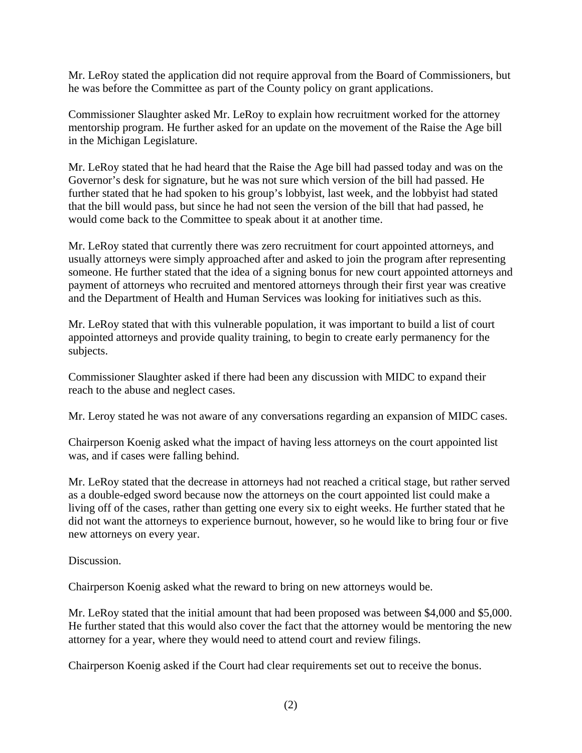Mr. LeRoy stated the application did not require approval from the Board of Commissioners, but he was before the Committee as part of the County policy on grant applications.

Commissioner Slaughter asked Mr. LeRoy to explain how recruitment worked for the attorney mentorship program. He further asked for an update on the movement of the Raise the Age bill in the Michigan Legislature.

Mr. LeRoy stated that he had heard that the Raise the Age bill had passed today and was on the Governor's desk for signature, but he was not sure which version of the bill had passed. He further stated that he had spoken to his group's lobbyist, last week, and the lobbyist had stated that the bill would pass, but since he had not seen the version of the bill that had passed, he would come back to the Committee to speak about it at another time.

Mr. LeRoy stated that currently there was zero recruitment for court appointed attorneys, and usually attorneys were simply approached after and asked to join the program after representing someone. He further stated that the idea of a signing bonus for new court appointed attorneys and payment of attorneys who recruited and mentored attorneys through their first year was creative and the Department of Health and Human Services was looking for initiatives such as this.

Mr. LeRoy stated that with this vulnerable population, it was important to build a list of court appointed attorneys and provide quality training, to begin to create early permanency for the subjects.

Commissioner Slaughter asked if there had been any discussion with MIDC to expand their reach to the abuse and neglect cases.

Mr. Leroy stated he was not aware of any conversations regarding an expansion of MIDC cases.

Chairperson Koenig asked what the impact of having less attorneys on the court appointed list was, and if cases were falling behind.

Mr. LeRoy stated that the decrease in attorneys had not reached a critical stage, but rather served as a double-edged sword because now the attorneys on the court appointed list could make a living off of the cases, rather than getting one every six to eight weeks. He further stated that he did not want the attorneys to experience burnout, however, so he would like to bring four or five new attorneys on every year.

Discussion.

Chairperson Koenig asked what the reward to bring on new attorneys would be.

Mr. LeRoy stated that the initial amount that had been proposed was between $4,000 and $5,000. He further stated that this would also cover the fact that the attorney would be mentoring the new attorney for a year, where they would need to attend court and review filings.

Chairperson Koenig asked if the Court had clear requirements set out to receive the bonus.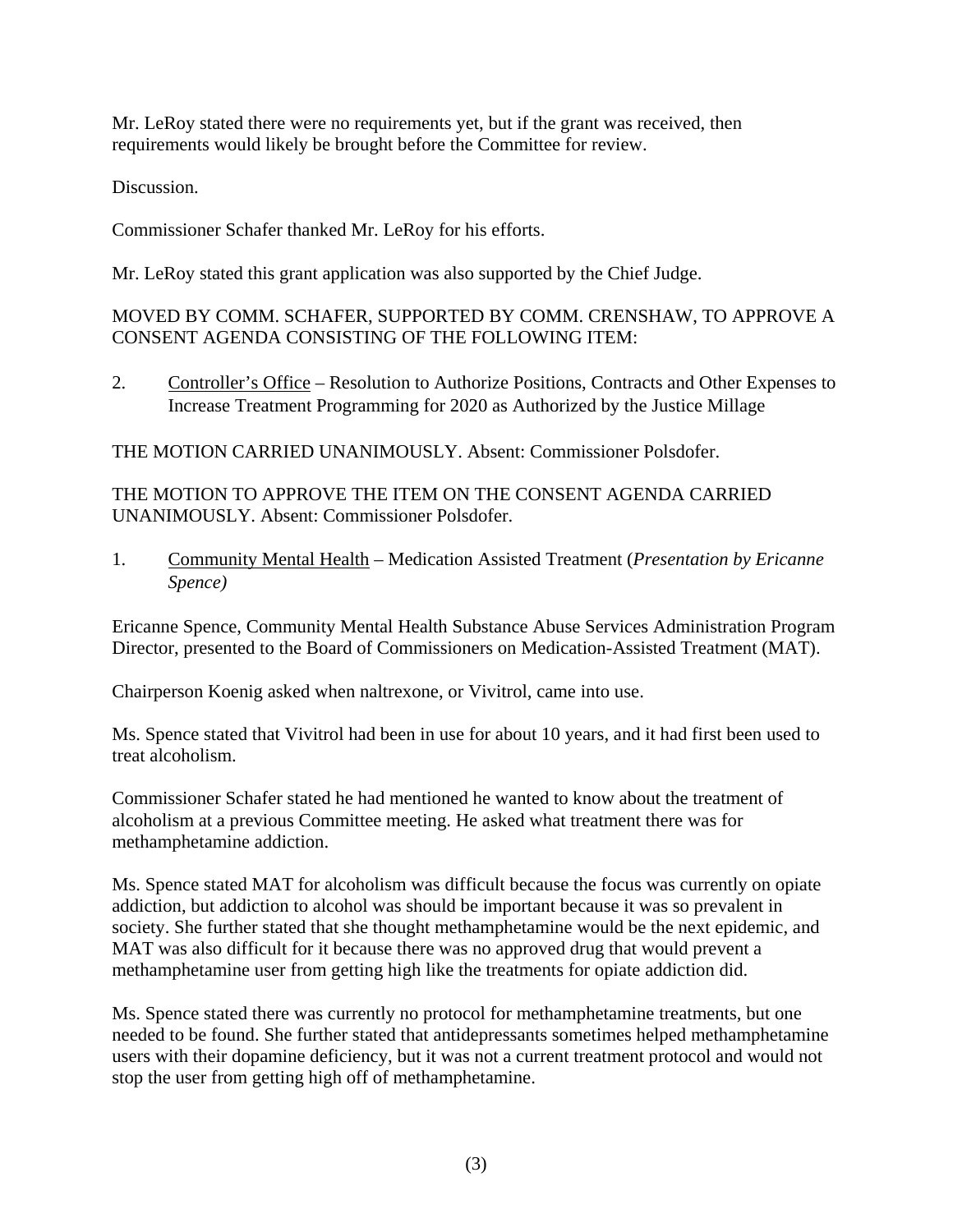Mr. LeRoy stated there were no requirements yet, but if the grant was received, then requirements would likely be brought before the Committee for review.

Discussion.

Commissioner Schafer thanked Mr. LeRoy for his efforts.

Mr. LeRoy stated this grant application was also supported by the Chief Judge.

MOVED BY COMM. SCHAFER, SUPPORTED BY COMM. CRENSHAW, TO APPROVE A CONSENT AGENDA CONSISTING OF THE FOLLOWING ITEM:

2. Controller's Office – Resolution to Authorize Positions, Contracts and Other Expenses to Increase Treatment Programming for 2020 as Authorized by the Justice Millage

THE MOTION CARRIED UNANIMOUSLY. Absent: Commissioner Polsdofer.

THE MOTION TO APPROVE THE ITEM ON THE CONSENT AGENDA CARRIED UNANIMOUSLY. Absent: Commissioner Polsdofer.

1. Community Mental Health – Medication Assisted Treatment (*Presentation by Ericanne Spence)*

Ericanne Spence, Community Mental Health Substance Abuse Services Administration Program Director, presented to the Board of Commissioners on Medication-Assisted Treatment (MAT).

Chairperson Koenig asked when naltrexone, or Vivitrol, came into use.

Ms. Spence stated that Vivitrol had been in use for about 10 years, and it had first been used to treat alcoholism.

Commissioner Schafer stated he had mentioned he wanted to know about the treatment of alcoholism at a previous Committee meeting. He asked what treatment there was for methamphetamine addiction.

Ms. Spence stated MAT for alcoholism was difficult because the focus was currently on opiate addiction, but addiction to alcohol was should be important because it was so prevalent in society. She further stated that she thought methamphetamine would be the next epidemic, and MAT was also difficult for it because there was no approved drug that would prevent a methamphetamine user from getting high like the treatments for opiate addiction did.

Ms. Spence stated there was currently no protocol for methamphetamine treatments, but one needed to be found. She further stated that antidepressants sometimes helped methamphetamine users with their dopamine deficiency, but it was not a current treatment protocol and would not stop the user from getting high off of methamphetamine.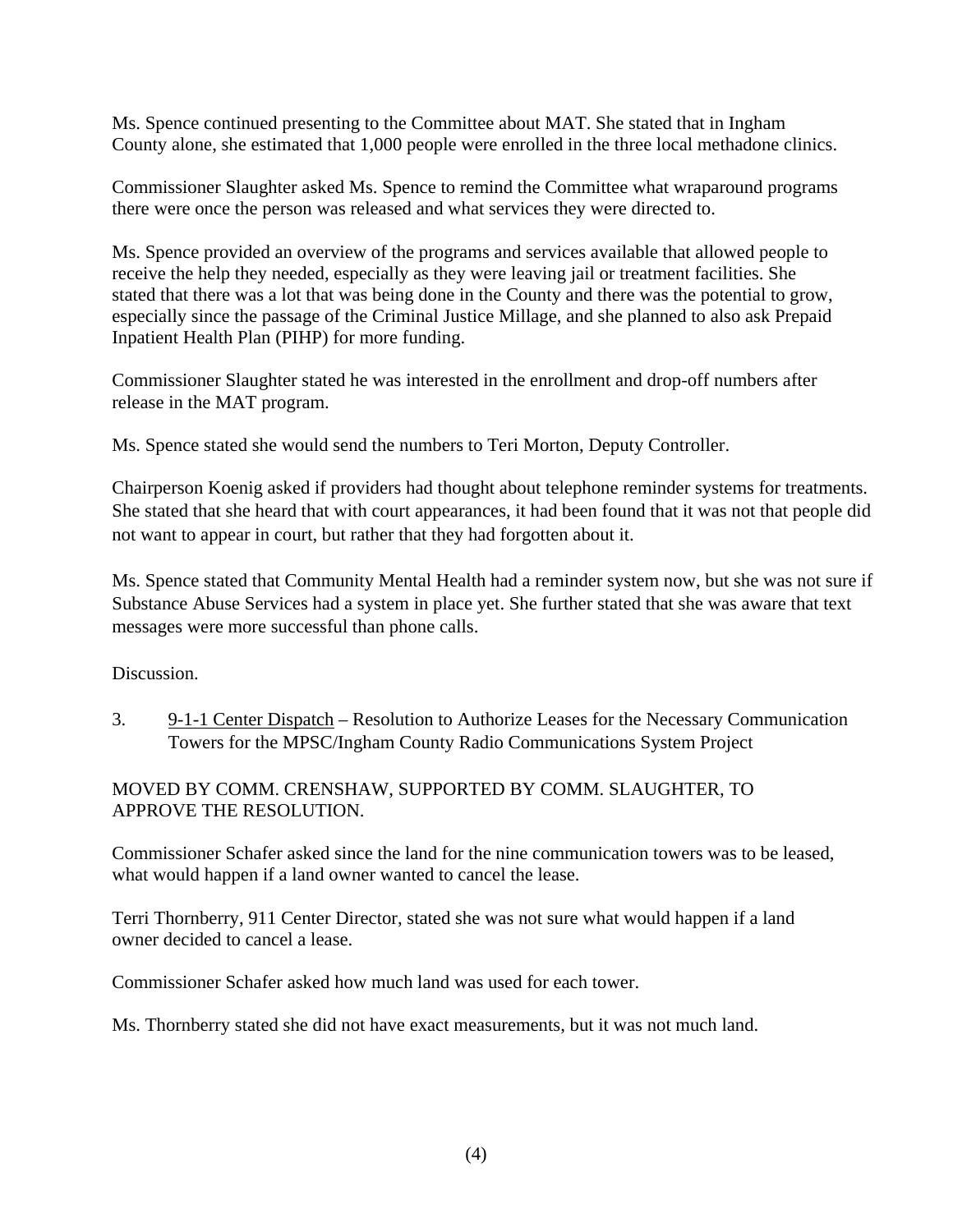Ms. Spence continued presenting to the Committee about MAT. She stated that in Ingham County alone, she estimated that 1,000 people were enrolled in the three local methadone clinics.

Commissioner Slaughter asked Ms. Spence to remind the Committee what wraparound programs there were once the person was released and what services they were directed to.

Ms. Spence provided an overview of the programs and services available that allowed people to receive the help they needed, especially as they were leaving jail or treatment facilities. She stated that there was a lot that was being done in the County and there was the potential to grow, especially since the passage of the Criminal Justice Millage, and she planned to also ask Prepaid Inpatient Health Plan (PIHP) for more funding.

Commissioner Slaughter stated he was interested in the enrollment and drop-off numbers after release in the MAT program.

Ms. Spence stated she would send the numbers to Teri Morton, Deputy Controller.

Chairperson Koenig asked if providers had thought about telephone reminder systems for treatments. She stated that she heard that with court appearances, it had been found that it was not that people did not want to appear in court, but rather that they had forgotten about it.

Ms. Spence stated that Community Mental Health had a reminder system now, but she was not sure if Substance Abuse Services had a system in place yet. She further stated that she was aware that text messages were more successful than phone calls.

Discussion.

3. <u>9-1-1 Center Dispatch</u> – Resolution to Authorize Leases for the Necessary Communication Towers for the MPSC/Ingham County Radio Communications System Project

MOVED BY COMM. CRENSHAW, SUPPORTED BY COMM. SLAUGHTER, TO APPROVE THE RESOLUTION.

Commissioner Schafer asked since the land for the nine communication towers was to be leased, what would happen if a land owner wanted to cancel the lease.

Terri Thornberry, 911 Center Director, stated she was not sure what would happen if a land owner decided to cancel a lease.

Commissioner Schafer asked how much land was used for each tower.

Ms. Thornberry stated she did not have exact measurements, but it was not much land.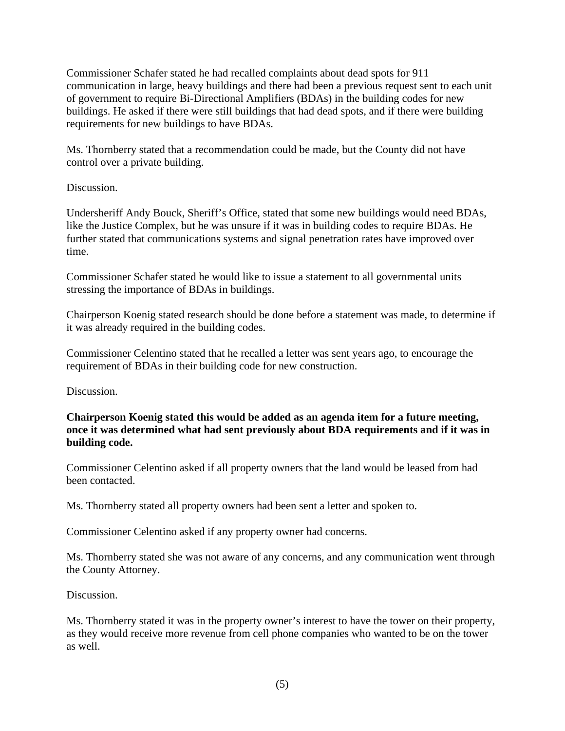Commissioner Schafer stated he had recalled complaints about dead spots for 911 communication in large, heavy buildings and there had been a previous request sent to each unit of government to require Bi-Directional Amplifiers (BDAs) in the building codes for new buildings. He asked if there were still buildings that had dead spots, and if there were building requirements for new buildings to have BDAs.

Ms. Thornberry stated that a recommendation could be made, but the County did not have control over a private building.

Discussion.

Undersheriff Andy Bouck, Sheriff's Office, stated that some new buildings would need BDAs, like the Justice Complex, but he was unsure if it was in building codes to require BDAs. He further stated that communications systems and signal penetration rates have improved over time.

Commissioner Schafer stated he would like to issue a statement to all governmental units stressing the importance of BDAs in buildings.

Chairperson Koenig stated research should be done before a statement was made, to determine if it was already required in the building codes.

Commissioner Celentino stated that he recalled a letter was sent years ago, to encourage the requirement of BDAs in their building code for new construction.

Discussion.

**Chairperson Koenig stated this would be added as an agenda item for a future meeting, once it was determined what had sent previously about BDA requirements and if it was in building code.**

Commissioner Celentino asked if all property owners that the land would be leased from had been contacted.

Ms. Thornberry stated all property owners had been sent a letter and spoken to.

Commissioner Celentino asked if any property owner had concerns.

Ms. Thornberry stated she was not aware of any concerns, and any communication went through the County Attorney.

Discussion.

Ms. Thornberry stated it was in the property owner's interest to have the tower on their property, as they would receive more revenue from cell phone companies who wanted to be on the tower as well.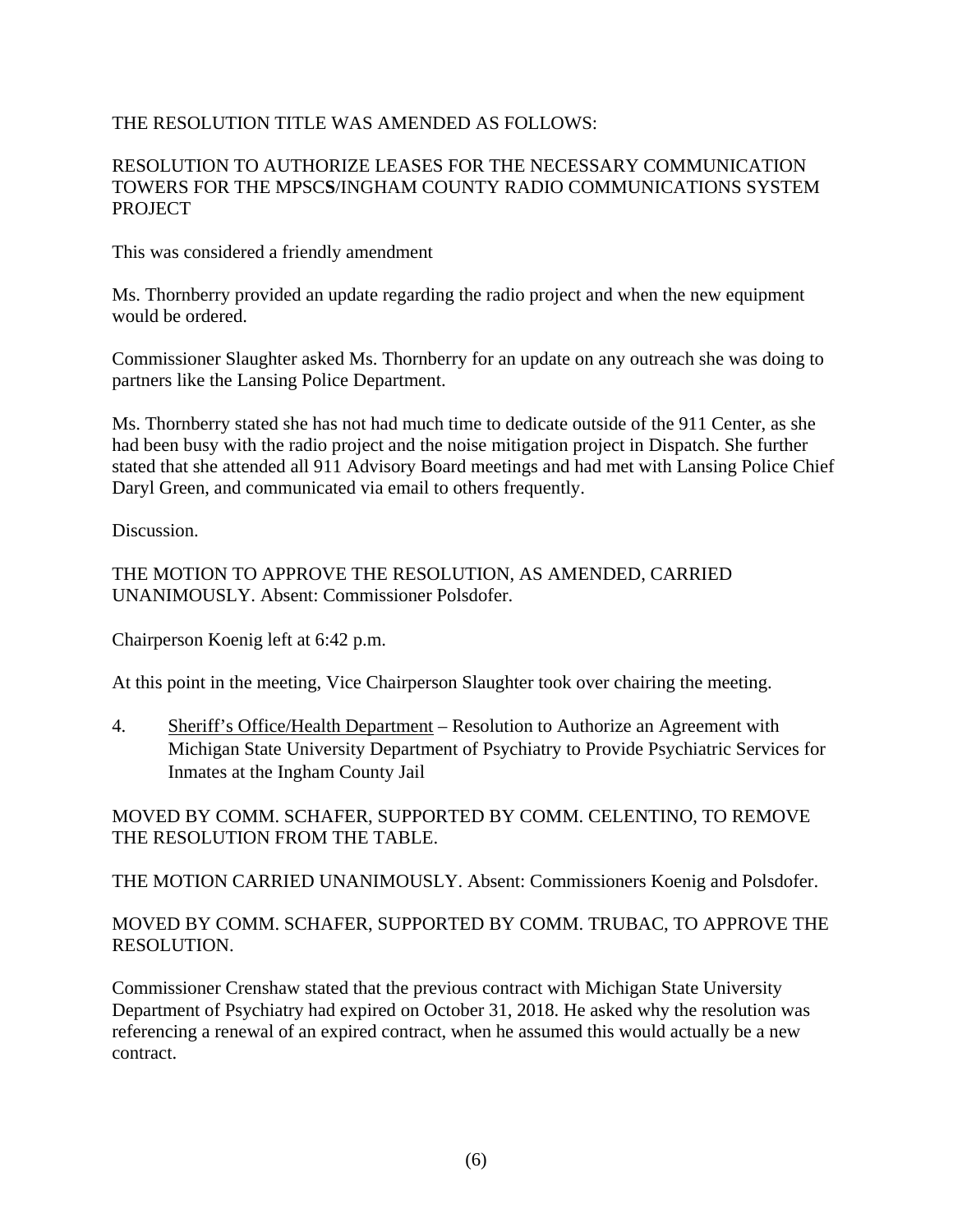THE RESOLUTION TITLE WAS AMENDED AS FOLLOWS:

RESOLUTION TO AUTHORIZE LEASES FOR THE NECESSARY COMMUNICATION TOWERS FOR THE MPSC**S**/INGHAM COUNTY RADIO COMMUNICATIONS SYSTEM PROJECT

This was considered a friendly amendment

Ms. Thornberry provided an update regarding the radio project and when the new equipment would be ordered.

Commissioner Slaughter asked Ms. Thornberry for an update on any outreach she was doing to partners like the Lansing Police Department.

Ms. Thornberry stated she has not had much time to dedicate outside of the 911 Center, as she had been busy with the radio project and the noise mitigation project in Dispatch. She further stated that she attended all 911 Advisory Board meetings and had met with Lansing Police Chief Daryl Green, and communicated via email to others frequently.

Discussion.

THE MOTION TO APPROVE THE RESOLUTION, AS AMENDED, CARRIED UNANIMOUSLY. Absent: Commissioner Polsdofer.

Chairperson Koenig left at 6:42 p.m.

At this point in the meeting, Vice Chairperson Slaughter took over chairing the meeting.

4. Sheriff's Office/Health Department – Resolution to Authorize an Agreement with Michigan State University Department of Psychiatry to Provide Psychiatric Services for Inmates at the Ingham County Jail

MOVED BY COMM. SCHAFER, SUPPORTED BY COMM. CELENTINO, TO REMOVE THE RESOLUTION FROM THE TABLE.

THE MOTION CARRIED UNANIMOUSLY. Absent: Commissioners Koenig and Polsdofer.

MOVED BY COMM. SCHAFER, SUPPORTED BY COMM. TRUBAC, TO APPROVE THE RESOLUTION.

Commissioner Crenshaw stated that the previous contract with Michigan State University Department of Psychiatry had expired on October 31, 2018. He asked why the resolution was referencing a renewal of an expired contract, when he assumed this would actually be a new contract.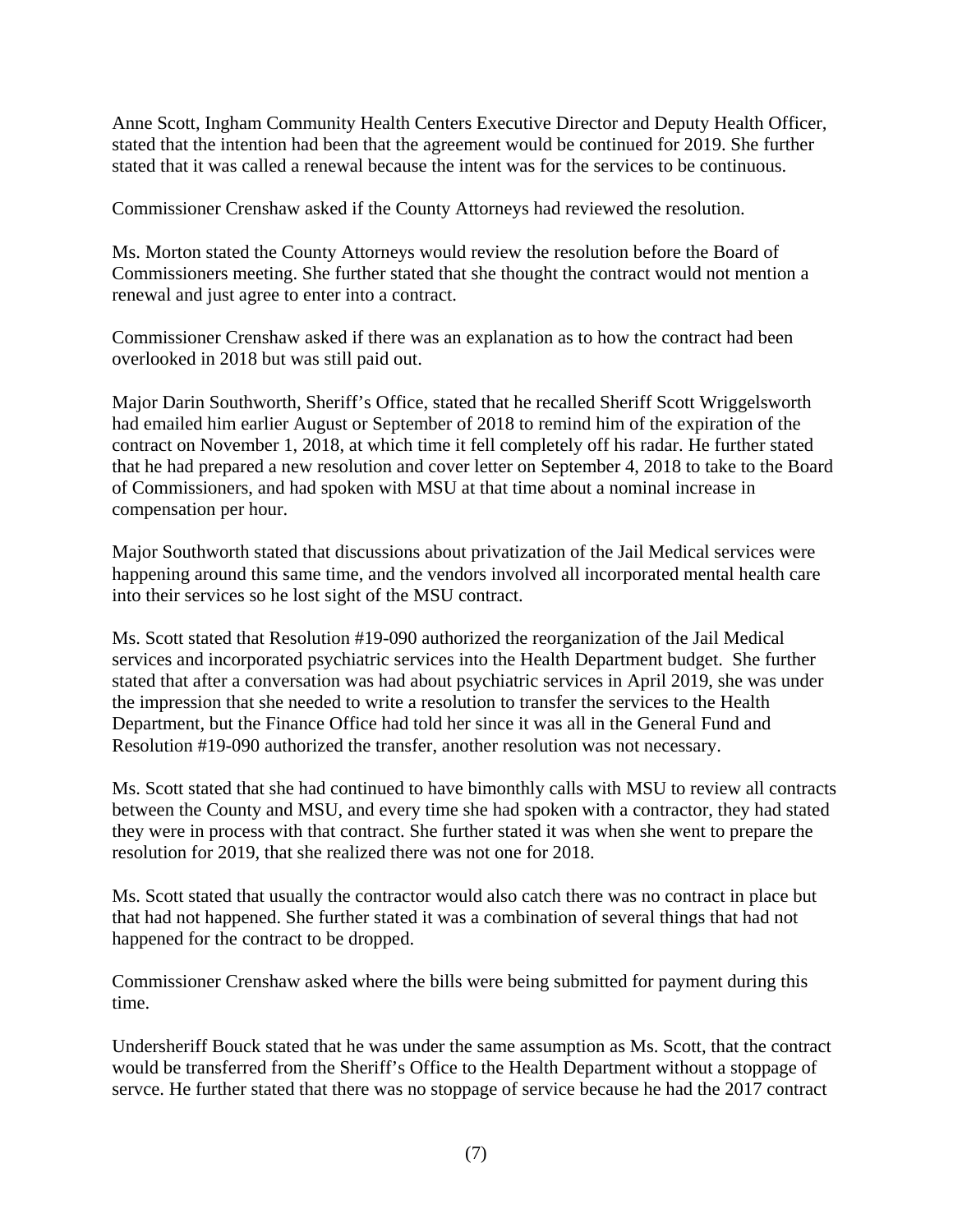Anne Scott, Ingham Community Health Centers Executive Director and Deputy Health Officer, stated that the intention had been that the agreement would be continued for 2019. She further stated that it was called a renewal because the intent was for the services to be continuous.

Commissioner Crenshaw asked if the County Attorneys had reviewed the resolution.

Ms. Morton stated the County Attorneys would review the resolution before the Board of Commissioners meeting. She further stated that she thought the contract would not mention a renewal and just agree to enter into a contract.

Commissioner Crenshaw asked if there was an explanation as to how the contract had been overlooked in 2018 but was still paid out.

Major Darin Southworth, Sheriff's Office, stated that he recalled Sheriff Scott Wriggelsworth had emailed him earlier August or September of 2018 to remind him of the expiration of the contract on November 1, 2018, at which time it fell completely off his radar. He further stated that he had prepared a new resolution and cover letter on September 4, 2018 to take to the Board of Commissioners, and had spoken with MSU at that time about a nominal increase in compensation per hour.

Major Southworth stated that discussions about privatization of the Jail Medical services were happening around this same time, and the vendors involved all incorporated mental health care into their services so he lost sight of the MSU contract.

Ms. Scott stated that Resolution #19-090 authorized the reorganization of the Jail Medical services and incorporated psychiatric services into the Health Department budget. She further stated that after a conversation was had about psychiatric services in April 2019, she was under the impression that she needed to write a resolution to transfer the services to the Health Department, but the Finance Office had told her since it was all in the General Fund and Resolution #19-090 authorized the transfer, another resolution was not necessary.

Ms. Scott stated that she had continued to have bimonthly calls with MSU to review all contracts between the County and MSU, and every time she had spoken with a contractor, they had stated they were in process with that contract. She further stated it was when she went to prepare the resolution for 2019, that she realized there was not one for 2018.

Ms. Scott stated that usually the contractor would also catch there was no contract in place but that had not happened. She further stated it was a combination of several things that had not happened for the contract to be dropped.

Commissioner Crenshaw asked where the bills were being submitted for payment during this time.

Undersheriff Bouck stated that he was under the same assumption as Ms. Scott, that the contract would be transferred from the Sheriff's Office to the Health Department without a stoppage of servce. He further stated that there was no stoppage of service because he had the 2017 contract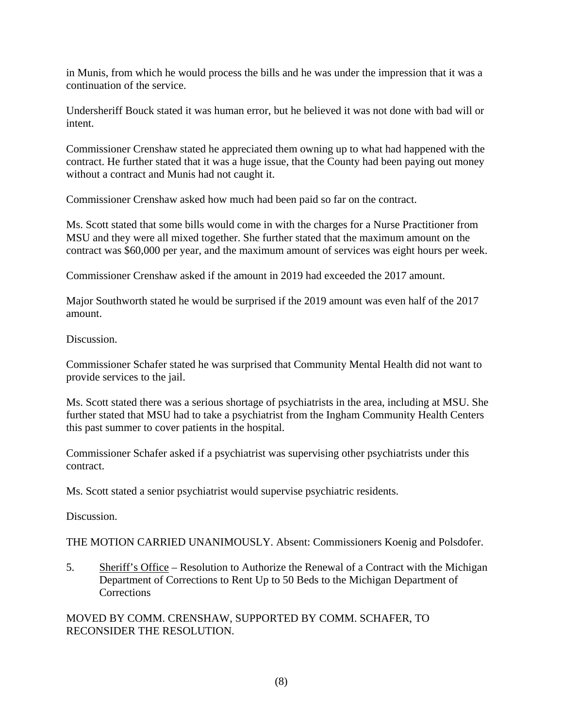in Munis, from which he would process the bills and he was under the impression that it was a continuation of the service.

Undersheriff Bouck stated it was human error, but he believed it was not done with bad will or intent.

Commissioner Crenshaw stated he appreciated them owning up to what had happened with the contract. He further stated that it was a huge issue, that the County had been paying out money without a contract and Munis had not caught it.

Commissioner Crenshaw asked how much had been paid so far on the contract.

Ms. Scott stated that some bills would come in with the charges for a Nurse Practitioner from MSU and they were all mixed together. She further stated that the maximum amount on the contract was $60,000 per year, and the maximum amount of services was eight hours per week.

Commissioner Crenshaw asked if the amount in 2019 had exceeded the 2017 amount.

Major Southworth stated he would be surprised if the 2019 amount was even half of the 2017 amount.

Discussion.

Commissioner Schafer stated he was surprised that Community Mental Health did not want to provide services to the jail.

Ms. Scott stated there was a serious shortage of psychiatrists in the area, including at MSU. She further stated that MSU had to take a psychiatrist from the Ingham Community Health Centers this past summer to cover patients in the hospital.

Commissioner Schafer asked if a psychiatrist was supervising other psychiatrists under this contract.

Ms. Scott stated a senior psychiatrist would supervise psychiatric residents.

Discussion.

THE MOTION CARRIED UNANIMOUSLY. Absent: Commissioners Koenig and Polsdofer.

5. Sheriff's Office – Resolution to Authorize the Renewal of a Contract with the Michigan Department of Corrections to Rent Up to 50 Beds to the Michigan Department of Corrections

MOVED BY COMM. CRENSHAW, SUPPORTED BY COMM. SCHAFER, TO RECONSIDER THE RESOLUTION.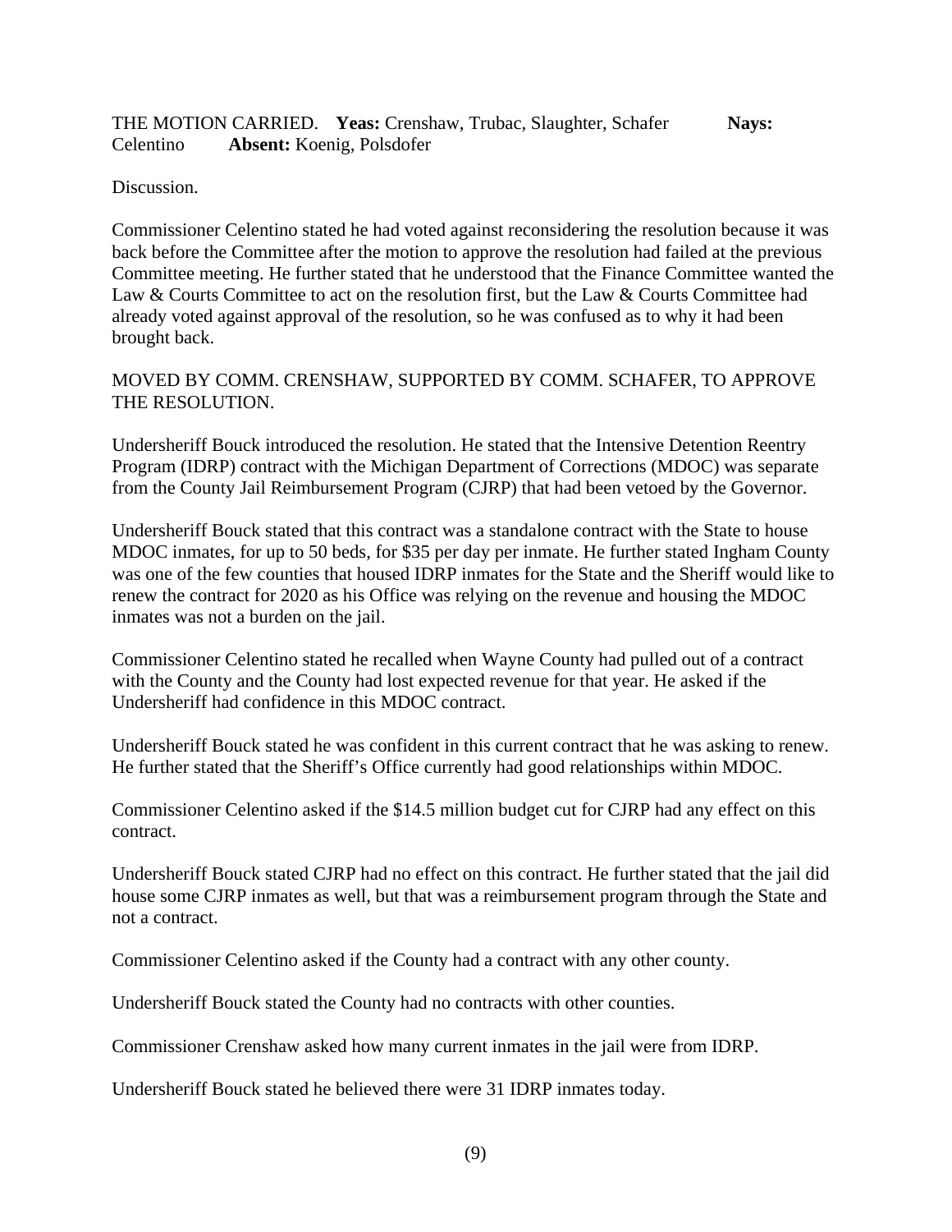THE MOTION CARRIED. **Yeas:** Crenshaw, Trubac, Slaughter, Schafer **Nays:** Celentino **Absent:** Koenig, Polsdofer

Discussion.

Commissioner Celentino stated he had voted against reconsidering the resolution because it was back before the Committee after the motion to approve the resolution had failed at the previous Committee meeting. He further stated that he understood that the Finance Committee wanted the Law & Courts Committee to act on the resolution first, but the Law & Courts Committee had already voted against approval of the resolution, so he was confused as to why it had been brought back.

MOVED BY COMM. CRENSHAW, SUPPORTED BY COMM. SCHAFER, TO APPROVE THE RESOLUTION.

Undersheriff Bouck introduced the resolution. He stated that the Intensive Detention Reentry Program (IDRP) contract with the Michigan Department of Corrections (MDOC) was separate from the County Jail Reimbursement Program (CJRP) that had been vetoed by the Governor.

Undersheriff Bouck stated that this contract was a standalone contract with the State to house MDOC inmates, for up to 50 beds, for $35 per day per inmate. He further stated Ingham County was one of the few counties that housed IDRP inmates for the State and the Sheriff would like to renew the contract for 2020 as his Office was relying on the revenue and housing the MDOC inmates was not a burden on the jail.

Commissioner Celentino stated he recalled when Wayne County had pulled out of a contract with the County and the County had lost expected revenue for that year. He asked if the Undersheriff had confidence in this MDOC contract.

Undersheriff Bouck stated he was confident in this current contract that he was asking to renew. He further stated that the Sheriff's Office currently had good relationships within MDOC.

Commissioner Celentino asked if the $14.5 million budget cut for CJRP had any effect on this contract.

Undersheriff Bouck stated CJRP had no effect on this contract. He further stated that the jail did house some CJRP inmates as well, but that was a reimbursement program through the State and not a contract.

Commissioner Celentino asked if the County had a contract with any other county.

Undersheriff Bouck stated the County had no contracts with other counties.

Commissioner Crenshaw asked how many current inmates in the jail were from IDRP.

Undersheriff Bouck stated he believed there were 31 IDRP inmates today.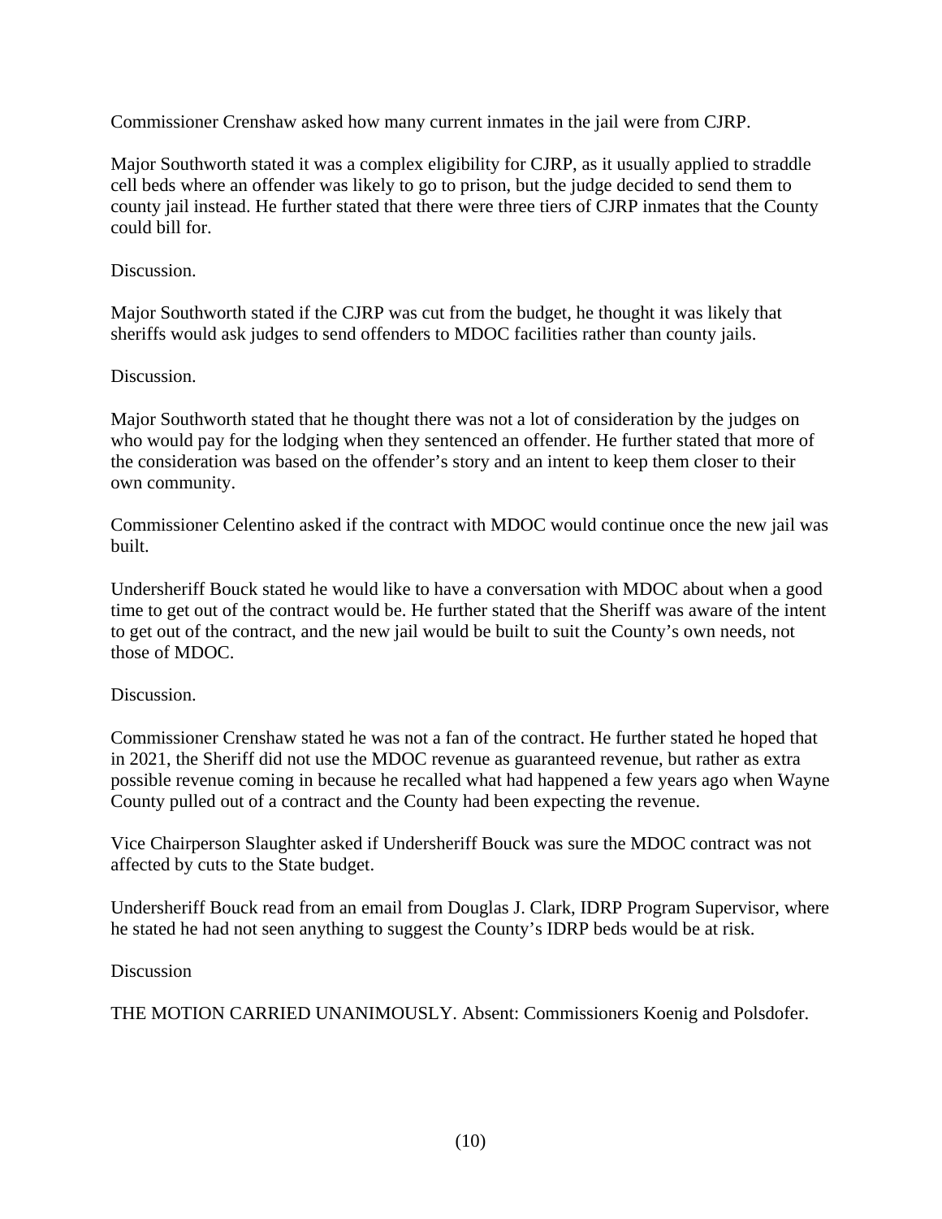Commissioner Crenshaw asked how many current inmates in the jail were from CJRP.

Major Southworth stated it was a complex eligibility for CJRP, as it usually applied to straddle cell beds where an offender was likely to go to prison, but the judge decided to send them to county jail instead. He further stated that there were three tiers of CJRP inmates that the County could bill for.

Discussion.

Major Southworth stated if the CJRP was cut from the budget, he thought it was likely that sheriffs would ask judges to send offenders to MDOC facilities rather than county jails.

Discussion.

Major Southworth stated that he thought there was not a lot of consideration by the judges on who would pay for the lodging when they sentenced an offender. He further stated that more of the consideration was based on the offender's story and an intent to keep them closer to their own community.

Commissioner Celentino asked if the contract with MDOC would continue once the new jail was built.

Undersheriff Bouck stated he would like to have a conversation with MDOC about when a good time to get out of the contract would be. He further stated that the Sheriff was aware of the intent to get out of the contract, and the new jail would be built to suit the County's own needs, not those of MDOC.

Discussion.

Commissioner Crenshaw stated he was not a fan of the contract. He further stated he hoped that in 2021, the Sheriff did not use the MDOC revenue as guaranteed revenue, but rather as extra possible revenue coming in because he recalled what had happened a few years ago when Wayne County pulled out of a contract and the County had been expecting the revenue.

Vice Chairperson Slaughter asked if Undersheriff Bouck was sure the MDOC contract was not affected by cuts to the State budget.

Undersheriff Bouck read from an email from Douglas J. Clark, IDRP Program Supervisor, where he stated he had not seen anything to suggest the County's IDRP beds would be at risk.

Discussion

THE MOTION CARRIED UNANIMOUSLY. Absent: Commissioners Koenig and Polsdofer.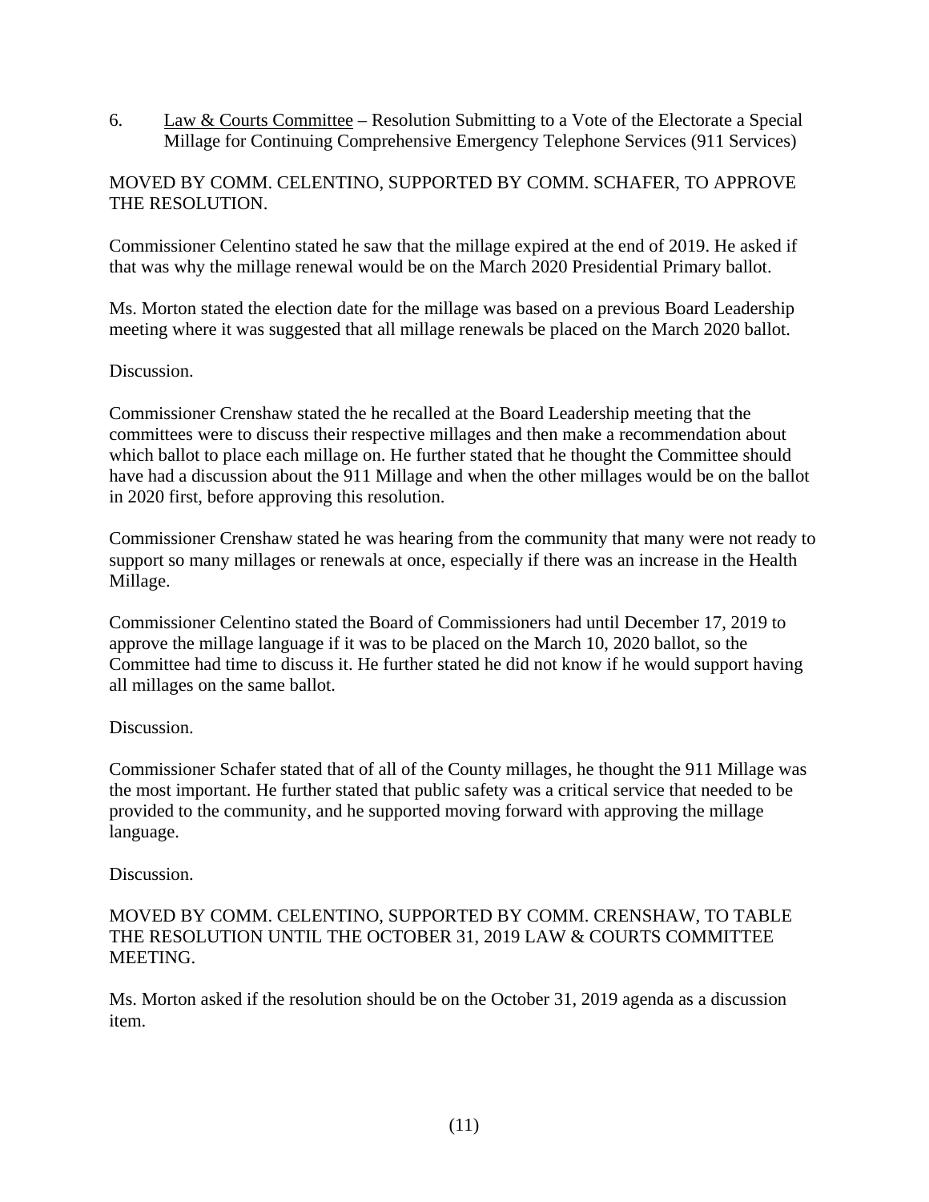6. Law & Courts Committee – Resolution Submitting to a Vote of the Electorate a Special Millage for Continuing Comprehensive Emergency Telephone Services (911 Services)

MOVED BY COMM. CELENTINO, SUPPORTED BY COMM. SCHAFER, TO APPROVE THE RESOLUTION.

Commissioner Celentino stated he saw that the millage expired at the end of 2019. He asked if that was why the millage renewal would be on the March 2020 Presidential Primary ballot.

Ms. Morton stated the election date for the millage was based on a previous Board Leadership meeting where it was suggested that all millage renewals be placed on the March 2020 ballot.

Discussion.

Commissioner Crenshaw stated the he recalled at the Board Leadership meeting that the committees were to discuss their respective millages and then make a recommendation about which ballot to place each millage on. He further stated that he thought the Committee should have had a discussion about the 911 Millage and when the other millages would be on the ballot in 2020 first, before approving this resolution.

Commissioner Crenshaw stated he was hearing from the community that many were not ready to support so many millages or renewals at once, especially if there was an increase in the Health Millage.

Commissioner Celentino stated the Board of Commissioners had until December 17, 2019 to approve the millage language if it was to be placed on the March 10, 2020 ballot, so the Committee had time to discuss it. He further stated he did not know if he would support having all millages on the same ballot.

Discussion.

Commissioner Schafer stated that of all of the County millages, he thought the 911 Millage was the most important. He further stated that public safety was a critical service that needed to be provided to the community, and he supported moving forward with approving the millage language.

Discussion.

MOVED BY COMM. CELENTINO, SUPPORTED BY COMM. CRENSHAW, TO TABLE THE RESOLUTION UNTIL THE OCTOBER 31, 2019 LAW & COURTS COMMITTEE MEETING.

Ms. Morton asked if the resolution should be on the October 31, 2019 agenda as a discussion item.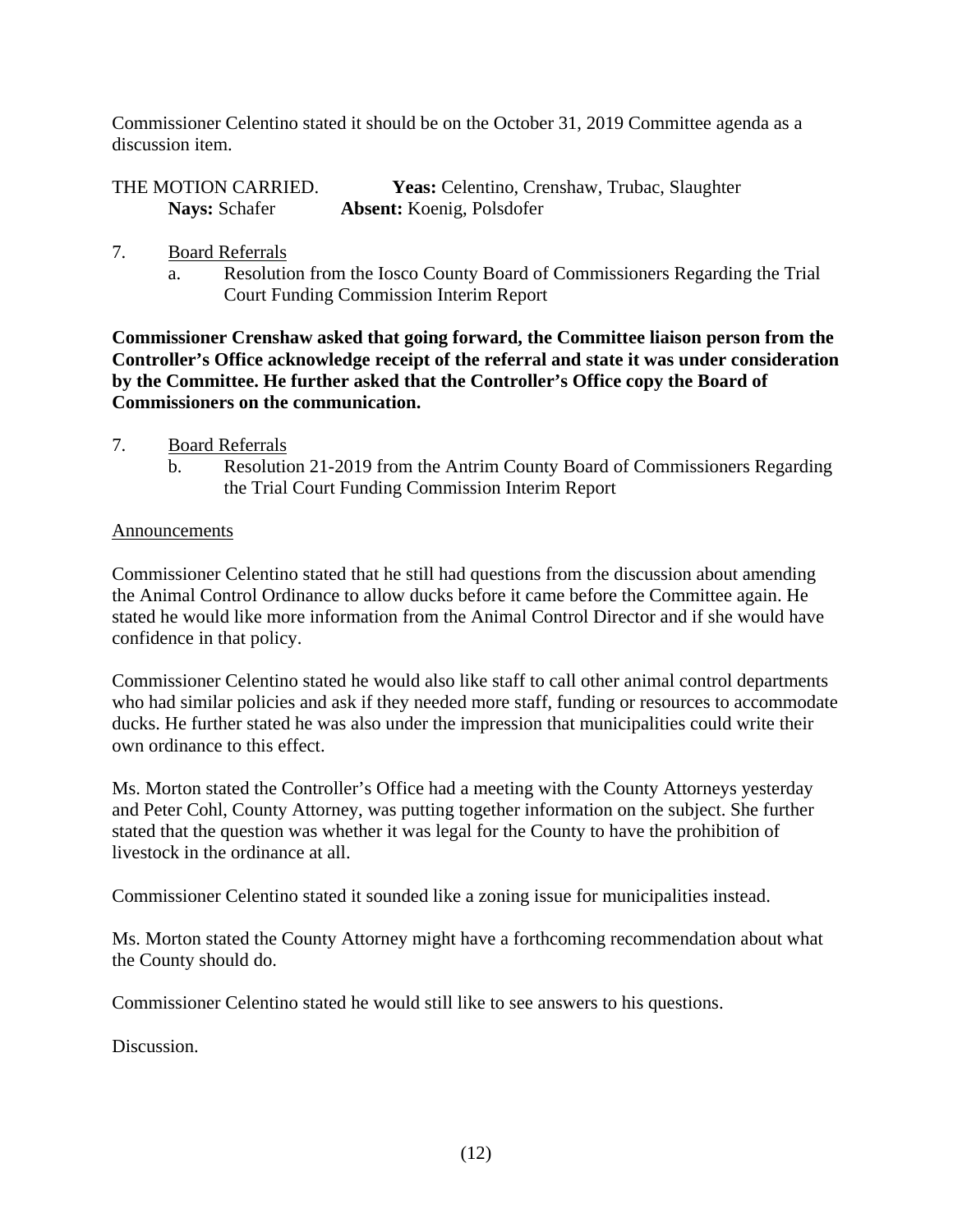Commissioner Celentino stated it should be on the October 31, 2019 Committee agenda as a discussion item.

THE MOTION CARRIED. **Yeas:** Celentino, Crenshaw, Trubac, Slaughter
**Nays:** Schafer **Absent:** Koenig, Polsdofer

7. Board Referrals
   a. Resolution from the Iosco County Board of Commissioners Regarding the Trial Court Funding Commission Interim Report

**Commissioner Crenshaw asked that going forward, the Committee liaison person from the Controller's Office acknowledge receipt of the referral and state it was under consideration by the Committee. He further asked that the Controller's Office copy the Board of Commissioners on the communication.**

7. Board Referrals
   b. Resolution 21-2019 from the Antrim County Board of Commissioners Regarding the Trial Court Funding Commission Interim Report

Announcements

Commissioner Celentino stated that he still had questions from the discussion about amending the Animal Control Ordinance to allow ducks before it came before the Committee again. He stated he would like more information from the Animal Control Director and if she would have confidence in that policy.

Commissioner Celentino stated he would also like staff to call other animal control departments who had similar policies and ask if they needed more staff, funding or resources to accommodate ducks. He further stated he was also under the impression that municipalities could write their own ordinance to this effect.

Ms. Morton stated the Controller's Office had a meeting with the County Attorneys yesterday and Peter Cohl, County Attorney, was putting together information on the subject. She further stated that the question was whether it was legal for the County to have the prohibition of livestock in the ordinance at all.

Commissioner Celentino stated it sounded like a zoning issue for municipalities instead.

Ms. Morton stated the County Attorney might have a forthcoming recommendation about what the County should do.

Commissioner Celentino stated he would still like to see answers to his questions.

Discussion.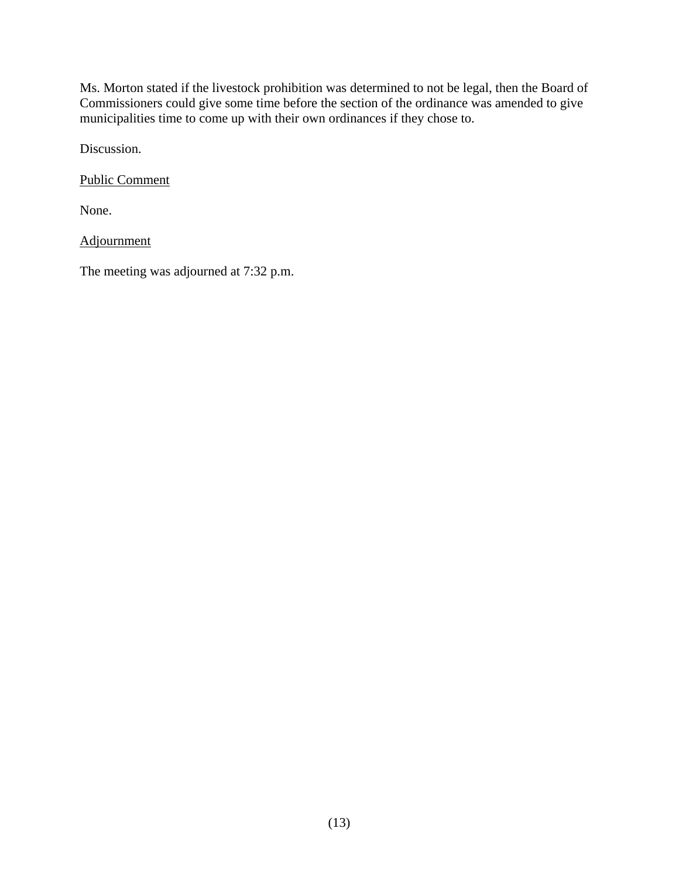Ms. Morton stated if the livestock prohibition was determined to not be legal, then the Board of Commissioners could give some time before the section of the ordinance was amended to give municipalities time to come up with their own ordinances if they chose to.

Discussion.

<u>Public Comment</u>

None.

<u>Adjournment</u>

The meeting was adjourned at 7:32 p.m.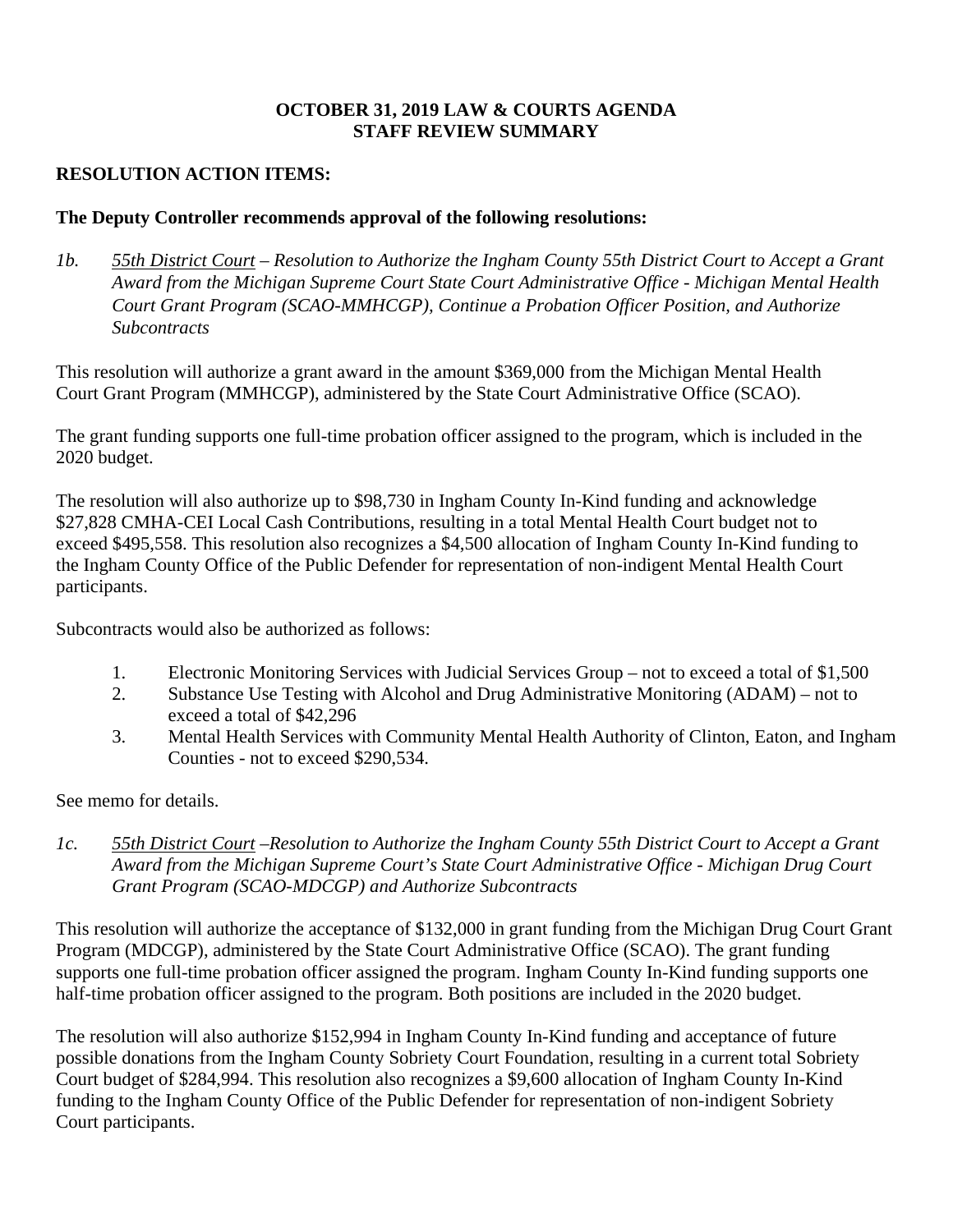**OCTOBER 31, 2019 LAW & COURTS AGENDA**
**STAFF REVIEW SUMMARY**

**RESOLUTION ACTION ITEMS:**

**The Deputy Controller recommends approval of the following resolutions:**

*1b.* *<u>55th District Court</u> – Resolution to Authorize the Ingham County 55th District Court to Accept a Grant Award from the Michigan Supreme Court State Court Administrative Office - Michigan Mental Health Court Grant Program (SCAO-MMHCGP), Continue a Probation Officer Position, and Authorize Subcontracts*

This resolution will authorize a grant award in the amount $369,000 from the Michigan Mental Health Court Grant Program (MMHCGP), administered by the State Court Administrative Office (SCAO).

The grant funding supports one full-time probation officer assigned to the program, which is included in the 2020 budget.

The resolution will also authorize up to $98,730 in Ingham County In-Kind funding and acknowledge $27,828 CMHA-CEI Local Cash Contributions, resulting in a total Mental Health Court budget not to exceed $495,558. This resolution also recognizes a $4,500 allocation of Ingham County In-Kind funding to the Ingham County Office of the Public Defender for representation of non-indigent Mental Health Court participants.

Subcontracts would also be authorized as follows:

1. Electronic Monitoring Services with Judicial Services Group – not to exceed a total of $1,500
2. Substance Use Testing with Alcohol and Drug Administrative Monitoring (ADAM) – not to exceed a total of $42,296
3. Mental Health Services with Community Mental Health Authority of Clinton, Eaton, and Ingham Counties - not to exceed $290,534.

See memo for details.

*1c.* *<u>55th District Court</u> –Resolution to Authorize the Ingham County 55th District Court to Accept a Grant Award from the Michigan Supreme Court's State Court Administrative Office - Michigan Drug Court Grant Program (SCAO-MDCGP) and Authorize Subcontracts*

This resolution will authorize the acceptance of $132,000 in grant funding from the Michigan Drug Court Grant Program (MDCGP), administered by the State Court Administrative Office (SCAO). The grant funding supports one full-time probation officer assigned the program. Ingham County In-Kind funding supports one half-time probation officer assigned to the program. Both positions are included in the 2020 budget.

The resolution will also authorize $152,994 in Ingham County In-Kind funding and acceptance of future possible donations from the Ingham County Sobriety Court Foundation, resulting in a current total Sobriety Court budget of $284,994. This resolution also recognizes a $9,600 allocation of Ingham County In-Kind funding to the Ingham County Office of the Public Defender for representation of non-indigent Sobriety Court participants.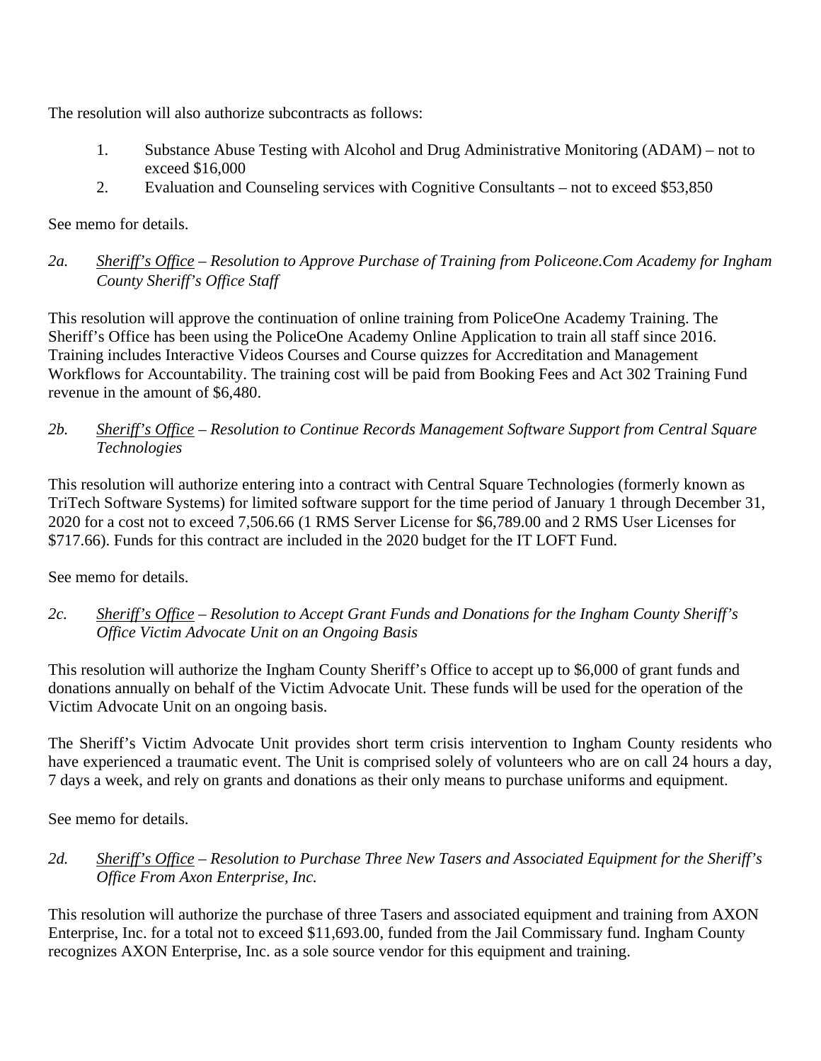The resolution will also authorize subcontracts as follows:

1. Substance Abuse Testing with Alcohol and Drug Administrative Monitoring (ADAM) – not to exceed $16,000
2. Evaluation and Counseling services with Cognitive Consultants – not to exceed $53,850

See memo for details.

*2a.* *<u>Sheriff's Office</u> – Resolution to Approve Purchase of Training from Policeone.Com Academy for Ingham County Sheriff's Office Staff*

This resolution will approve the continuation of online training from PoliceOne Academy Training. The Sheriff's Office has been using the PoliceOne Academy Online Application to train all staff since 2016. Training includes Interactive Videos Courses and Course quizzes for Accreditation and Management Workflows for Accountability. The training cost will be paid from Booking Fees and Act 302 Training Fund revenue in the amount of $6,480.

*2b.* *<u>Sheriff's Office</u> – Resolution to Continue Records Management Software Support from Central Square Technologies*

This resolution will authorize entering into a contract with Central Square Technologies (formerly known as TriTech Software Systems) for limited software support for the time period of January 1 through December 31, 2020 for a cost not to exceed 7,506.66 (1 RMS Server License for $6,789.00 and 2 RMS User Licenses for $717.66). Funds for this contract are included in the 2020 budget for the IT LOFT Fund.

See memo for details.

*2c.* *<u>Sheriff's Office</u> – Resolution to Accept Grant Funds and Donations for the Ingham County Sheriff's Office Victim Advocate Unit on an Ongoing Basis*

This resolution will authorize the Ingham County Sheriff's Office to accept up to $6,000 of grant funds and donations annually on behalf of the Victim Advocate Unit. These funds will be used for the operation of the Victim Advocate Unit on an ongoing basis.

The Sheriff's Victim Advocate Unit provides short term crisis intervention to Ingham County residents who have experienced a traumatic event. The Unit is comprised solely of volunteers who are on call 24 hours a day, 7 days a week, and rely on grants and donations as their only means to purchase uniforms and equipment.

See memo for details.

*2d.* *<u>Sheriff's Office</u> – Resolution to Purchase Three New Tasers and Associated Equipment for the Sheriff's Office From Axon Enterprise, Inc.*

This resolution will authorize the purchase of three Tasers and associated equipment and training from AXON Enterprise, Inc. for a total not to exceed $11,693.00, funded from the Jail Commissary fund. Ingham County recognizes AXON Enterprise, Inc. as a sole source vendor for this equipment and training.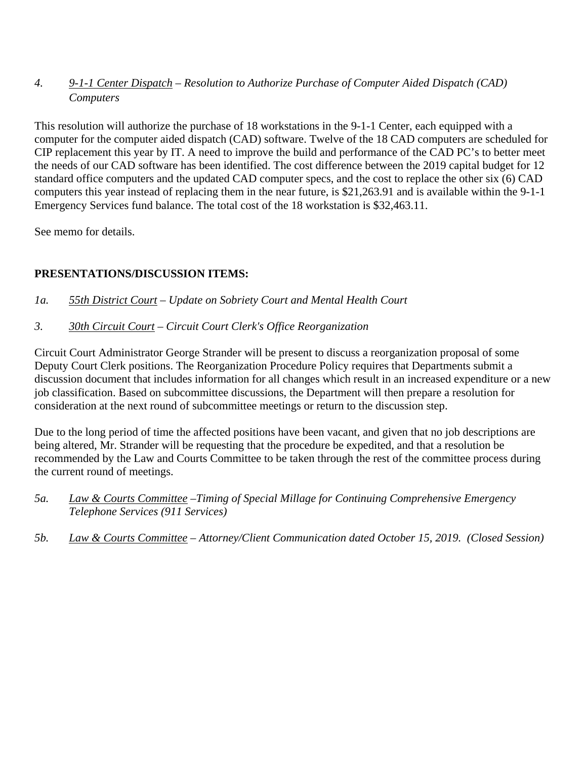*4.* *<u>9-1-1 Center Dispatch</u> – Resolution to Authorize Purchase of Computer Aided Dispatch (CAD) Computers*

This resolution will authorize the purchase of 18 workstations in the 9-1-1 Center, each equipped with a computer for the computer aided dispatch (CAD) software. Twelve of the 18 CAD computers are scheduled for CIP replacement this year by IT. A need to improve the build and performance of the CAD PC's to better meet the needs of our CAD software has been identified. The cost difference between the 2019 capital budget for 12 standard office computers and the updated CAD computer specs, and the cost to replace the other six (6) CAD computers this year instead of replacing them in the near future, is $21,263.91 and is available within the 9-1-1 Emergency Services fund balance. The total cost of the 18 workstation is $32,463.11.

See memo for details.

**PRESENTATIONS/DISCUSSION ITEMS:**

*1a.* *<u>55th District Court</u> – Update on Sobriety Court and Mental Health Court*

*3.* *<u>30th Circuit Court</u> – Circuit Court Clerk's Office Reorganization*

Circuit Court Administrator George Strander will be present to discuss a reorganization proposal of some Deputy Court Clerk positions. The Reorganization Procedure Policy requires that Departments submit a discussion document that includes information for all changes which result in an increased expenditure or a new job classification. Based on subcommittee discussions, the Department will then prepare a resolution for consideration at the next round of subcommittee meetings or return to the discussion step.

Due to the long period of time the affected positions have been vacant, and given that no job descriptions are being altered, Mr. Strander will be requesting that the procedure be expedited, and that a resolution be recommended by the Law and Courts Committee to be taken through the rest of the committee process during the current round of meetings.

*5a.* *<u>Law & Courts Committee</u> –Timing of Special Millage for Continuing Comprehensive Emergency Telephone Services (911 Services)*

*5b.* *<u>Law & Courts Committee</u> – Attorney/Client Communication dated October 15, 2019. (Closed Session)*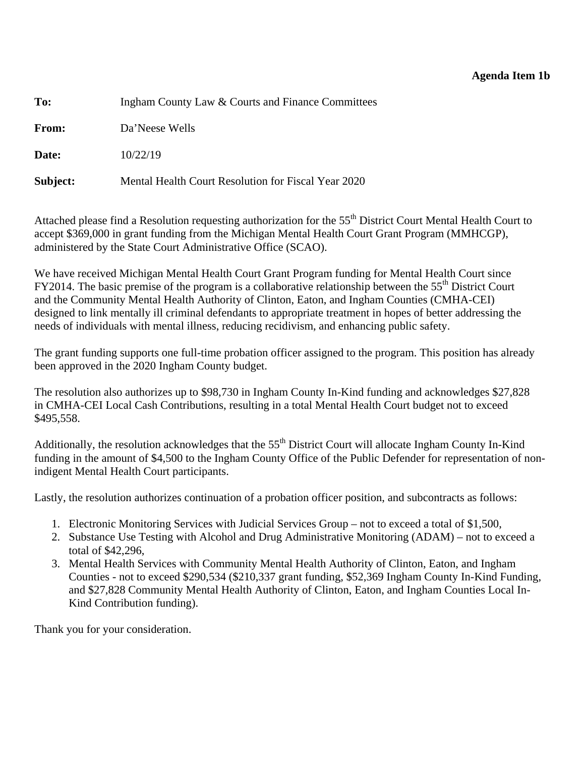**Agenda Item 1b**

**To:** Ingham County Law & Courts and Finance Committees

**From:** Da'Neese Wells

**Date:** 10/22/19

**Subject:** Mental Health Court Resolution for Fiscal Year 2020

Attached please find a Resolution requesting authorization for the 55th District Court Mental Health Court to accept $369,000 in grant funding from the Michigan Mental Health Court Grant Program (MMHCGP), administered by the State Court Administrative Office (SCAO).

We have received Michigan Mental Health Court Grant Program funding for Mental Health Court since FY2014. The basic premise of the program is a collaborative relationship between the 55th District Court and the Community Mental Health Authority of Clinton, Eaton, and Ingham Counties (CMHA-CEI) designed to link mentally ill criminal defendants to appropriate treatment in hopes of better addressing the needs of individuals with mental illness, reducing recidivism, and enhancing public safety.

The grant funding supports one full-time probation officer assigned to the program. This position has already been approved in the 2020 Ingham County budget.

The resolution also authorizes up to $98,730 in Ingham County In-Kind funding and acknowledges $27,828 in CMHA-CEI Local Cash Contributions, resulting in a total Mental Health Court budget not to exceed $495,558.

Additionally, the resolution acknowledges that the 55th District Court will allocate Ingham County In-Kind funding in the amount of $4,500 to the Ingham County Office of the Public Defender for representation of non-indigent Mental Health Court participants.

Lastly, the resolution authorizes continuation of a probation officer position, and subcontracts as follows:

1. Electronic Monitoring Services with Judicial Services Group – not to exceed a total of $1,500,
2. Substance Use Testing with Alcohol and Drug Administrative Monitoring (ADAM) – not to exceed a total of $42,296,
3. Mental Health Services with Community Mental Health Authority of Clinton, Eaton, and Ingham Counties - not to exceed $290,534 ($210,337 grant funding, $52,369 Ingham County In-Kind Funding, and $27,828 Community Mental Health Authority of Clinton, Eaton, and Ingham Counties Local In-Kind Contribution funding).

Thank you for your consideration.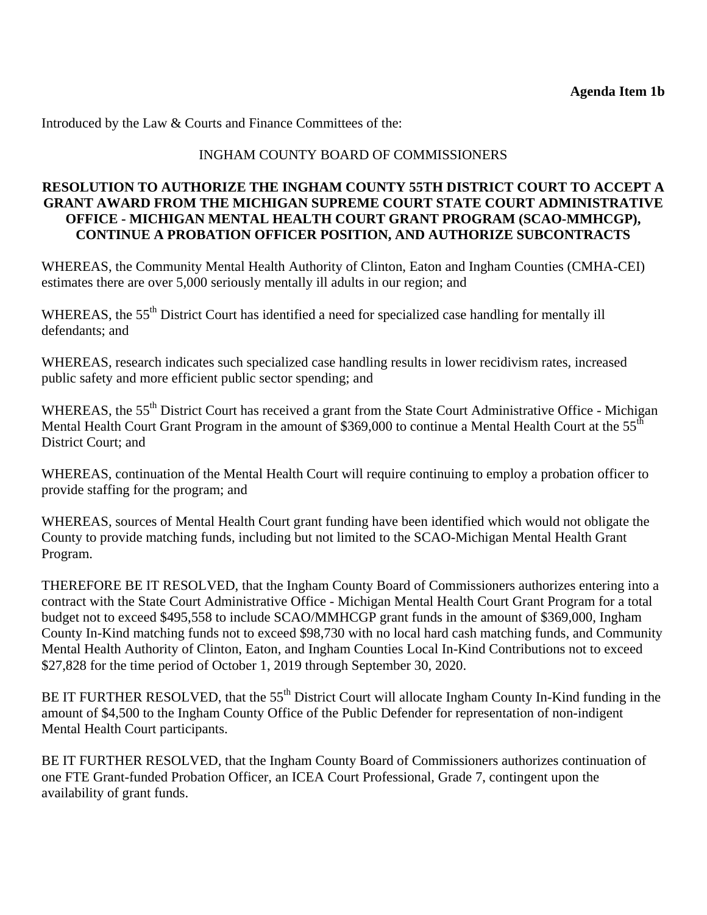**Agenda Item 1b**

Introduced by the Law & Courts and Finance Committees of the:

INGHAM COUNTY BOARD OF COMMISSIONERS

**RESOLUTION TO AUTHORIZE THE INGHAM COUNTY 55TH DISTRICT COURT TO ACCEPT A GRANT AWARD FROM THE MICHIGAN SUPREME COURT STATE COURT ADMINISTRATIVE OFFICE - MICHIGAN MENTAL HEALTH COURT GRANT PROGRAM (SCAO-MMHCGP), CONTINUE A PROBATION OFFICER POSITION, AND AUTHORIZE SUBCONTRACTS**

WHEREAS, the Community Mental Health Authority of Clinton, Eaton and Ingham Counties (CMHA-CEI) estimates there are over 5,000 seriously mentally ill adults in our region; and

WHEREAS, the 55th District Court has identified a need for specialized case handling for mentally ill defendants; and

WHEREAS, research indicates such specialized case handling results in lower recidivism rates, increased public safety and more efficient public sector spending; and

WHEREAS, the 55th District Court has received a grant from the State Court Administrative Office - Michigan Mental Health Court Grant Program in the amount of $369,000 to continue a Mental Health Court at the 55th District Court; and

WHEREAS, continuation of the Mental Health Court will require continuing to employ a probation officer to provide staffing for the program; and

WHEREAS, sources of Mental Health Court grant funding have been identified which would not obligate the County to provide matching funds, including but not limited to the SCAO-Michigan Mental Health Grant Program.

THEREFORE BE IT RESOLVED, that the Ingham County Board of Commissioners authorizes entering into a contract with the State Court Administrative Office - Michigan Mental Health Court Grant Program for a total budget not to exceed $495,558 to include SCAO/MMHCGP grant funds in the amount of $369,000, Ingham County In-Kind matching funds not to exceed $98,730 with no local hard cash matching funds, and Community Mental Health Authority of Clinton, Eaton, and Ingham Counties Local In-Kind Contributions not to exceed $27,828 for the time period of October 1, 2019 through September 30, 2020.

BE IT FURTHER RESOLVED, that the 55th District Court will allocate Ingham County In-Kind funding in the amount of $4,500 to the Ingham County Office of the Public Defender for representation of non-indigent Mental Health Court participants.

BE IT FURTHER RESOLVED, that the Ingham County Board of Commissioners authorizes continuation of one FTE Grant-funded Probation Officer, an ICEA Court Professional, Grade 7, contingent upon the availability of grant funds.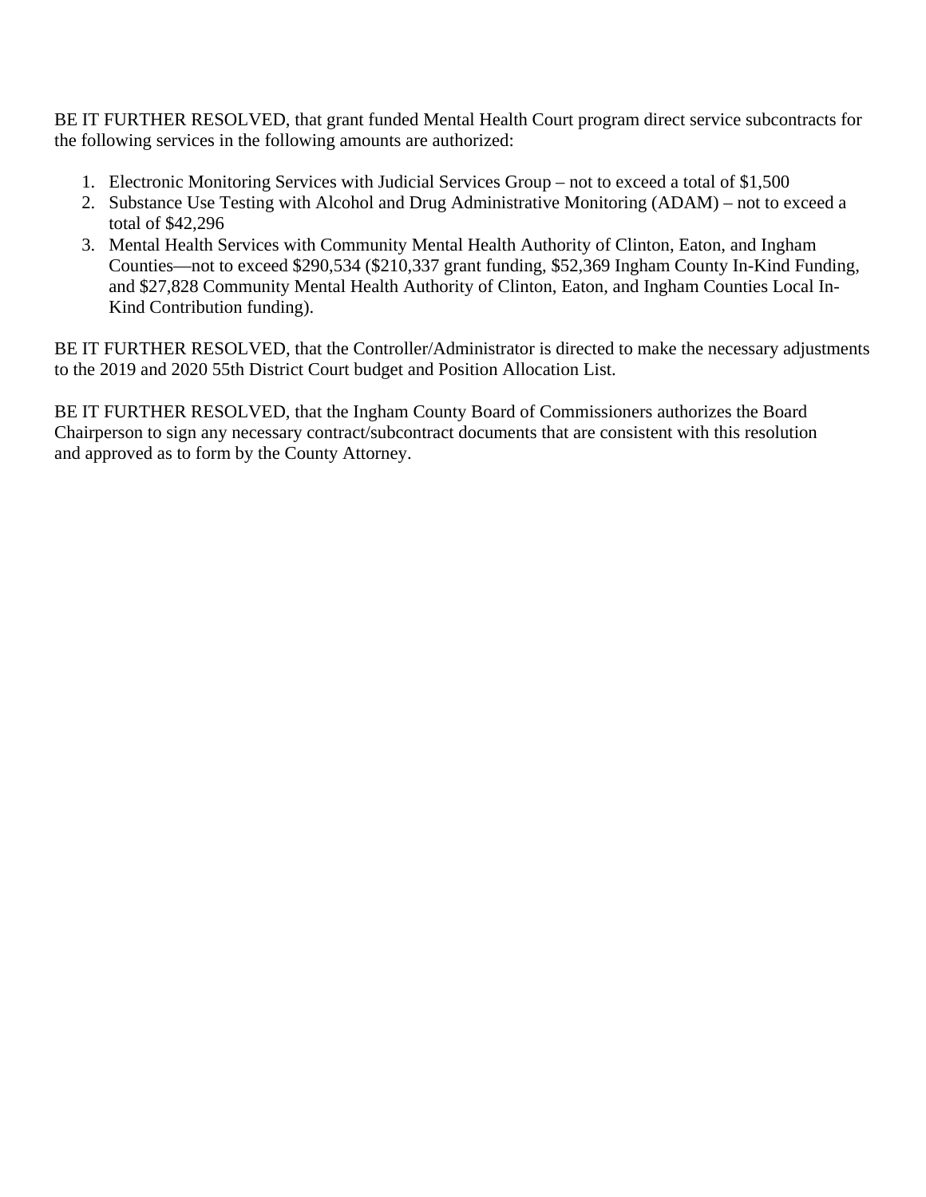BE IT FURTHER RESOLVED, that grant funded Mental Health Court program direct service subcontracts for the following services in the following amounts are authorized:

1. Electronic Monitoring Services with Judicial Services Group – not to exceed a total of $1,500
2. Substance Use Testing with Alcohol and Drug Administrative Monitoring (ADAM) – not to exceed a total of $42,296
3. Mental Health Services with Community Mental Health Authority of Clinton, Eaton, and Ingham Counties—not to exceed $290,534 ($210,337 grant funding, $52,369 Ingham County In-Kind Funding, and $27,828 Community Mental Health Authority of Clinton, Eaton, and Ingham Counties Local In-Kind Contribution funding).

BE IT FURTHER RESOLVED, that the Controller/Administrator is directed to make the necessary adjustments to the 2019 and 2020 55th District Court budget and Position Allocation List.

BE IT FURTHER RESOLVED, that the Ingham County Board of Commissioners authorizes the Board Chairperson to sign any necessary contract/subcontract documents that are consistent with this resolution and approved as to form by the County Attorney.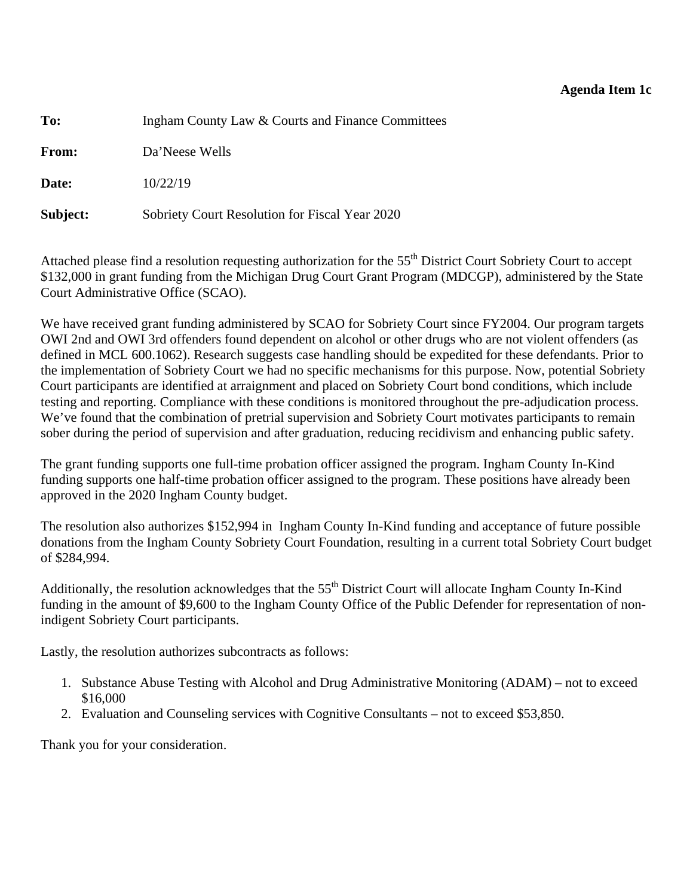**Agenda Item 1c**

**To:** Ingham County Law & Courts and Finance Committees

**From:** Da'Neese Wells

**Date:** 10/22/19

**Subject:** Sobriety Court Resolution for Fiscal Year 2020

Attached please find a resolution requesting authorization for the 55th District Court Sobriety Court to accept \$132,000 in grant funding from the Michigan Drug Court Grant Program (MDCGP), administered by the State Court Administrative Office (SCAO).

We have received grant funding administered by SCAO for Sobriety Court since FY2004. Our program targets OWI 2nd and OWI 3rd offenders found dependent on alcohol or other drugs who are not violent offenders (as defined in MCL 600.1062). Research suggests case handling should be expedited for these defendants. Prior to the implementation of Sobriety Court we had no specific mechanisms for this purpose. Now, potential Sobriety Court participants are identified at arraignment and placed on Sobriety Court bond conditions, which include testing and reporting. Compliance with these conditions is monitored throughout the pre-adjudication process. We've found that the combination of pretrial supervision and Sobriety Court motivates participants to remain sober during the period of supervision and after graduation, reducing recidivism and enhancing public safety.

The grant funding supports one full-time probation officer assigned the program. Ingham County In-Kind funding supports one half-time probation officer assigned to the program. These positions have already been approved in the 2020 Ingham County budget.

The resolution also authorizes \$152,994 in Ingham County In-Kind funding and acceptance of future possible donations from the Ingham County Sobriety Court Foundation, resulting in a current total Sobriety Court budget of \$284,994.

Additionally, the resolution acknowledges that the 55th District Court will allocate Ingham County In-Kind funding in the amount of \$9,600 to the Ingham County Office of the Public Defender for representation of non-indigent Sobriety Court participants.

Lastly, the resolution authorizes subcontracts as follows:

1. Substance Abuse Testing with Alcohol and Drug Administrative Monitoring (ADAM) – not to exceed \$16,000
2. Evaluation and Counseling services with Cognitive Consultants – not to exceed \$53,850.

Thank you for your consideration.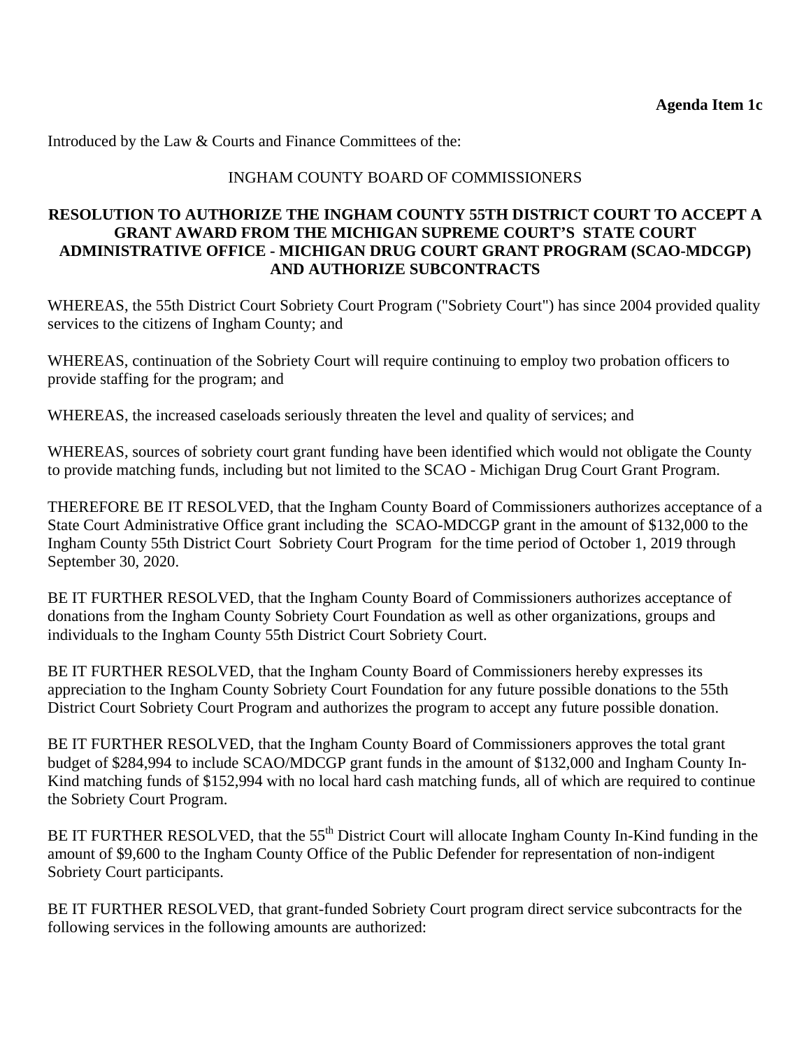**Agenda Item 1c**

Introduced by the Law & Courts and Finance Committees of the:

INGHAM COUNTY BOARD OF COMMISSIONERS

**RESOLUTION TO AUTHORIZE THE INGHAM COUNTY 55TH DISTRICT COURT TO ACCEPT A GRANT AWARD FROM THE MICHIGAN SUPREME COURT'S STATE COURT ADMINISTRATIVE OFFICE - MICHIGAN DRUG COURT GRANT PROGRAM (SCAO-MDCGP) AND AUTHORIZE SUBCONTRACTS**

WHEREAS, the 55th District Court Sobriety Court Program ("Sobriety Court") has since 2004 provided quality services to the citizens of Ingham County; and

WHEREAS, continuation of the Sobriety Court will require continuing to employ two probation officers to provide staffing for the program; and

WHEREAS, the increased caseloads seriously threaten the level and quality of services; and

WHEREAS, sources of sobriety court grant funding have been identified which would not obligate the County to provide matching funds, including but not limited to the SCAO - Michigan Drug Court Grant Program.

THEREFORE BE IT RESOLVED, that the Ingham County Board of Commissioners authorizes acceptance of a State Court Administrative Office grant including the SCAO-MDCGP grant in the amount of $132,000 to the Ingham County 55th District Court Sobriety Court Program for the time period of October 1, 2019 through September 30, 2020.

BE IT FURTHER RESOLVED, that the Ingham County Board of Commissioners authorizes acceptance of donations from the Ingham County Sobriety Court Foundation as well as other organizations, groups and individuals to the Ingham County 55th District Court Sobriety Court.

BE IT FURTHER RESOLVED, that the Ingham County Board of Commissioners hereby expresses its appreciation to the Ingham County Sobriety Court Foundation for any future possible donations to the 55th District Court Sobriety Court Program and authorizes the program to accept any future possible donation.

BE IT FURTHER RESOLVED, that the Ingham County Board of Commissioners approves the total grant budget of $284,994 to include SCAO/MDCGP grant funds in the amount of $132,000 and Ingham County In-Kind matching funds of $152,994 with no local hard cash matching funds, all of which are required to continue the Sobriety Court Program.

BE IT FURTHER RESOLVED, that the 55th District Court will allocate Ingham County In-Kind funding in the amount of $9,600 to the Ingham County Office of the Public Defender for representation of non-indigent Sobriety Court participants.

BE IT FURTHER RESOLVED, that grant-funded Sobriety Court program direct service subcontracts for the following services in the following amounts are authorized: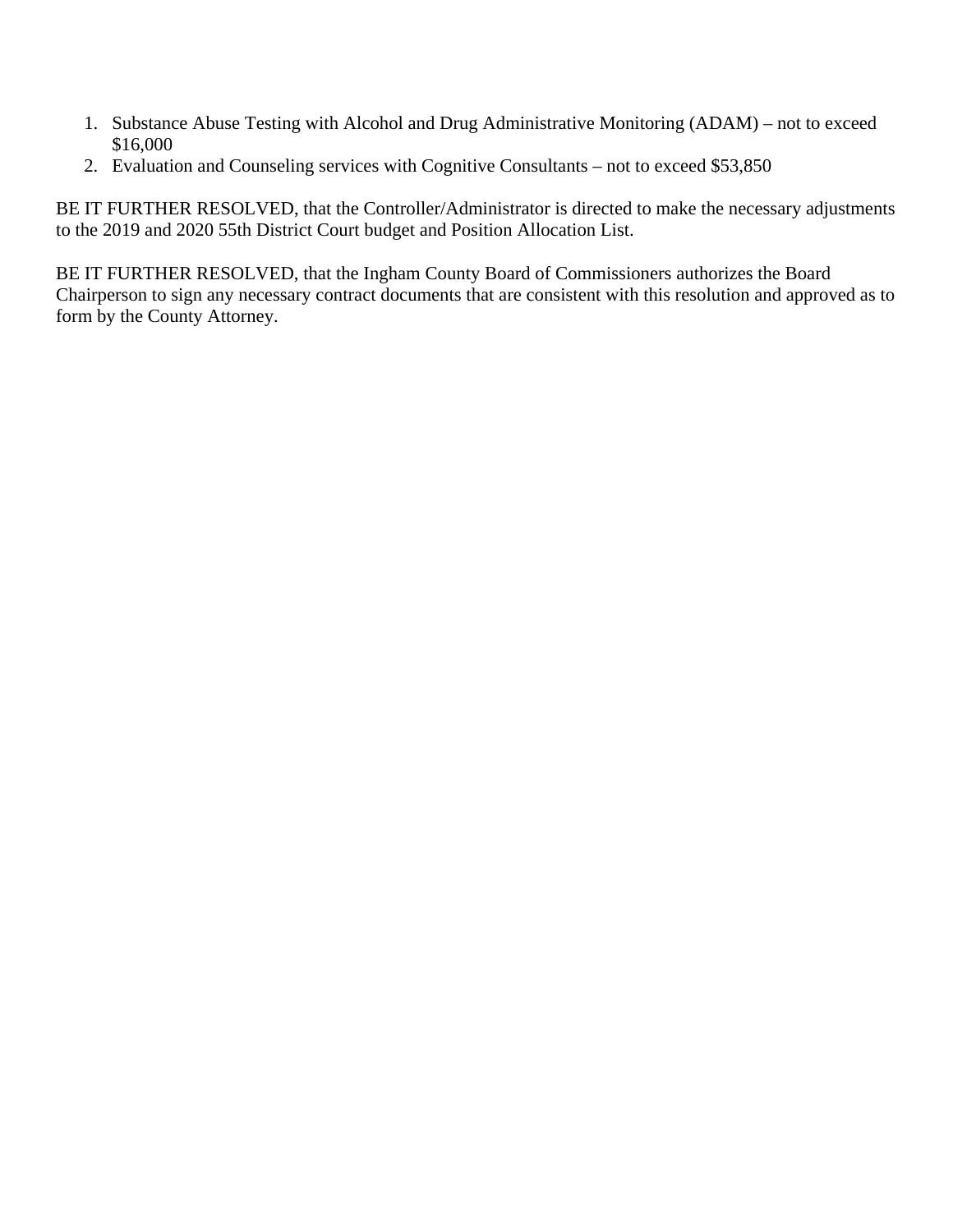1. Substance Abuse Testing with Alcohol and Drug Administrative Monitoring (ADAM) – not to exceed $16,000
2. Evaluation and Counseling services with Cognitive Consultants – not to exceed $53,850

BE IT FURTHER RESOLVED, that the Controller/Administrator is directed to make the necessary adjustments to the 2019 and 2020 55th District Court budget and Position Allocation List.

BE IT FURTHER RESOLVED, that the Ingham County Board of Commissioners authorizes the Board Chairperson to sign any necessary contract documents that are consistent with this resolution and approved as to form by the County Attorney.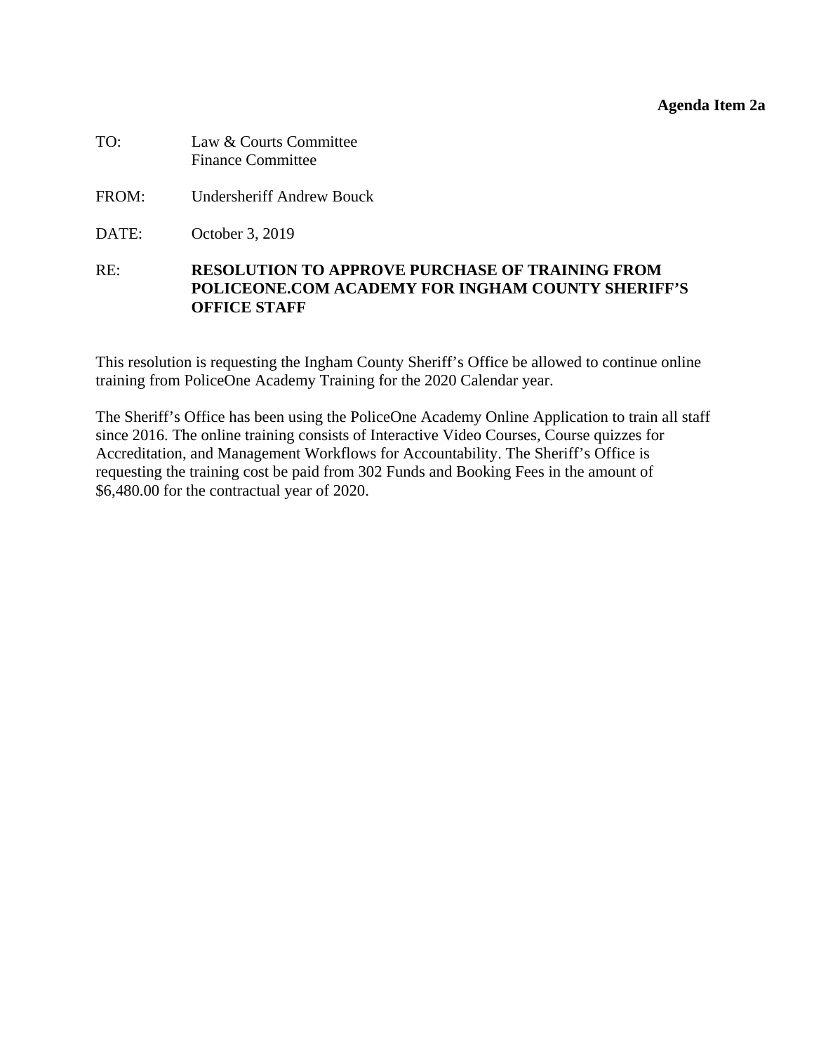**Agenda Item 2a**

TO: Law & Courts Committee
Finance Committee

FROM: Undersheriff Andrew Bouck

DATE: October 3, 2019

RE: **RESOLUTION TO APPROVE PURCHASE OF TRAINING FROM POLICEONE.COM ACADEMY FOR INGHAM COUNTY SHERIFF'S OFFICE STAFF**

This resolution is requesting the Ingham County Sheriff's Office be allowed to continue online training from PoliceOne Academy Training for the 2020 Calendar year.

The Sheriff's Office has been using the PoliceOne Academy Online Application to train all staff since 2016. The online training consists of Interactive Video Courses, Course quizzes for Accreditation, and Management Workflows for Accountability. The Sheriff's Office is requesting the training cost be paid from 302 Funds and Booking Fees in the amount of $6,480.00 for the contractual year of 2020.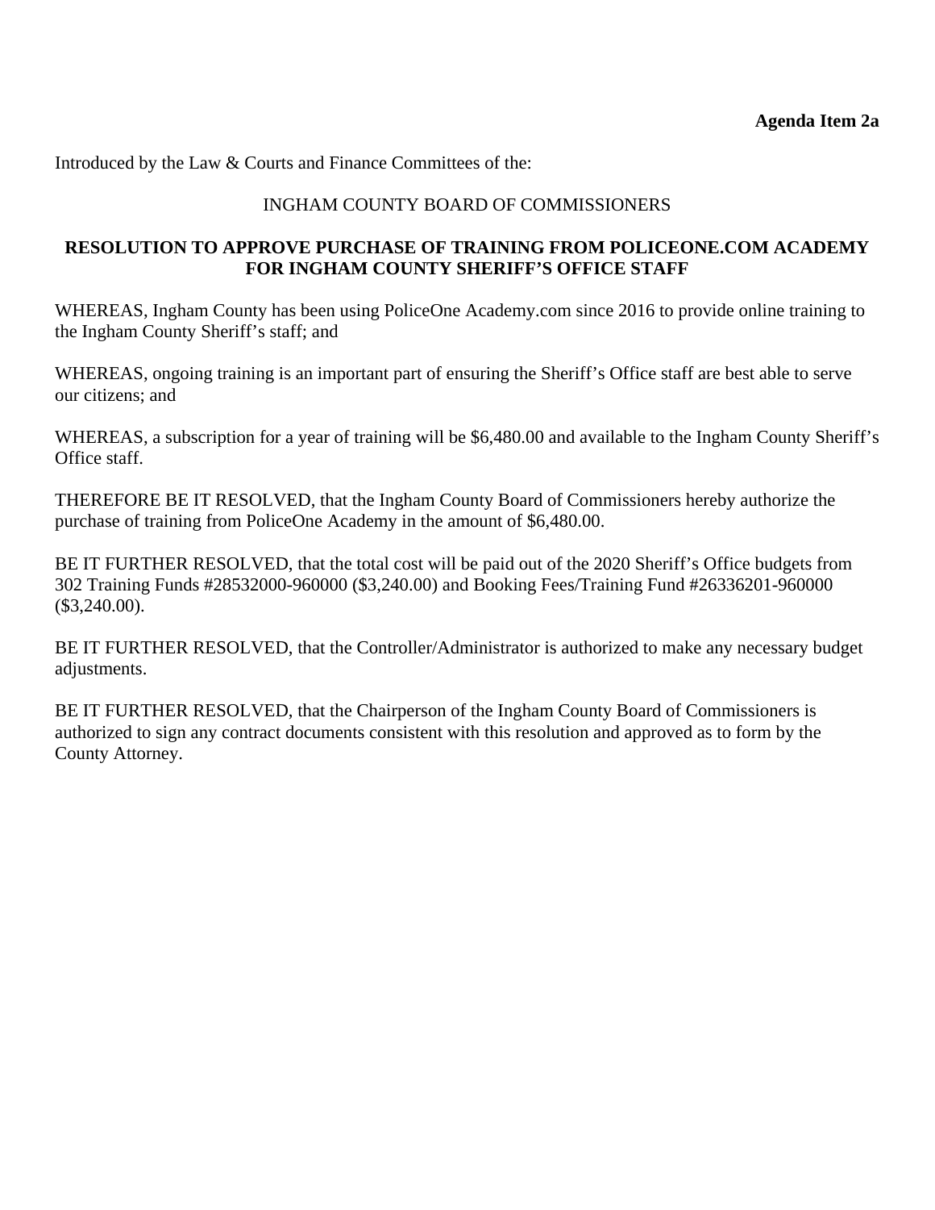**Agenda Item 2a**

Introduced by the Law & Courts and Finance Committees of the:

INGHAM COUNTY BOARD OF COMMISSIONERS

**RESOLUTION TO APPROVE PURCHASE OF TRAINING FROM POLICEONE.COM ACADEMY FOR INGHAM COUNTY SHERIFF'S OFFICE STAFF**

WHEREAS, Ingham County has been using PoliceOne Academy.com since 2016 to provide online training to the Ingham County Sheriff's staff; and

WHEREAS, ongoing training is an important part of ensuring the Sheriff's Office staff are best able to serve our citizens; and

WHEREAS, a subscription for a year of training will be $6,480.00 and available to the Ingham County Sheriff's Office staff.

THEREFORE BE IT RESOLVED, that the Ingham County Board of Commissioners hereby authorize the purchase of training from PoliceOne Academy in the amount of $6,480.00.

BE IT FURTHER RESOLVED, that the total cost will be paid out of the 2020 Sheriff's Office budgets from 302 Training Funds #28532000-960000 ($3,240.00) and Booking Fees/Training Fund #26336201-960000 ($3,240.00).

BE IT FURTHER RESOLVED, that the Controller/Administrator is authorized to make any necessary budget adjustments.

BE IT FURTHER RESOLVED, that the Chairperson of the Ingham County Board of Commissioners is authorized to sign any contract documents consistent with this resolution and approved as to form by the County Attorney.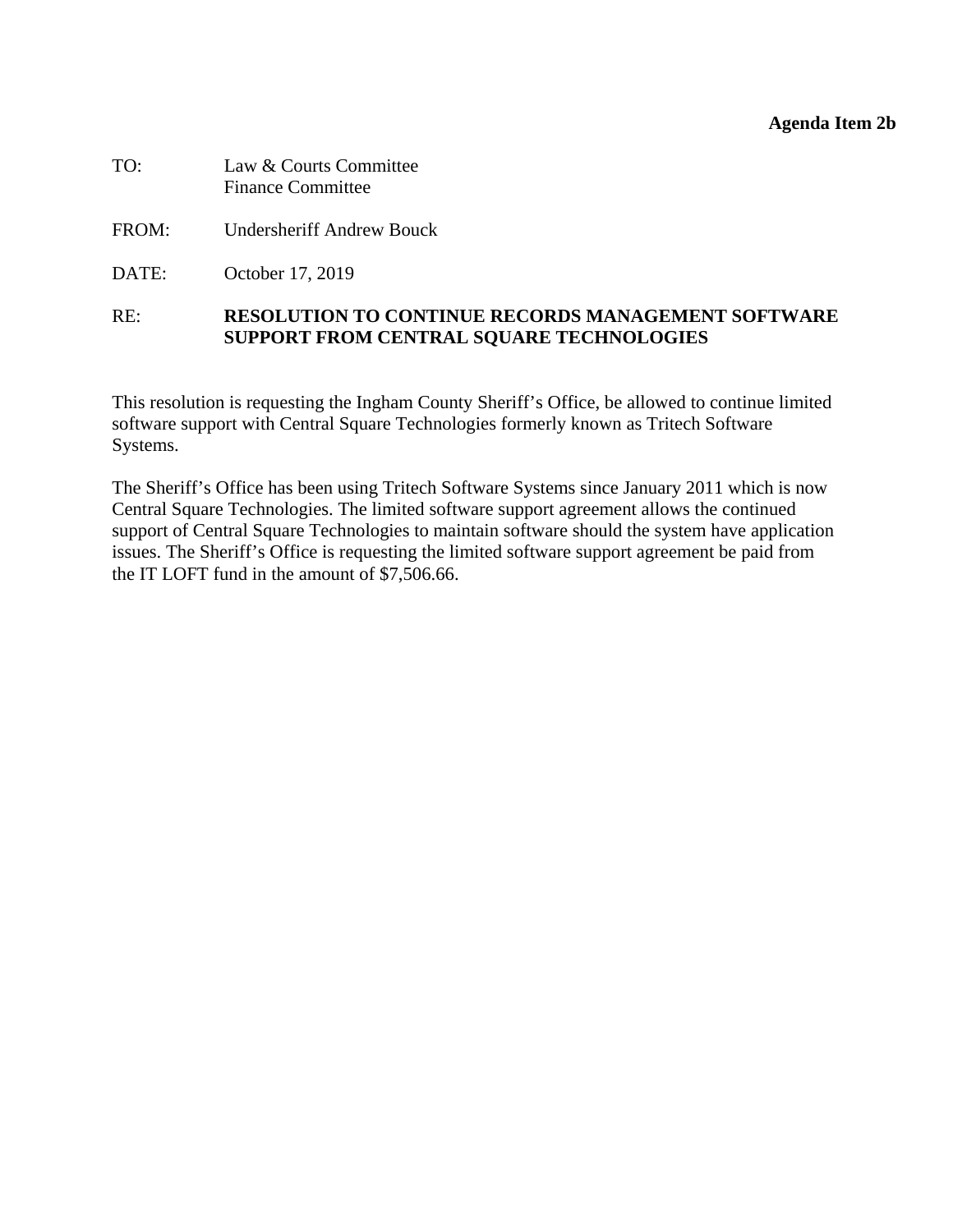**Agenda Item 2b**

TO: Law & Courts Committee
Finance Committee

FROM: Undersheriff Andrew Bouck

DATE: October 17, 2019

RE: **RESOLUTION TO CONTINUE RECORDS MANAGEMENT SOFTWARE SUPPORT FROM CENTRAL SQUARE TECHNOLOGIES**

This resolution is requesting the Ingham County Sheriff's Office, be allowed to continue limited software support with Central Square Technologies formerly known as Tritech Software Systems.

The Sheriff's Office has been using Tritech Software Systems since January 2011 which is now Central Square Technologies. The limited software support agreement allows the continued support of Central Square Technologies to maintain software should the system have application issues. The Sheriff's Office is requesting the limited software support agreement be paid from the IT LOFT fund in the amount of $7,506.66.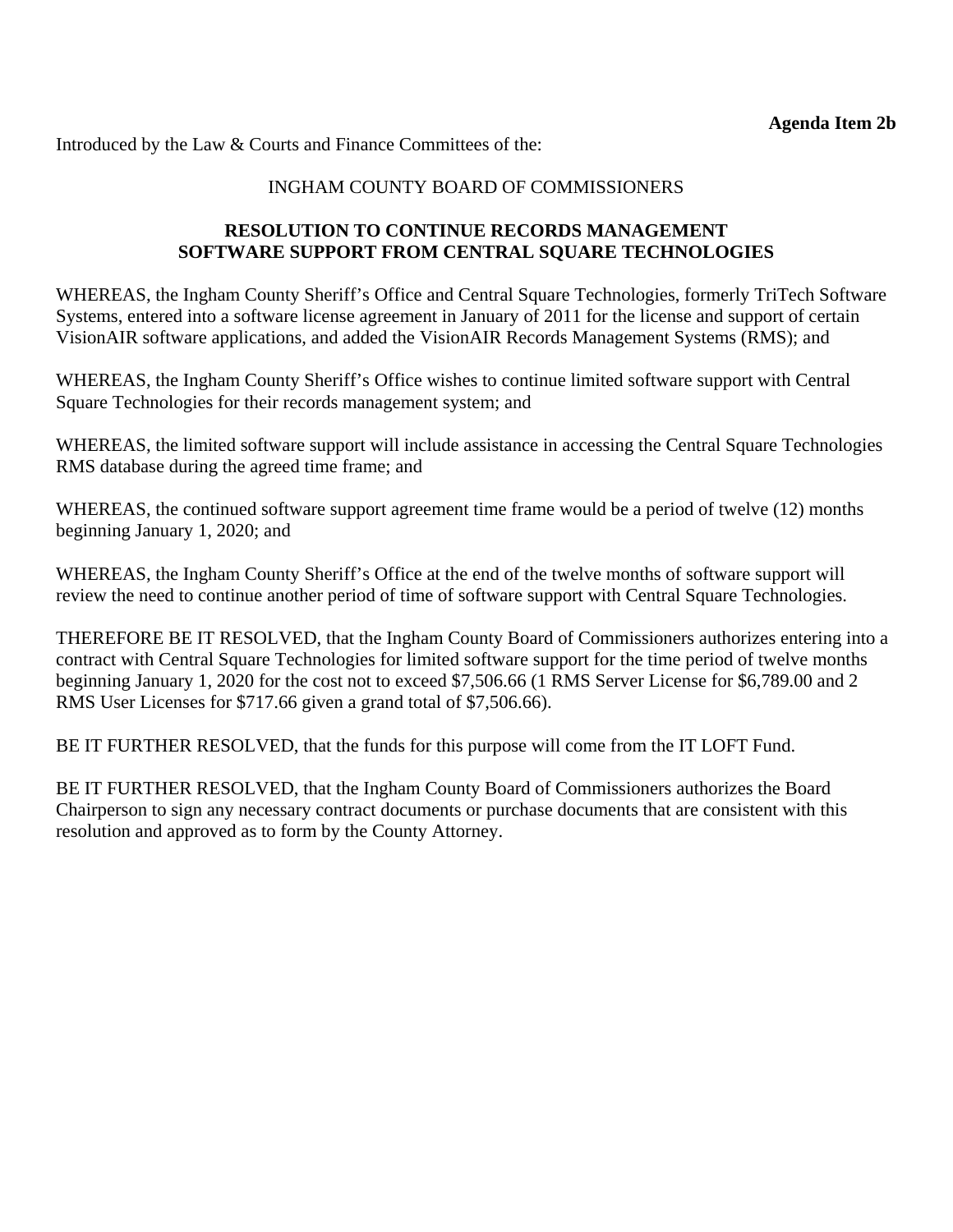**Agenda Item 2b**

Introduced by the Law & Courts and Finance Committees of the:

INGHAM COUNTY BOARD OF COMMISSIONERS

**RESOLUTION TO CONTINUE RECORDS MANAGEMENT SOFTWARE SUPPORT FROM CENTRAL SQUARE TECHNOLOGIES**

WHEREAS, the Ingham County Sheriff's Office and Central Square Technologies, formerly TriTech Software Systems, entered into a software license agreement in January of 2011 for the license and support of certain VisionAIR software applications, and added the VisionAIR Records Management Systems (RMS); and

WHEREAS, the Ingham County Sheriff's Office wishes to continue limited software support with Central Square Technologies for their records management system; and

WHEREAS, the limited software support will include assistance in accessing the Central Square Technologies RMS database during the agreed time frame; and

WHEREAS, the continued software support agreement time frame would be a period of twelve (12) months beginning January 1, 2020; and

WHEREAS, the Ingham County Sheriff's Office at the end of the twelve months of software support will review the need to continue another period of time of software support with Central Square Technologies.

THEREFORE BE IT RESOLVED, that the Ingham County Board of Commissioners authorizes entering into a contract with Central Square Technologies for limited software support for the time period of twelve months beginning January 1, 2020 for the cost not to exceed $7,506.66 (1 RMS Server License for $6,789.00 and 2 RMS User Licenses for $717.66 given a grand total of $7,506.66).

BE IT FURTHER RESOLVED, that the funds for this purpose will come from the IT LOFT Fund.

BE IT FURTHER RESOLVED, that the Ingham County Board of Commissioners authorizes the Board Chairperson to sign any necessary contract documents or purchase documents that are consistent with this resolution and approved as to form by the County Attorney.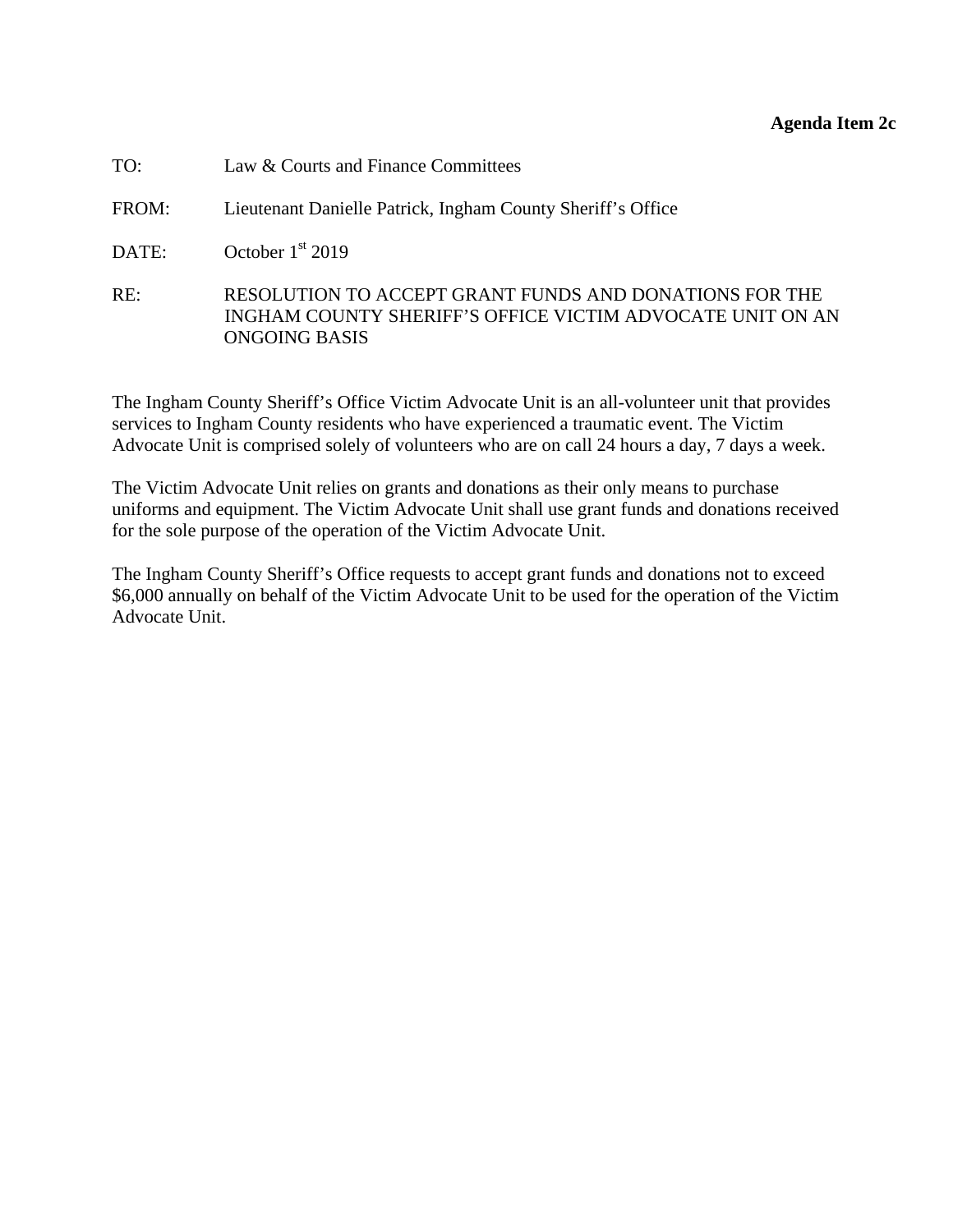**Agenda Item 2c**

TO: Law & Courts and Finance Committees

FROM: Lieutenant Danielle Patrick, Ingham County Sheriff's Office

DATE: October 1st 2019

RE: RESOLUTION TO ACCEPT GRANT FUNDS AND DONATIONS FOR THE INGHAM COUNTY SHERIFF'S OFFICE VICTIM ADVOCATE UNIT ON AN ONGOING BASIS

The Ingham County Sheriff's Office Victim Advocate Unit is an all-volunteer unit that provides services to Ingham County residents who have experienced a traumatic event. The Victim Advocate Unit is comprised solely of volunteers who are on call 24 hours a day, 7 days a week.

The Victim Advocate Unit relies on grants and donations as their only means to purchase uniforms and equipment. The Victim Advocate Unit shall use grant funds and donations received for the sole purpose of the operation of the Victim Advocate Unit.

The Ingham County Sheriff's Office requests to accept grant funds and donations not to exceed $6,000 annually on behalf of the Victim Advocate Unit to be used for the operation of the Victim Advocate Unit.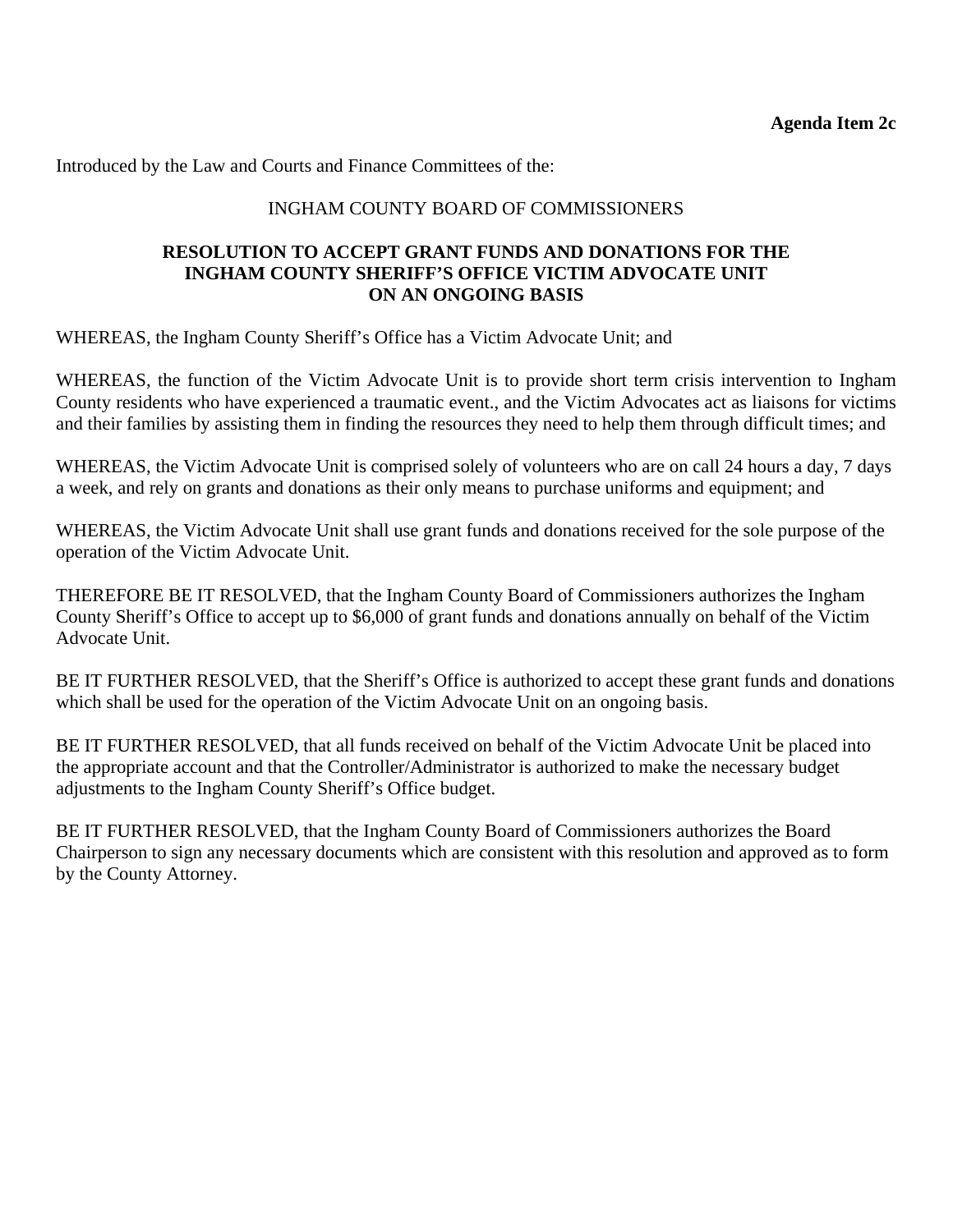**Agenda Item 2c**

Introduced by the Law and Courts and Finance Committees of the:

INGHAM COUNTY BOARD OF COMMISSIONERS

**RESOLUTION TO ACCEPT GRANT FUNDS AND DONATIONS FOR THE INGHAM COUNTY SHERIFF'S OFFICE VICTIM ADVOCATE UNIT ON AN ONGOING BASIS**

WHEREAS, the Ingham County Sheriff's Office has a Victim Advocate Unit; and

WHEREAS, the function of the Victim Advocate Unit is to provide short term crisis intervention to Ingham County residents who have experienced a traumatic event., and the Victim Advocates act as liaisons for victims and their families by assisting them in finding the resources they need to help them through difficult times; and

WHEREAS, the Victim Advocate Unit is comprised solely of volunteers who are on call 24 hours a day, 7 days a week, and rely on grants and donations as their only means to purchase uniforms and equipment; and

WHEREAS, the Victim Advocate Unit shall use grant funds and donations received for the sole purpose of the operation of the Victim Advocate Unit.

THEREFORE BE IT RESOLVED, that the Ingham County Board of Commissioners authorizes the Ingham County Sheriff's Office to accept up to $6,000 of grant funds and donations annually on behalf of the Victim Advocate Unit.

BE IT FURTHER RESOLVED, that the Sheriff's Office is authorized to accept these grant funds and donations which shall be used for the operation of the Victim Advocate Unit on an ongoing basis.

BE IT FURTHER RESOLVED, that all funds received on behalf of the Victim Advocate Unit be placed into the appropriate account and that the Controller/Administrator is authorized to make the necessary budget adjustments to the Ingham County Sheriff's Office budget.

BE IT FURTHER RESOLVED, that the Ingham County Board of Commissioners authorizes the Board Chairperson to sign any necessary documents which are consistent with this resolution and approved as to form by the County Attorney.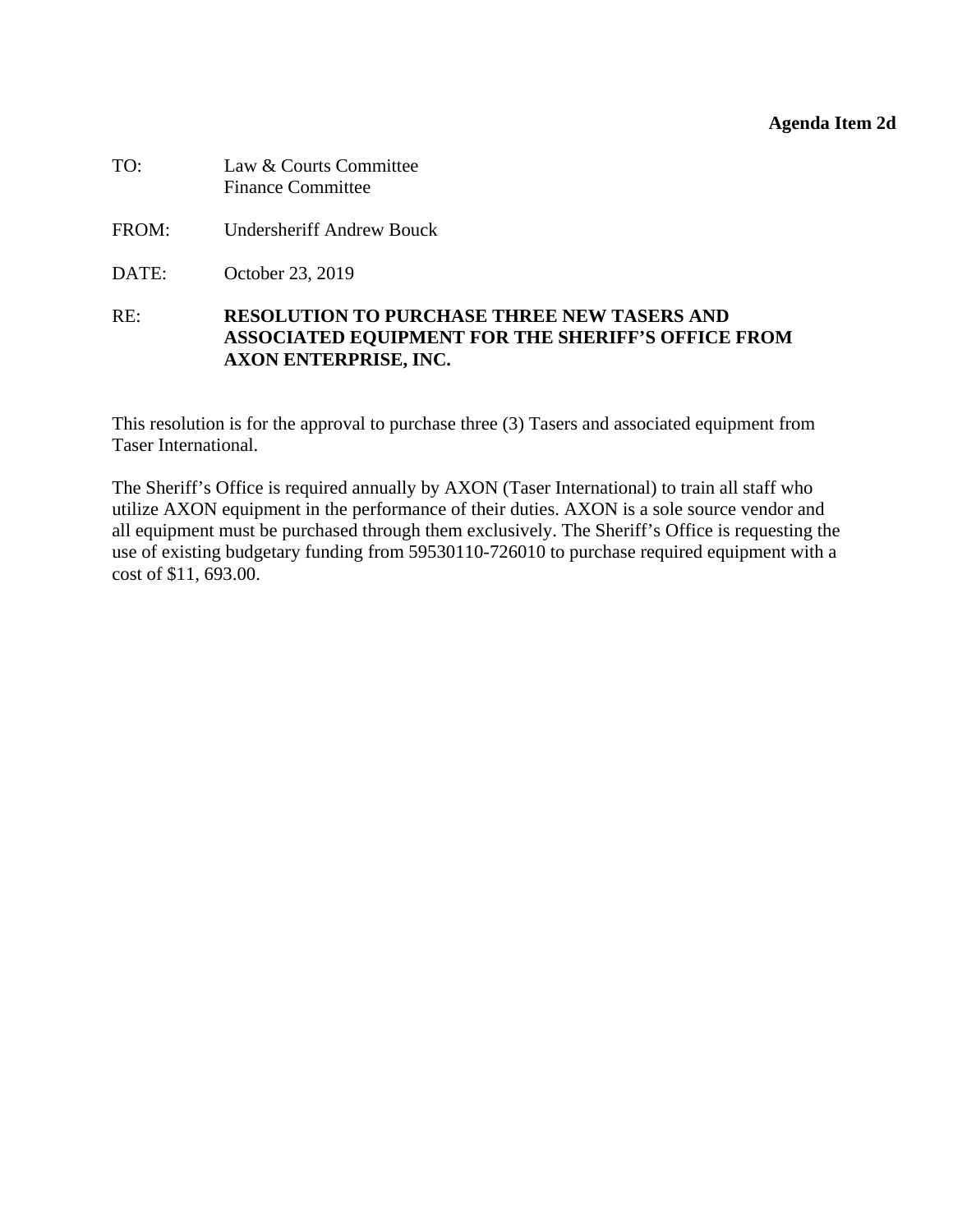**Agenda Item 2d**

TO: Law & Courts Committee
Finance Committee

FROM: Undersheriff Andrew Bouck

DATE: October 23, 2019

RE: **RESOLUTION TO PURCHASE THREE NEW TASERS AND ASSOCIATED EQUIPMENT FOR THE SHERIFF'S OFFICE FROM AXON ENTERPRISE, INC.**

This resolution is for the approval to purchase three (3) Tasers and associated equipment from Taser International.

The Sheriff's Office is required annually by AXON (Taser International) to train all staff who utilize AXON equipment in the performance of their duties. AXON is a sole source vendor and all equipment must be purchased through them exclusively. The Sheriff's Office is requesting the use of existing budgetary funding from 59530110-726010 to purchase required equipment with a cost of $11, 693.00.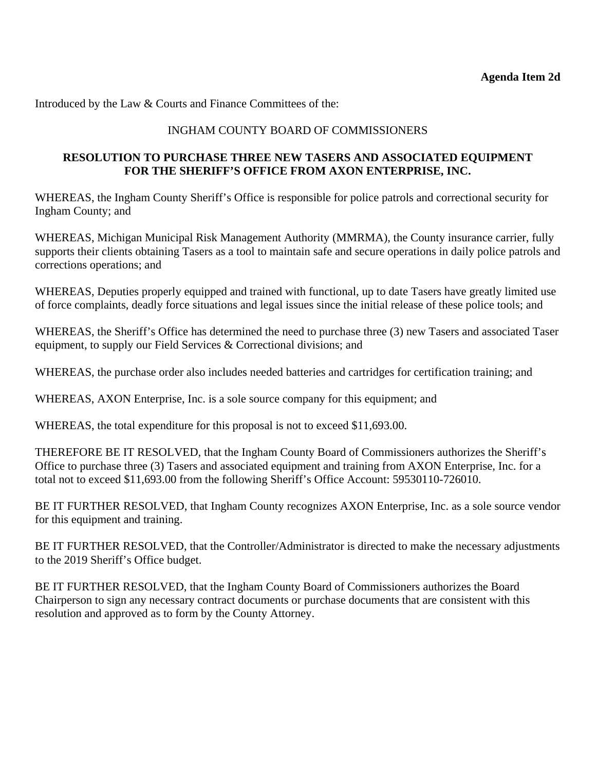**Agenda Item 2d**

Introduced by the Law & Courts and Finance Committees of the:

INGHAM COUNTY BOARD OF COMMISSIONERS

**RESOLUTION TO PURCHASE THREE NEW TASERS AND ASSOCIATED EQUIPMENT FOR THE SHERIFF'S OFFICE FROM AXON ENTERPRISE, INC.**

WHEREAS, the Ingham County Sheriff's Office is responsible for police patrols and correctional security for Ingham County; and

WHEREAS, Michigan Municipal Risk Management Authority (MMRMA), the County insurance carrier, fully supports their clients obtaining Tasers as a tool to maintain safe and secure operations in daily police patrols and corrections operations; and

WHEREAS, Deputies properly equipped and trained with functional, up to date Tasers have greatly limited use of force complaints, deadly force situations and legal issues since the initial release of these police tools; and

WHEREAS, the Sheriff's Office has determined the need to purchase three (3) new Tasers and associated Taser equipment, to supply our Field Services & Correctional divisions; and

WHEREAS, the purchase order also includes needed batteries and cartridges for certification training; and

WHEREAS, AXON Enterprise, Inc. is a sole source company for this equipment; and

WHEREAS, the total expenditure for this proposal is not to exceed $11,693.00.

THEREFORE BE IT RESOLVED, that the Ingham County Board of Commissioners authorizes the Sheriff's Office to purchase three (3) Tasers and associated equipment and training from AXON Enterprise, Inc. for a total not to exceed $11,693.00 from the following Sheriff's Office Account: 59530110-726010.

BE IT FURTHER RESOLVED, that Ingham County recognizes AXON Enterprise, Inc. as a sole source vendor for this equipment and training.

BE IT FURTHER RESOLVED, that the Controller/Administrator is directed to make the necessary adjustments to the 2019 Sheriff's Office budget.

BE IT FURTHER RESOLVED, that the Ingham County Board of Commissioners authorizes the Board Chairperson to sign any necessary contract documents or purchase documents that are consistent with this resolution and approved as to form by the County Attorney.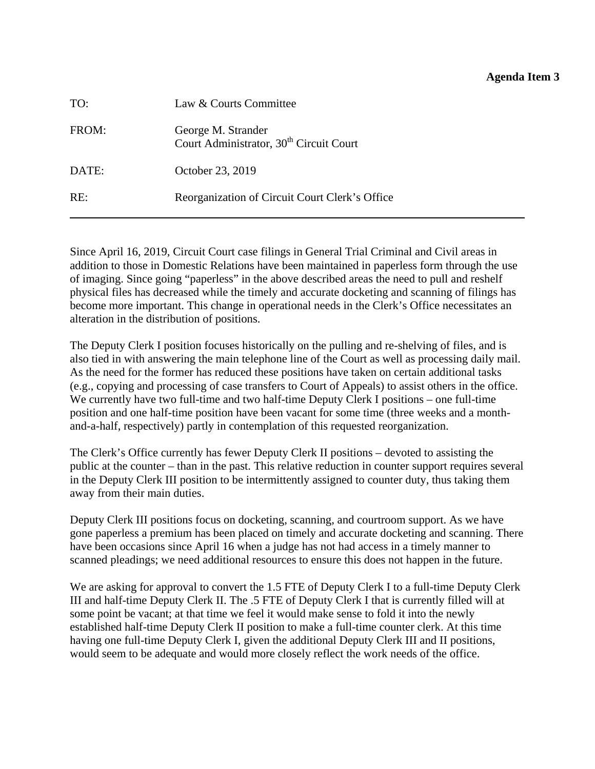**Agenda Item 3**

| | |
|---|---|
| TO: | Law & Courts Committee |
| FROM: | George M. Strander<br>Court Administrator, 30th Circuit Court |
| DATE: | October 23, 2019 |
| RE: | Reorganization of Circuit Court Clerk's Office |

---

Since April 16, 2019, Circuit Court case filings in General Trial Criminal and Civil areas in addition to those in Domestic Relations have been maintained in paperless form through the use of imaging. Since going "paperless" in the above described areas the need to pull and reshelf physical files has decreased while the timely and accurate docketing and scanning of filings has become more important. This change in operational needs in the Clerk's Office necessitates an alteration in the distribution of positions.

The Deputy Clerk I position focuses historically on the pulling and re-shelving of files, and is also tied in with answering the main telephone line of the Court as well as processing daily mail. As the need for the former has reduced these positions have taken on certain additional tasks (e.g., copying and processing of case transfers to Court of Appeals) to assist others in the office. We currently have two full-time and two half-time Deputy Clerk I positions – one full-time position and one half-time position have been vacant for some time (three weeks and a month-and-a-half, respectively) partly in contemplation of this requested reorganization.

The Clerk's Office currently has fewer Deputy Clerk II positions – devoted to assisting the public at the counter – than in the past. This relative reduction in counter support requires several in the Deputy Clerk III position to be intermittently assigned to counter duty, thus taking them away from their main duties.

Deputy Clerk III positions focus on docketing, scanning, and courtroom support. As we have gone paperless a premium has been placed on timely and accurate docketing and scanning. There have been occasions since April 16 when a judge has not had access in a timely manner to scanned pleadings; we need additional resources to ensure this does not happen in the future.

We are asking for approval to convert the 1.5 FTE of Deputy Clerk I to a full-time Deputy Clerk III and half-time Deputy Clerk II. The .5 FTE of Deputy Clerk I that is currently filled will at some point be vacant; at that time we feel it would make sense to fold it into the newly established half-time Deputy Clerk II position to make a full-time counter clerk. At this time having one full-time Deputy Clerk I, given the additional Deputy Clerk III and II positions, would seem to be adequate and would more closely reflect the work needs of the office.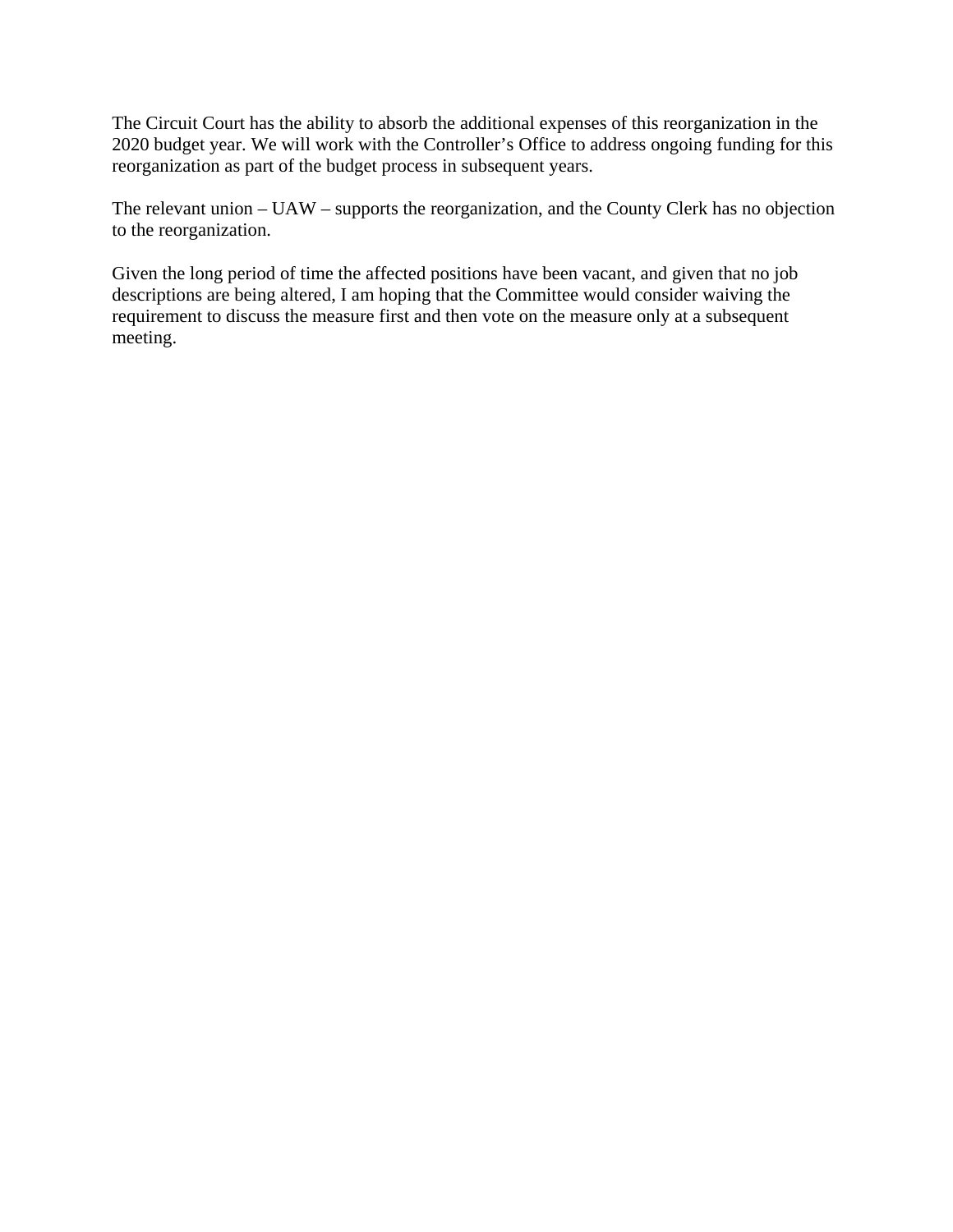The Circuit Court has the ability to absorb the additional expenses of this reorganization in the 2020 budget year. We will work with the Controller's Office to address ongoing funding for this reorganization as part of the budget process in subsequent years.

The relevant union – UAW – supports the reorganization, and the County Clerk has no objection to the reorganization.

Given the long period of time the affected positions have been vacant, and given that no job descriptions are being altered, I am hoping that the Committee would consider waiving the requirement to discuss the measure first and then vote on the measure only at a subsequent meeting.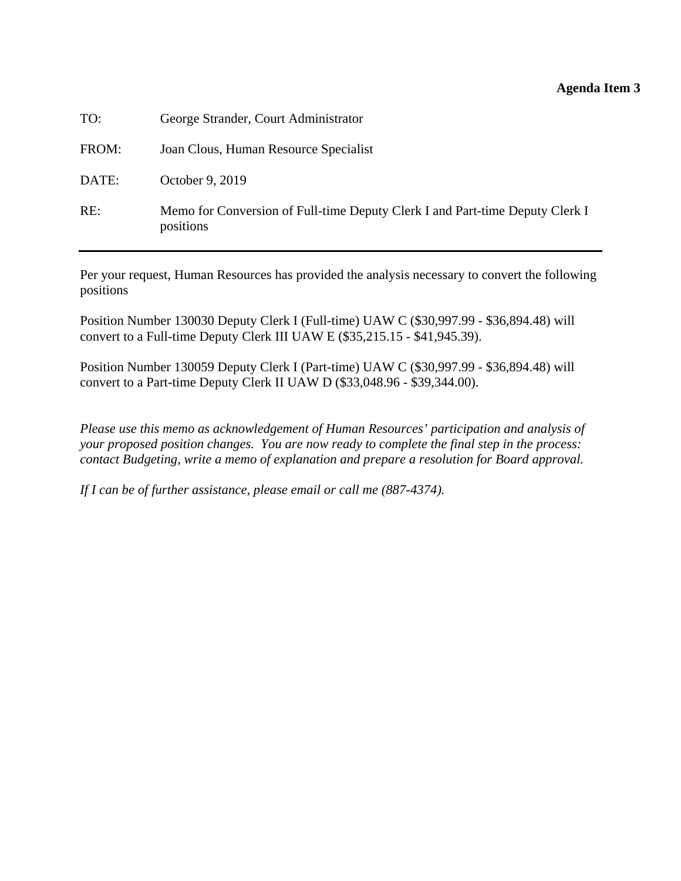**Agenda Item 3**

TO: George Strander, Court Administrator

FROM: Joan Clous, Human Resource Specialist

DATE: October 9, 2019

RE: Memo for Conversion of Full-time Deputy Clerk I and Part-time Deputy Clerk I positions

---

Per your request, Human Resources has provided the analysis necessary to convert the following positions

Position Number 130030 Deputy Clerk I (Full-time) UAW C ($30,997.99 - $36,894.48) will convert to a Full-time Deputy Clerk III UAW E ($35,215.15 - $41,945.39).

Position Number 130059 Deputy Clerk I (Part-time) UAW C ($30,997.99 - $36,894.48) will convert to a Part-time Deputy Clerk II UAW D ($33,048.96 - $39,344.00).

*Please use this memo as acknowledgement of Human Resources' participation and analysis of your proposed position changes. You are now ready to complete the final step in the process: contact Budgeting, write a memo of explanation and prepare a resolution for Board approval.*

*If I can be of further assistance, please email or call me (887-4374).*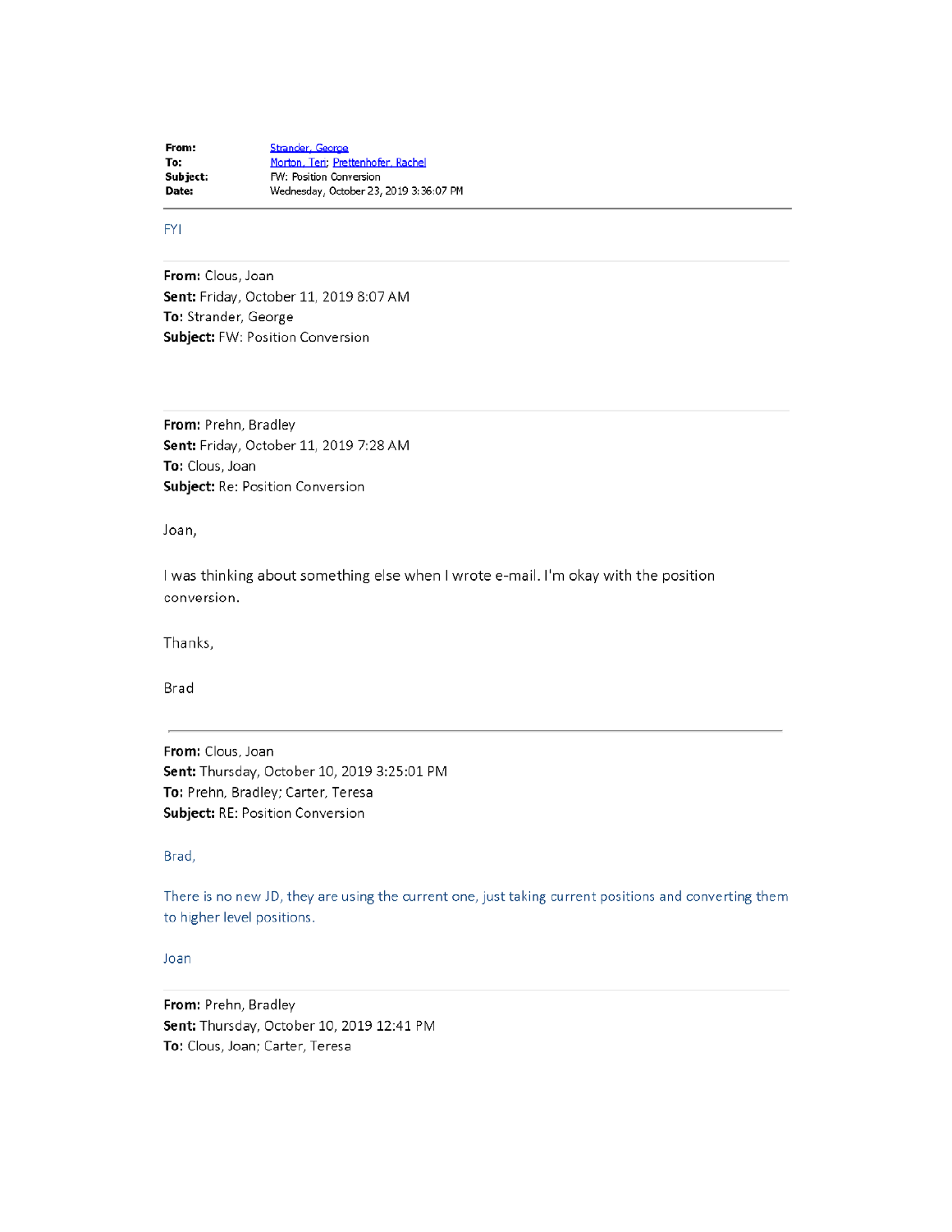**From:** Strander, George
**To:** Morton, Teri; Prettenhofer, Rachel
**Subject:** FW: Position Conversion
**Date:** Wednesday, October 23, 2019 3:36:07 PM

---

FYI

---

**From:** Clous, Joan
**Sent:** Friday, October 11, 2019 8:07 AM
**To:** Strander, George
**Subject:** FW: Position Conversion

---

**From:** Prehn, Bradley
**Sent:** Friday, October 11, 2019 7:28 AM
**To:** Clous, Joan
**Subject:** Re: Position Conversion

Joan,

I was thinking about something else when I wrote e-mail. I'm okay with the position conversion.

Thanks,

Brad

---

**From:** Clous, Joan
**Sent:** Thursday, October 10, 2019 3:25:01 PM
**To:** Prehn, Bradley; Carter, Teresa
**Subject:** RE: Position Conversion

Brad,

There is no new JD, they are using the current one, just taking current positions and converting them to higher level positions.

Joan

---

**From:** Prehn, Bradley
**Sent:** Thursday, October 10, 2019 12:41 PM
**To:** Clous, Joan; Carter, Teresa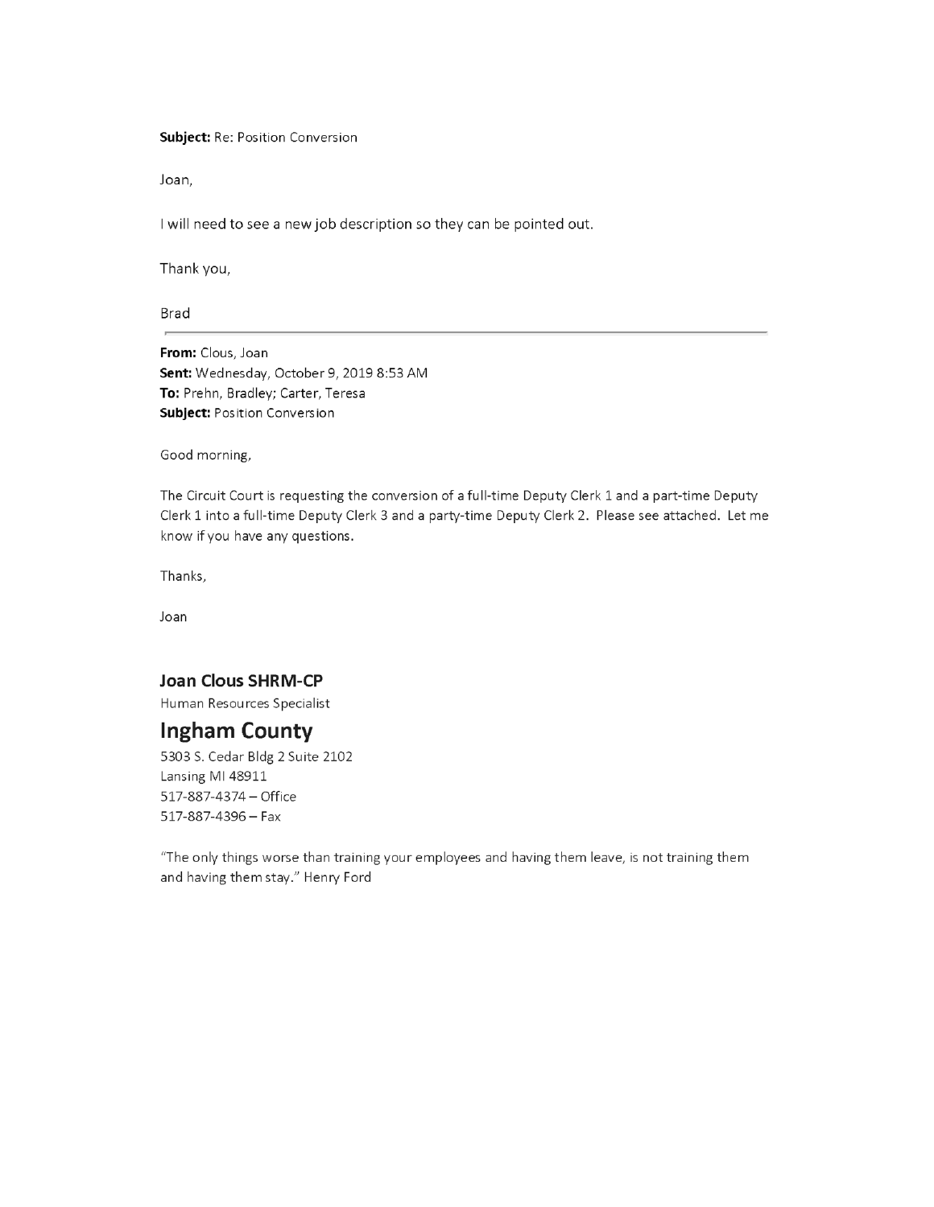**Subject:** Re: Position Conversion

Joan,

I will need to see a new job description so they can be pointed out.

Thank you,

Brad

---

**From:** Clous, Joan
**Sent:** Wednesday, October 9, 2019 8:53 AM
**To:** Prehn, Bradley; Carter, Teresa
**Subject:** Position Conversion

Good morning,

The Circuit Court is requesting the conversion of a full-time Deputy Clerk 1 and a part-time Deputy Clerk 1 into a full-time Deputy Clerk 3 and a party-time Deputy Clerk 2. Please see attached. Let me know if you have any questions.

Thanks,

Joan

**Joan Clous SHRM-CP**
Human Resources Specialist

## Ingham County

5303 S. Cedar Bldg 2 Suite 2102
Lansing MI 48911
517-887-4374 – Office
517-887-4396 – Fax

"The only things worse than training your employees and having them leave, is not training them and having them stay." Henry Ford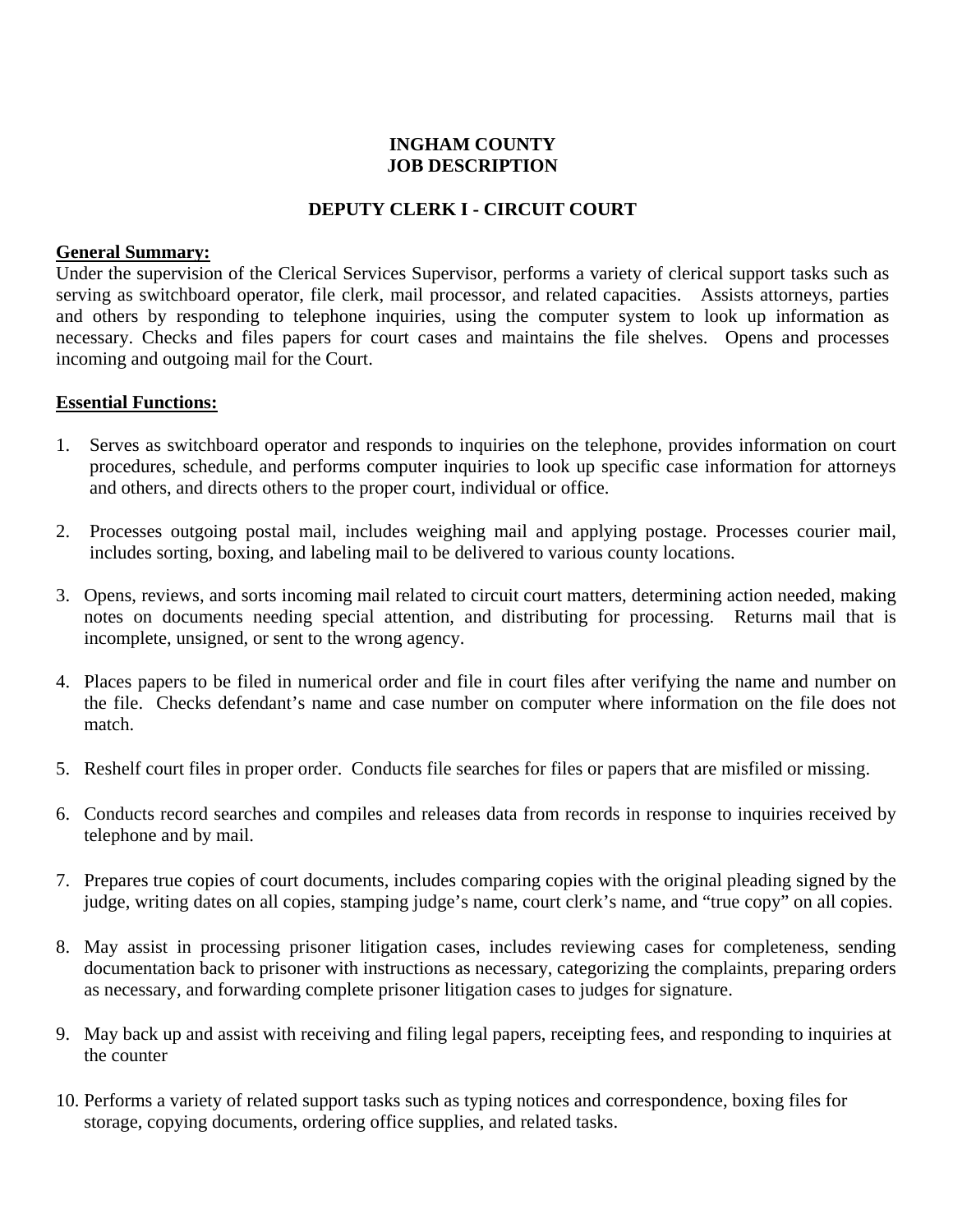**INGHAM COUNTY**
**JOB DESCRIPTION**

**DEPUTY CLERK I - CIRCUIT COURT**

**General Summary:**

Under the supervision of the Clerical Services Supervisor, performs a variety of clerical support tasks such as serving as switchboard operator, file clerk, mail processor, and related capacities. Assists attorneys, parties and others by responding to telephone inquiries, using the computer system to look up information as necessary. Checks and files papers for court cases and maintains the file shelves. Opens and processes incoming and outgoing mail for the Court.

**Essential Functions:**

1. Serves as switchboard operator and responds to inquiries on the telephone, provides information on court procedures, schedule, and performs computer inquiries to look up specific case information for attorneys and others, and directs others to the proper court, individual or office.

2. Processes outgoing postal mail, includes weighing mail and applying postage. Processes courier mail, includes sorting, boxing, and labeling mail to be delivered to various county locations.

3. Opens, reviews, and sorts incoming mail related to circuit court matters, determining action needed, making notes on documents needing special attention, and distributing for processing. Returns mail that is incomplete, unsigned, or sent to the wrong agency.

4. Places papers to be filed in numerical order and file in court files after verifying the name and number on the file. Checks defendant's name and case number on computer where information on the file does not match.

5. Reshelf court files in proper order. Conducts file searches for files or papers that are misfiled or missing.

6. Conducts record searches and compiles and releases data from records in response to inquiries received by telephone and by mail.

7. Prepares true copies of court documents, includes comparing copies with the original pleading signed by the judge, writing dates on all copies, stamping judge's name, court clerk's name, and "true copy" on all copies.

8. May assist in processing prisoner litigation cases, includes reviewing cases for completeness, sending documentation back to prisoner with instructions as necessary, categorizing the complaints, preparing orders as necessary, and forwarding complete prisoner litigation cases to judges for signature.

9. May back up and assist with receiving and filing legal papers, receipting fees, and responding to inquiries at the counter

10. Performs a variety of related support tasks such as typing notices and correspondence, boxing files for storage, copying documents, ordering office supplies, and related tasks.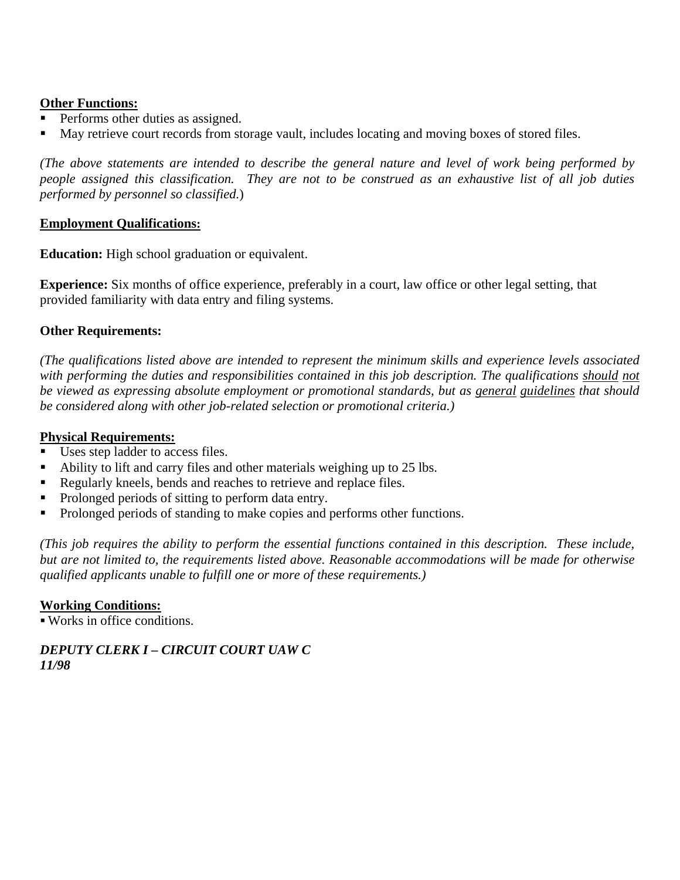**<u>Other Functions:</u>**

- Performs other duties as assigned.
- May retrieve court records from storage vault, includes locating and moving boxes of stored files.

*(The above statements are intended to describe the general nature and level of work being performed by people assigned this classification. They are not to be construed as an exhaustive list of all job duties performed by personnel so classified.*)

**<u>Employment Qualifications:</u>**

**Education:** High school graduation or equivalent.

**Experience:** Six months of office experience, preferably in a court, law office or other legal setting, that provided familiarity with data entry and filing systems.

**Other Requirements:**

*(The qualifications listed above are intended to represent the minimum skills and experience levels associated with performing the duties and responsibilities contained in this job description. The qualifications <u>should</u> <u>not</u> be viewed as expressing absolute employment or promotional standards, but as <u>general</u> <u>guidelines</u> that should be considered along with other job-related selection or promotional criteria.)*

**<u>Physical Requirements:</u>**

- Uses step ladder to access files.
- Ability to lift and carry files and other materials weighing up to 25 lbs.
- Regularly kneels, bends and reaches to retrieve and replace files.
- Prolonged periods of sitting to perform data entry.
- Prolonged periods of standing to make copies and performs other functions.

*(This job requires the ability to perform the essential functions contained in this description. These include, but are not limited to, the requirements listed above. Reasonable accommodations will be made for otherwise qualified applicants unable to fulfill one or more of these requirements.)*

**<u>Working Conditions:</u>**

- Works in office conditions.

***DEPUTY CLERK I – CIRCUIT COURT UAW C***
***11/98***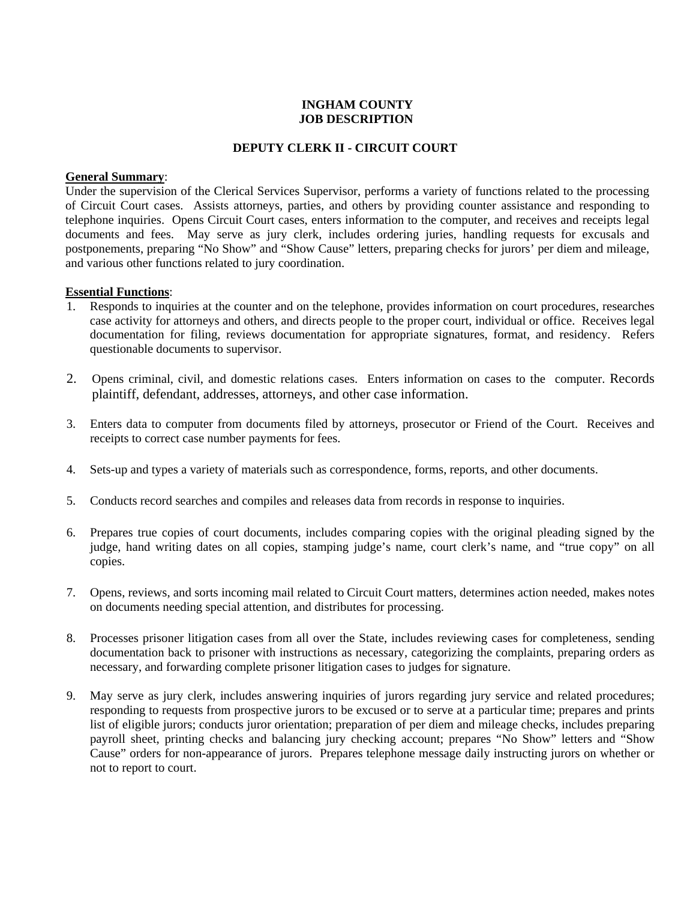**INGHAM COUNTY**
**JOB DESCRIPTION**

**DEPUTY CLERK II - CIRCUIT COURT**

**General Summary**:
Under the supervision of the Clerical Services Supervisor, performs a variety of functions related to the processing of Circuit Court cases. Assists attorneys, parties, and others by providing counter assistance and responding to telephone inquiries. Opens Circuit Court cases, enters information to the computer, and receives and receipts legal documents and fees. May serve as jury clerk, includes ordering juries, handling requests for excusals and postponements, preparing "No Show" and "Show Cause" letters, preparing checks for jurors' per diem and mileage, and various other functions related to jury coordination.

**Essential Functions**:

1. Responds to inquiries at the counter and on the telephone, provides information on court procedures, researches case activity for attorneys and others, and directs people to the proper court, individual or office. Receives legal documentation for filing, reviews documentation for appropriate signatures, format, and residency. Refers questionable documents to supervisor.

2. Opens criminal, civil, and domestic relations cases. Enters information on cases to the computer. Records plaintiff, defendant, addresses, attorneys, and other case information.

3. Enters data to computer from documents filed by attorneys, prosecutor or Friend of the Court. Receives and receipts to correct case number payments for fees.

4. Sets-up and types a variety of materials such as correspondence, forms, reports, and other documents.

5. Conducts record searches and compiles and releases data from records in response to inquiries.

6. Prepares true copies of court documents, includes comparing copies with the original pleading signed by the judge, hand writing dates on all copies, stamping judge's name, court clerk's name, and "true copy" on all copies.

7. Opens, reviews, and sorts incoming mail related to Circuit Court matters, determines action needed, makes notes on documents needing special attention, and distributes for processing.

8. Processes prisoner litigation cases from all over the State, includes reviewing cases for completeness, sending documentation back to prisoner with instructions as necessary, categorizing the complaints, preparing orders as necessary, and forwarding complete prisoner litigation cases to judges for signature.

9. May serve as jury clerk, includes answering inquiries of jurors regarding jury service and related procedures; responding to requests from prospective jurors to be excused or to serve at a particular time; prepares and prints list of eligible jurors; conducts juror orientation; preparation of per diem and mileage checks, includes preparing payroll sheet, printing checks and balancing jury checking account; prepares "No Show" letters and "Show Cause" orders for non-appearance of jurors. Prepares telephone message daily instructing jurors on whether or not to report to court.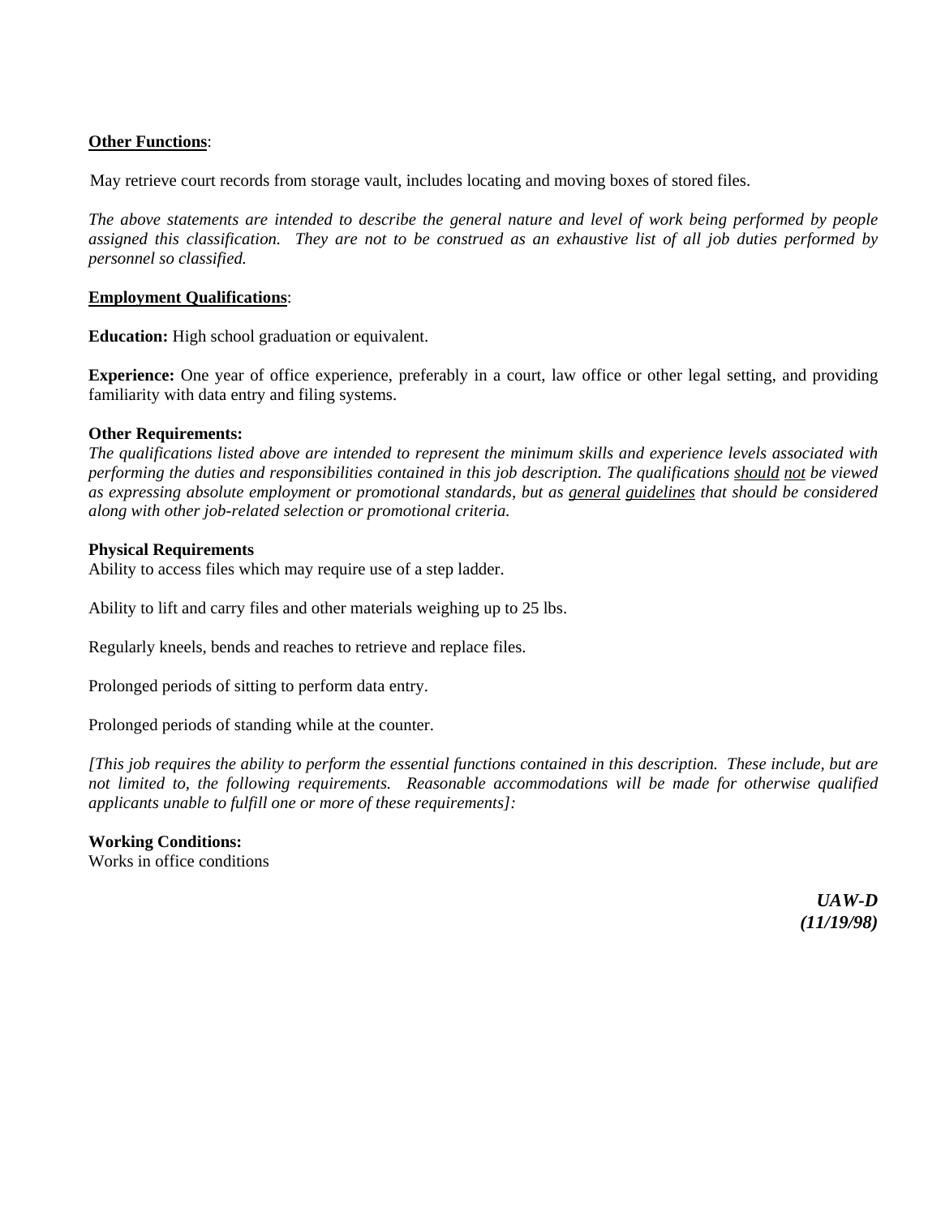**<u>Other Functions</u>**:

May retrieve court records from storage vault, includes locating and moving boxes of stored files.

*The above statements are intended to describe the general nature and level of work being performed by people assigned this classification. They are not to be construed as an exhaustive list of all job duties performed by personnel so classified.*

**<u>Employment Qualifications</u>**:

**Education:** High school graduation or equivalent.

**Experience:** One year of office experience, preferably in a court, law office or other legal setting, and providing familiarity with data entry and filing systems.

**Other Requirements:**
*The qualifications listed above are intended to represent the minimum skills and experience levels associated with performing the duties and responsibilities contained in this job description. The qualifications <u>should</u> <u>not</u> be viewed as expressing absolute employment or promotional standards, but as <u>general</u> <u>guidelines</u> that should be considered along with other job-related selection or promotional criteria.*

**Physical Requirements**
Ability to access files which may require use of a step ladder.

Ability to lift and carry files and other materials weighing up to 25 lbs.

Regularly kneels, bends and reaches to retrieve and replace files.

Prolonged periods of sitting to perform data entry.

Prolonged periods of standing while at the counter.

*[This job requires the ability to perform the essential functions contained in this description. These include, but are not limited to, the following requirements. Reasonable accommodations will be made for otherwise qualified applicants unable to fulfill one or more of these requirements]:*

**Working Conditions:**
Works in office conditions

***UAW-D***
***(11/19/98)***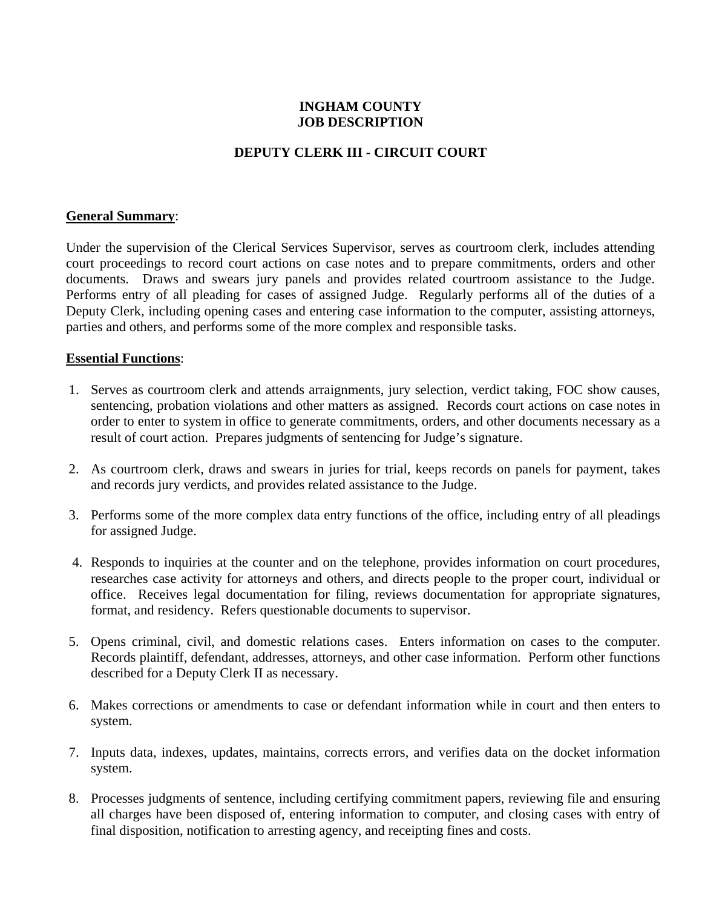# INGHAM COUNTY
# JOB DESCRIPTION

## DEPUTY CLERK III - CIRCUIT COURT

**General Summary**:

Under the supervision of the Clerical Services Supervisor, serves as courtroom clerk, includes attending court proceedings to record court actions on case notes and to prepare commitments, orders and other documents. Draws and swears jury panels and provides related courtroom assistance to the Judge. Performs entry of all pleading for cases of assigned Judge. Regularly performs all of the duties of a Deputy Clerk, including opening cases and entering case information to the computer, assisting attorneys, parties and others, and performs some of the more complex and responsible tasks.

**Essential Functions**:

1. Serves as courtroom clerk and attends arraignments, jury selection, verdict taking, FOC show causes, sentencing, probation violations and other matters as assigned. Records court actions on case notes in order to enter to system in office to generate commitments, orders, and other documents necessary as a result of court action. Prepares judgments of sentencing for Judge's signature.

2. As courtroom clerk, draws and swears in juries for trial, keeps records on panels for payment, takes and records jury verdicts, and provides related assistance to the Judge.

3. Performs some of the more complex data entry functions of the office, including entry of all pleadings for assigned Judge.

4. Responds to inquiries at the counter and on the telephone, provides information on court procedures, researches case activity for attorneys and others, and directs people to the proper court, individual or office. Receives legal documentation for filing, reviews documentation for appropriate signatures, format, and residency. Refers questionable documents to supervisor.

5. Opens criminal, civil, and domestic relations cases. Enters information on cases to the computer. Records plaintiff, defendant, addresses, attorneys, and other case information. Perform other functions described for a Deputy Clerk II as necessary.

6. Makes corrections or amendments to case or defendant information while in court and then enters to system.

7. Inputs data, indexes, updates, maintains, corrects errors, and verifies data on the docket information system.

8. Processes judgments of sentence, including certifying commitment papers, reviewing file and ensuring all charges have been disposed of, entering information to computer, and closing cases with entry of final disposition, notification to arresting agency, and receipting fines and costs.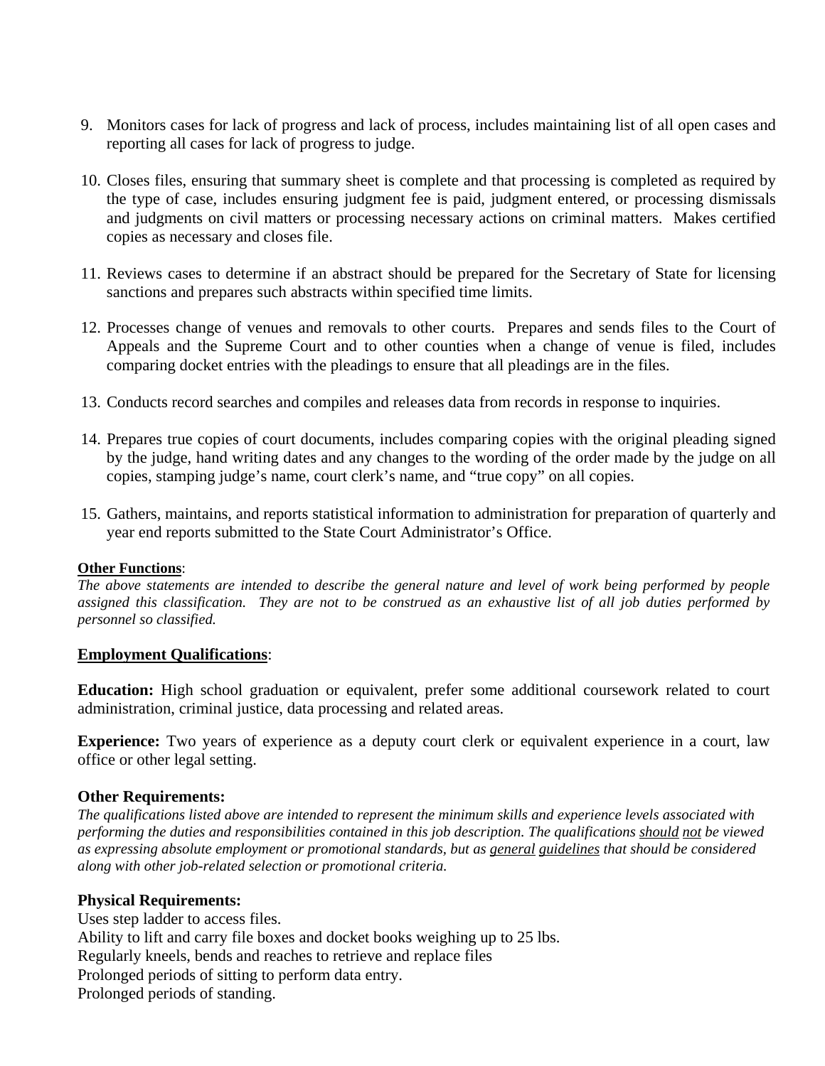9. Monitors cases for lack of progress and lack of process, includes maintaining list of all open cases and reporting all cases for lack of progress to judge.

10. Closes files, ensuring that summary sheet is complete and that processing is completed as required by the type of case, includes ensuring judgment fee is paid, judgment entered, or processing dismissals and judgments on civil matters or processing necessary actions on criminal matters. Makes certified copies as necessary and closes file.

11. Reviews cases to determine if an abstract should be prepared for the Secretary of State for licensing sanctions and prepares such abstracts within specified time limits.

12. Processes change of venues and removals to other courts. Prepares and sends files to the Court of Appeals and the Supreme Court and to other counties when a change of venue is filed, includes comparing docket entries with the pleadings to ensure that all pleadings are in the files.

13. Conducts record searches and compiles and releases data from records in response to inquiries.

14. Prepares true copies of court documents, includes comparing copies with the original pleading signed by the judge, hand writing dates and any changes to the wording of the order made by the judge on all copies, stamping judge's name, court clerk's name, and "true copy" on all copies.

15. Gathers, maintains, and reports statistical information to administration for preparation of quarterly and year end reports submitted to the State Court Administrator's Office.

**Other Functions**:
*The above statements are intended to describe the general nature and level of work being performed by people assigned this classification. They are not to be construed as an exhaustive list of all job duties performed by personnel so classified.*

**Employment Qualifications**:

**Education:** High school graduation or equivalent, prefer some additional coursework related to court administration, criminal justice, data processing and related areas.

**Experience:** Two years of experience as a deputy court clerk or equivalent experience in a court, law office or other legal setting.

**Other Requirements:**
*The qualifications listed above are intended to represent the minimum skills and experience levels associated with performing the duties and responsibilities contained in this job description. The qualifications should not be viewed as expressing absolute employment or promotional standards, but as general guidelines that should be considered along with other job-related selection or promotional criteria.*

**Physical Requirements:**
Uses step ladder to access files.
Ability to lift and carry file boxes and docket books weighing up to 25 lbs.
Regularly kneels, bends and reaches to retrieve and replace files
Prolonged periods of sitting to perform data entry.
Prolonged periods of standing.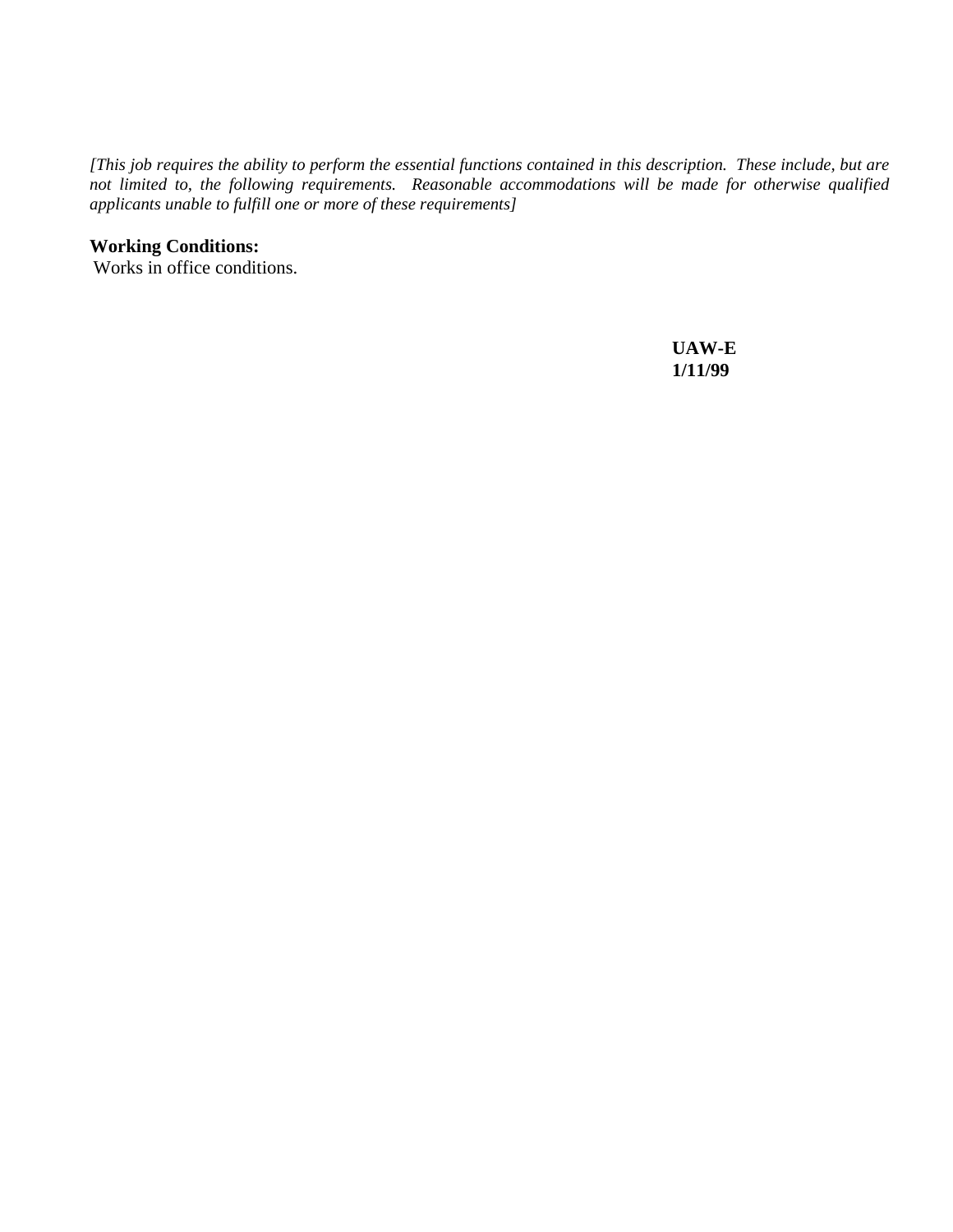*[This job requires the ability to perform the essential functions contained in this description. These include, but are not limited to, the following requirements. Reasonable accommodations will be made for otherwise qualified applicants unable to fulfill one or more of these requirements]*

**Working Conditions:**

Works in office conditions.

**UAW-E**
**1/11/99**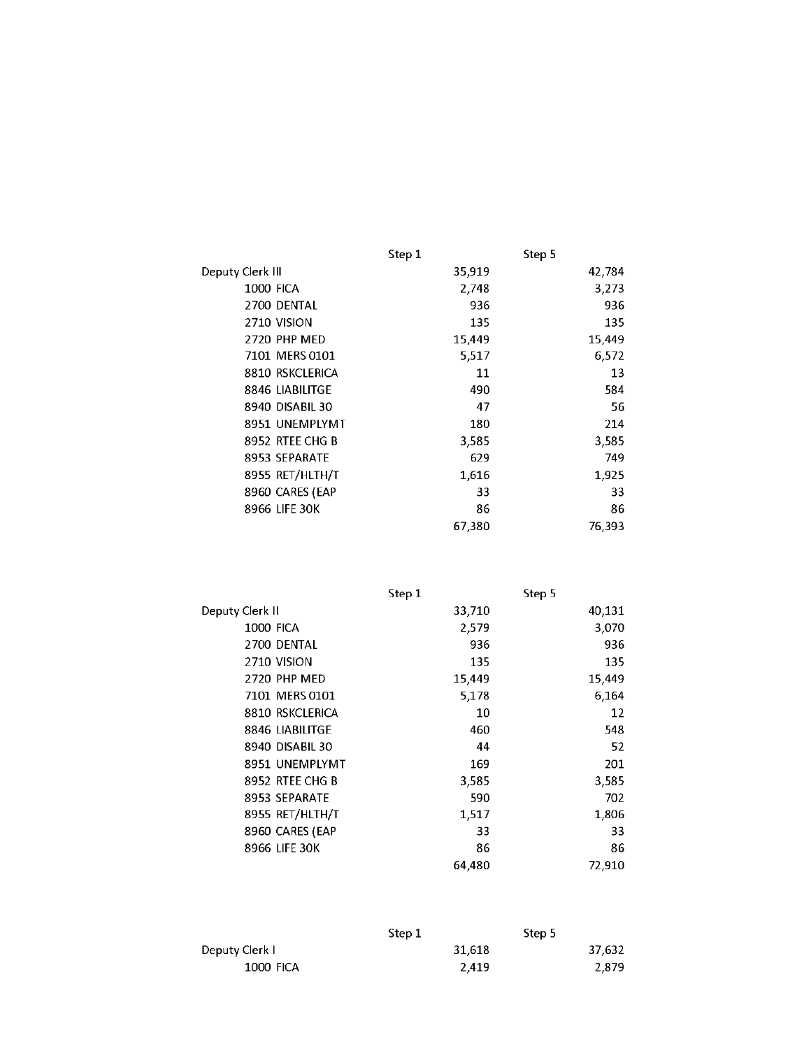| | Step 1 | Step 5 |
|---|---|---|
| Deputy Clerk III | 35,919 | 42,784 |
| 1000 FICA | 2,748 | 3,273 |
| 2700 DENTAL | 936 | 936 |
| 2710 VISION | 135 | 135 |
| 2720 PHP MED | 15,449 | 15,449 |
| 7101 MERS 0101 | 5,517 | 6,572 |
| 8810 RSKCLERICA | 11 | 13 |
| 8846 LIABILITGE | 490 | 584 |
| 8940 DISABIL 30 | 47 | 56 |
| 8951 UNEMPLYMT | 180 | 214 |
| 8952 RTEE CHG B | 3,585 | 3,585 |
| 8953 SEPARATE | 629 | 749 |
| 8955 RET/HLTH/T | 1,616 | 1,925 |
| 8960 CARES (EAP | 33 | 33 |
| 8966 LIFE 30K | 86 | 86 |
| | 67,380 | 76,393 |

| | Step 1 | Step 5 |
|---|---|---|
| Deputy Clerk II | 33,710 | 40,131 |
| 1000 FICA | 2,579 | 3,070 |
| 2700 DENTAL | 936 | 936 |
| 2710 VISION | 135 | 135 |
| 2720 PHP MED | 15,449 | 15,449 |
| 7101 MERS 0101 | 5,178 | 6,164 |
| 8810 RSKCLERICA | 10 | 12 |
| 8846 LIABILITGE | 460 | 548 |
| 8940 DISABIL 30 | 44 | 52 |
| 8951 UNEMPLYMT | 169 | 201 |
| 8952 RTEE CHG B | 3,585 | 3,585 |
| 8953 SEPARATE | 590 | 702 |
| 8955 RET/HLTH/T | 1,517 | 1,806 |
| 8960 CARES (EAP | 33 | 33 |
| 8966 LIFE 30K | 86 | 86 |
| | 64,480 | 72,910 |

| | Step 1 | Step 5 |
|---|---|---|
| Deputy Clerk I | 31,618 | 37,632 |
| 1000 FICA | 2,419 | 2,879 |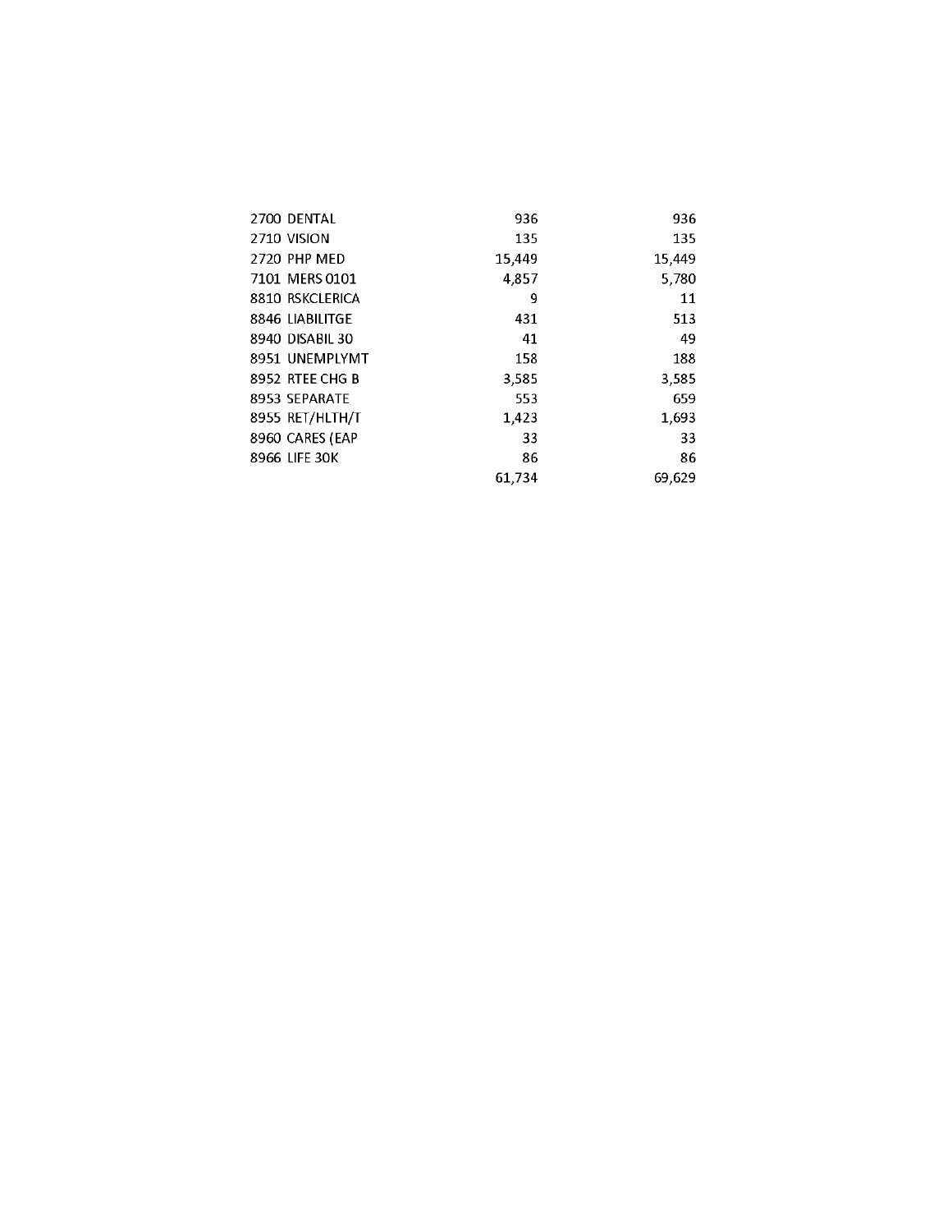| | | | |
|---|---|---|---|
| 2700 | DENTAL | 936 | 936 |
| 2710 | VISION | 135 | 135 |
| 2720 | PHP MED | 15,449 | 15,449 |
| 7101 | MERS 0101 | 4,857 | 5,780 |
| 8810 | RSKCLERICA | 9 | 11 |
| 8846 | LIABILITGE | 431 | 513 |
| 8940 | DISABIL 30 | 41 | 49 |
| 8951 | UNEMPLYMT | 158 | 188 |
| 8952 | RTEE CHG B | 3,585 | 3,585 |
| 8953 | SEPARATE | 553 | 659 |
| 8955 | RET/HLTH/T | 1,423 | 1,693 |
| 8960 | CARES (EAP | 33 | 33 |
| 8966 | LIFE 30K | 86 | 86 |
| | | 61,734 | 69,629 |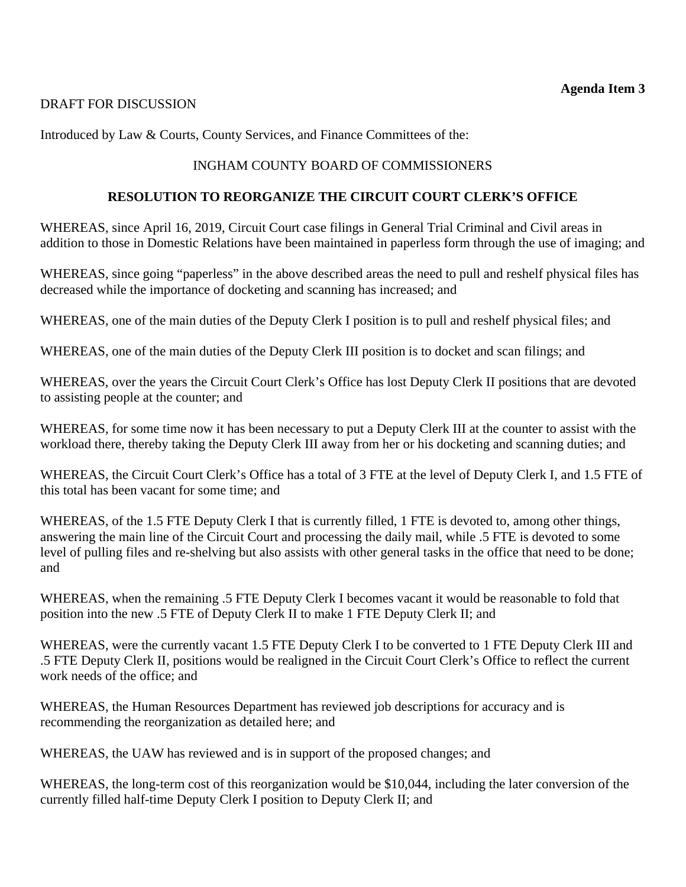**Agenda Item 3**

DRAFT FOR DISCUSSION

Introduced by Law & Courts, County Services, and Finance Committees of the:

INGHAM COUNTY BOARD OF COMMISSIONERS

**RESOLUTION TO REORGANIZE THE CIRCUIT COURT CLERK'S OFFICE**

WHEREAS, since April 16, 2019, Circuit Court case filings in General Trial Criminal and Civil areas in addition to those in Domestic Relations have been maintained in paperless form through the use of imaging; and

WHEREAS, since going "paperless" in the above described areas the need to pull and reshelf physical files has decreased while the importance of docketing and scanning has increased; and

WHEREAS, one of the main duties of the Deputy Clerk I position is to pull and reshelf physical files; and

WHEREAS, one of the main duties of the Deputy Clerk III position is to docket and scan filings; and

WHEREAS, over the years the Circuit Court Clerk's Office has lost Deputy Clerk II positions that are devoted to assisting people at the counter; and

WHEREAS, for some time now it has been necessary to put a Deputy Clerk III at the counter to assist with the workload there, thereby taking the Deputy Clerk III away from her or his docketing and scanning duties; and

WHEREAS, the Circuit Court Clerk's Office has a total of 3 FTE at the level of Deputy Clerk I, and 1.5 FTE of this total has been vacant for some time; and

WHEREAS, of the 1.5 FTE Deputy Clerk I that is currently filled, 1 FTE is devoted to, among other things, answering the main line of the Circuit Court and processing the daily mail, while .5 FTE is devoted to some level of pulling files and re-shelving but also assists with other general tasks in the office that need to be done; and

WHEREAS, when the remaining .5 FTE Deputy Clerk I becomes vacant it would be reasonable to fold that position into the new .5 FTE of Deputy Clerk II to make 1 FTE Deputy Clerk II; and

WHEREAS, were the currently vacant 1.5 FTE Deputy Clerk I to be converted to 1 FTE Deputy Clerk III and .5 FTE Deputy Clerk II, positions would be realigned in the Circuit Court Clerk's Office to reflect the current work needs of the office; and

WHEREAS, the Human Resources Department has reviewed job descriptions for accuracy and is recommending the reorganization as detailed here; and

WHEREAS, the UAW has reviewed and is in support of the proposed changes; and

WHEREAS, the long-term cost of this reorganization would be $10,044, including the later conversion of the currently filled half-time Deputy Clerk I position to Deputy Clerk II; and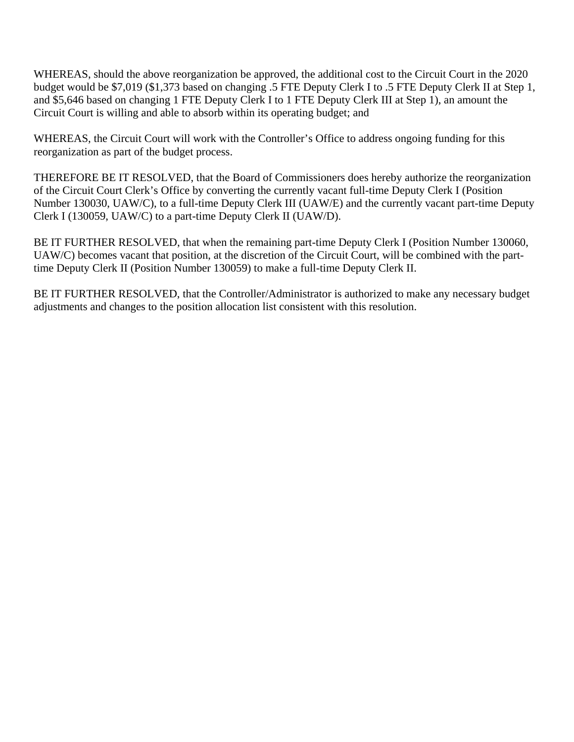WHEREAS, should the above reorganization be approved, the additional cost to the Circuit Court in the 2020 budget would be $7,019 ($1,373 based on changing .5 FTE Deputy Clerk I to .5 FTE Deputy Clerk II at Step 1, and $5,646 based on changing 1 FTE Deputy Clerk I to 1 FTE Deputy Clerk III at Step 1), an amount the Circuit Court is willing and able to absorb within its operating budget; and

WHEREAS, the Circuit Court will work with the Controller's Office to address ongoing funding for this reorganization as part of the budget process.

THEREFORE BE IT RESOLVED, that the Board of Commissioners does hereby authorize the reorganization of the Circuit Court Clerk's Office by converting the currently vacant full-time Deputy Clerk I (Position Number 130030, UAW/C), to a full-time Deputy Clerk III (UAW/E) and the currently vacant part-time Deputy Clerk I (130059, UAW/C) to a part-time Deputy Clerk II (UAW/D).

BE IT FURTHER RESOLVED, that when the remaining part-time Deputy Clerk I (Position Number 130060, UAW/C) becomes vacant that position, at the discretion of the Circuit Court, will be combined with the part-time Deputy Clerk II (Position Number 130059) to make a full-time Deputy Clerk II.

BE IT FURTHER RESOLVED, that the Controller/Administrator is authorized to make any necessary budget adjustments and changes to the position allocation list consistent with this resolution.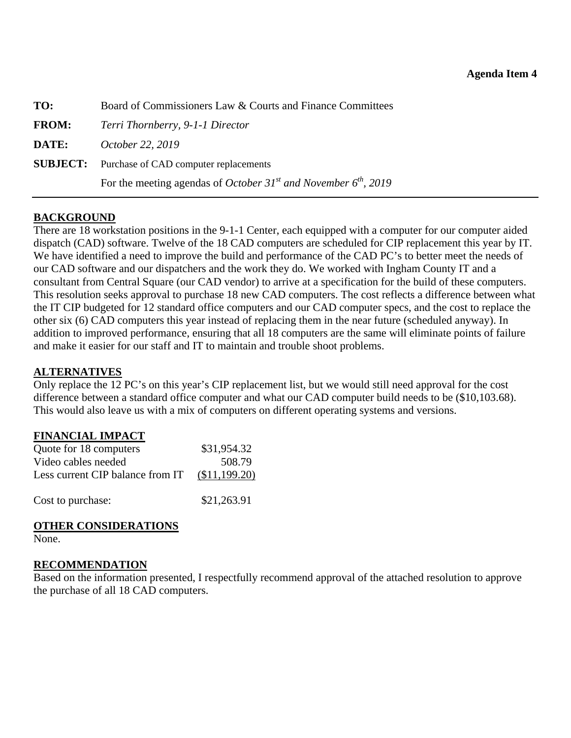**Agenda Item 4**

| | |
|---|---|
| **TO:** | Board of Commissioners Law & Courts and Finance Committees |
| **FROM:** | *Terri Thornberry, 9-1-1 Director* |
| **DATE:** | *October 22, 2019* |
| **SUBJECT:** | Purchase of CAD computer replacements |
| | For the meeting agendas of *October 31st and November 6th, 2019* |

## BACKGROUND

There are 18 workstation positions in the 9-1-1 Center, each equipped with a computer for our computer aided dispatch (CAD) software. Twelve of the 18 CAD computers are scheduled for CIP replacement this year by IT. We have identified a need to improve the build and performance of the CAD PC's to better meet the needs of our CAD software and our dispatchers and the work they do. We worked with Ingham County IT and a consultant from Central Square (our CAD vendor) to arrive at a specification for the build of these computers. This resolution seeks approval to purchase 18 new CAD computers. The cost reflects a difference between what the IT CIP budgeted for 12 standard office computers and our CAD computer specs, and the cost to replace the other six (6) CAD computers this year instead of replacing them in the near future (scheduled anyway). In addition to improved performance, ensuring that all 18 computers are the same will eliminate points of failure and make it easier for our staff and IT to maintain and trouble shoot problems.

## ALTERNATIVES

Only replace the 12 PC's on this year's CIP replacement list, but we would still need approval for the cost difference between a standard office computer and what our CAD computer build needs to be ($10,103.68). This would also leave us with a mix of computers on different operating systems and versions.

## FINANCIAL IMPACT

| | |
|---|---|
| Quote for 18 computers | $31,954.32 |
| Video cables needed | 508.79 |
| Less current CIP balance from IT | ($11,199.20) |
| Cost to purchase: | $21,263.91 |

## OTHER CONSIDERATIONS

None.

## RECOMMENDATION

Based on the information presented, I respectfully recommend approval of the attached resolution to approve the purchase of all 18 CAD computers.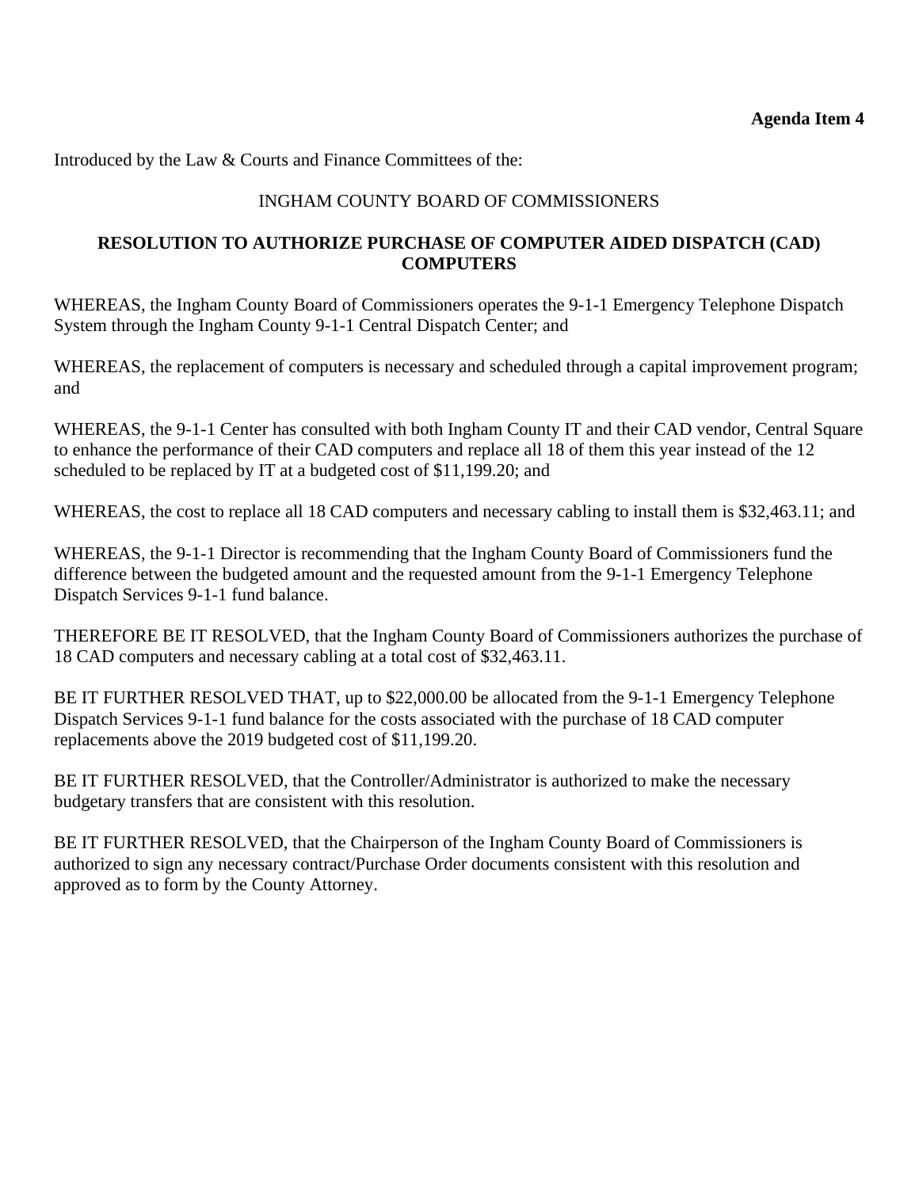**Agenda Item 4**

Introduced by the Law & Courts and Finance Committees of the:

INGHAM COUNTY BOARD OF COMMISSIONERS

**RESOLUTION TO AUTHORIZE PURCHASE OF COMPUTER AIDED DISPATCH (CAD) COMPUTERS**

WHEREAS, the Ingham County Board of Commissioners operates the 9-1-1 Emergency Telephone Dispatch System through the Ingham County 9-1-1 Central Dispatch Center; and

WHEREAS, the replacement of computers is necessary and scheduled through a capital improvement program; and

WHEREAS, the 9-1-1 Center has consulted with both Ingham County IT and their CAD vendor, Central Square to enhance the performance of their CAD computers and replace all 18 of them this year instead of the 12 scheduled to be replaced by IT at a budgeted cost of $11,199.20; and

WHEREAS, the cost to replace all 18 CAD computers and necessary cabling to install them is $32,463.11; and

WHEREAS, the 9-1-1 Director is recommending that the Ingham County Board of Commissioners fund the difference between the budgeted amount and the requested amount from the 9-1-1 Emergency Telephone Dispatch Services 9-1-1 fund balance.

THEREFORE BE IT RESOLVED, that the Ingham County Board of Commissioners authorizes the purchase of 18 CAD computers and necessary cabling at a total cost of $32,463.11.

BE IT FURTHER RESOLVED THAT, up to $22,000.00 be allocated from the 9-1-1 Emergency Telephone Dispatch Services 9-1-1 fund balance for the costs associated with the purchase of 18 CAD computer replacements above the 2019 budgeted cost of $11,199.20.

BE IT FURTHER RESOLVED, that the Controller/Administrator is authorized to make the necessary budgetary transfers that are consistent with this resolution.

BE IT FURTHER RESOLVED, that the Chairperson of the Ingham County Board of Commissioners is authorized to sign any necessary contract/Purchase Order documents consistent with this resolution and approved as to form by the County Attorney.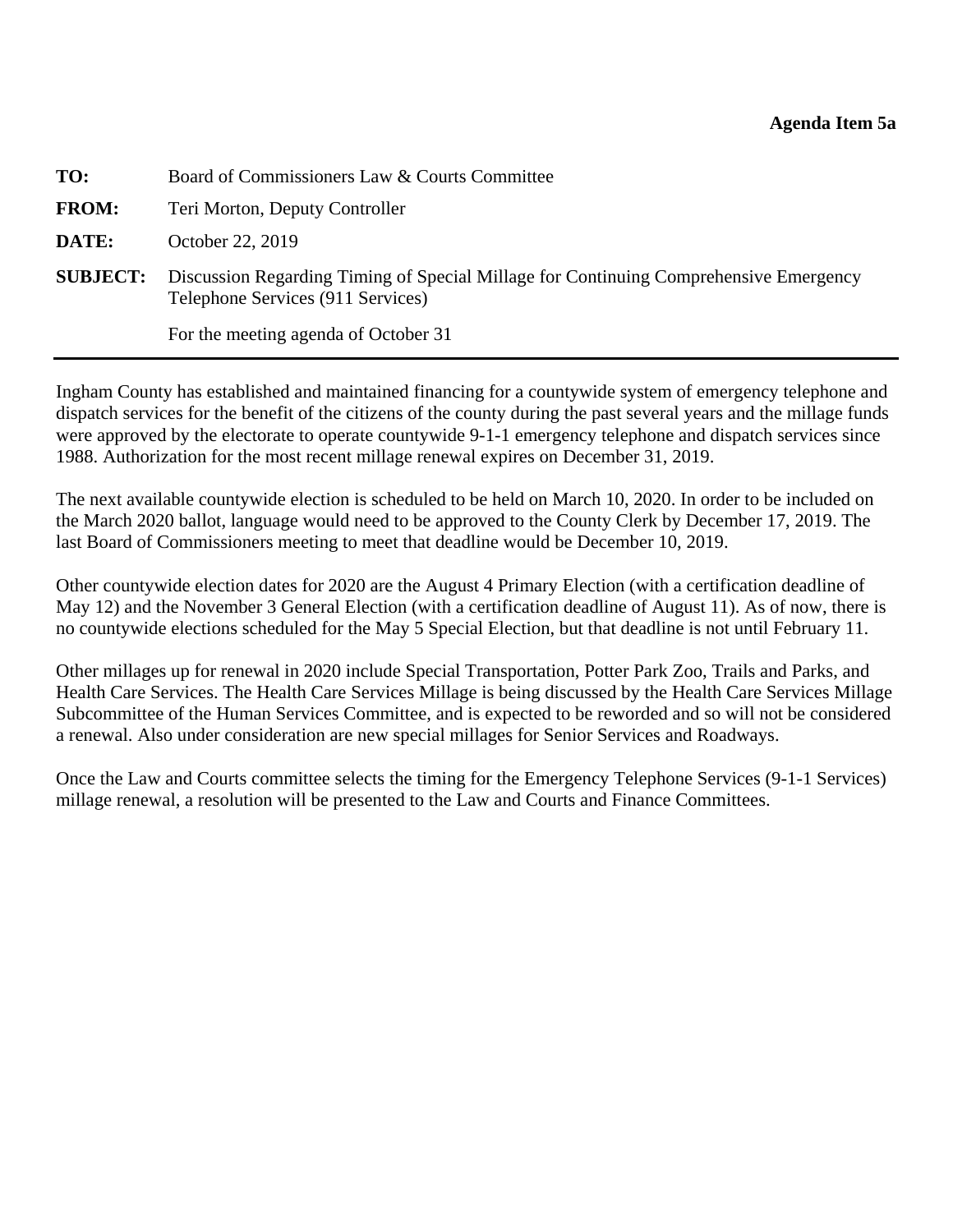**Agenda Item 5a**

| | |
|---|---|
| **TO:** | Board of Commissioners Law & Courts Committee |
| **FROM:** | Teri Morton, Deputy Controller |
| **DATE:** | October 22, 2019 |
| **SUBJECT:** | Discussion Regarding Timing of Special Millage for Continuing Comprehensive Emergency Telephone Services (911 Services) |
| | For the meeting agenda of October 31 |

---

Ingham County has established and maintained financing for a countywide system of emergency telephone and dispatch services for the benefit of the citizens of the county during the past several years and the millage funds were approved by the electorate to operate countywide 9-1-1 emergency telephone and dispatch services since 1988. Authorization for the most recent millage renewal expires on December 31, 2019.

The next available countywide election is scheduled to be held on March 10, 2020. In order to be included on the March 2020 ballot, language would need to be approved to the County Clerk by December 17, 2019. The last Board of Commissioners meeting to meet that deadline would be December 10, 2019.

Other countywide election dates for 2020 are the August 4 Primary Election (with a certification deadline of May 12) and the November 3 General Election (with a certification deadline of August 11). As of now, there is no countywide elections scheduled for the May 5 Special Election, but that deadline is not until February 11.

Other millages up for renewal in 2020 include Special Transportation, Potter Park Zoo, Trails and Parks, and Health Care Services. The Health Care Services Millage is being discussed by the Health Care Services Millage Subcommittee of the Human Services Committee, and is expected to be reworded and so will not be considered a renewal. Also under consideration are new special millages for Senior Services and Roadways.

Once the Law and Courts committee selects the timing for the Emergency Telephone Services (9-1-1 Services) millage renewal, a resolution will be presented to the Law and Courts and Finance Committees.